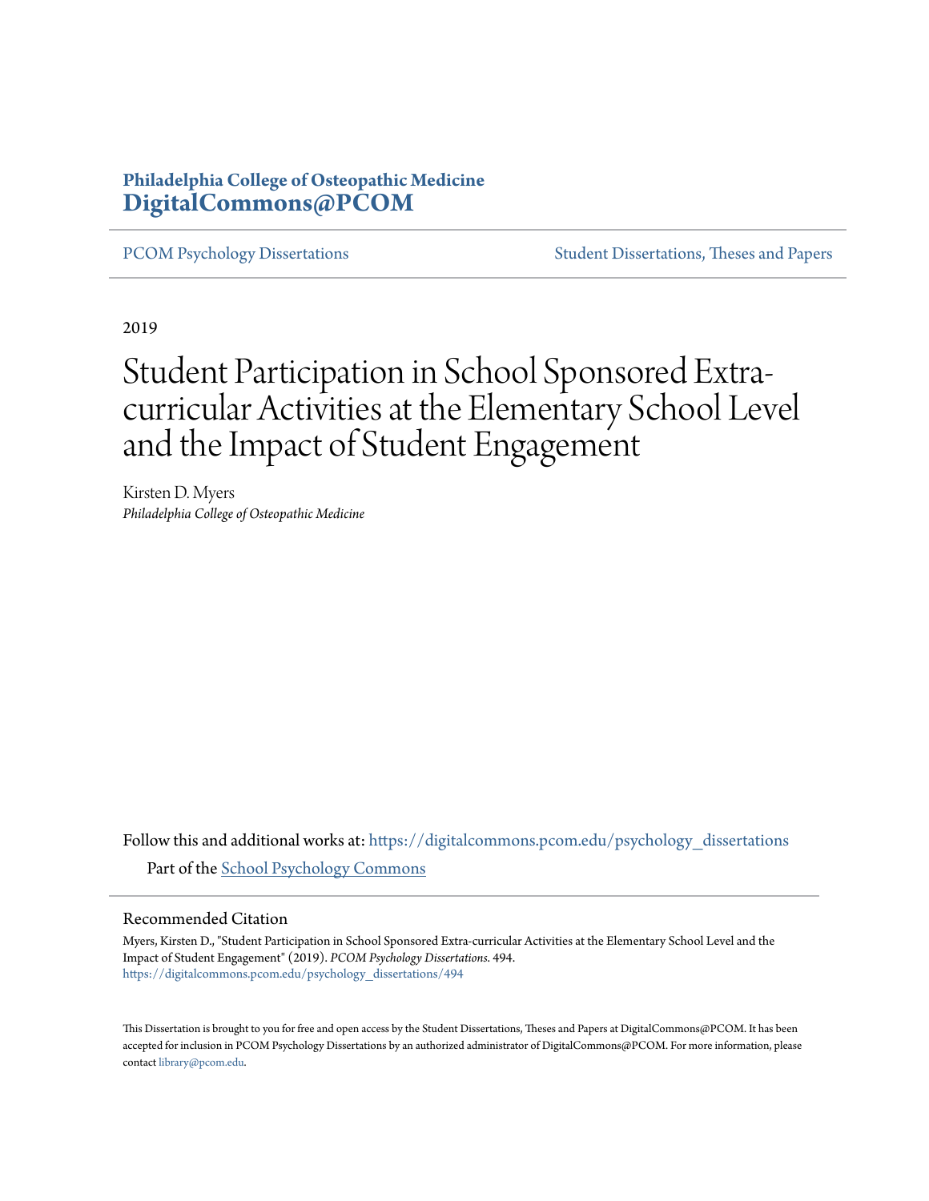**Philadelphia College of Osteopathic Medicine**
**DigitalCommons@PCOM**

PCOM Psychology Dissertations | Student Dissertations, Theses and Papers

2019

# Student Participation in School Sponsored Extra-curricular Activities at the Elementary School Level and the Impact of Student Engagement

Kirsten D. Myers
*Philadelphia College of Osteopathic Medicine*

Follow this and additional works at: https://digitalcommons.pcom.edu/psychology_dissertations

Part of the School Psychology Commons

## Recommended Citation

Myers, Kirsten D., "Student Participation in School Sponsored Extra-curricular Activities at the Elementary School Level and the Impact of Student Engagement" (2019). *PCOM Psychology Dissertations*. 494.
https://digitalcommons.pcom.edu/psychology_dissertations/494

This Dissertation is brought to you for free and open access by the Student Dissertations, Theses and Papers at DigitalCommons@PCOM. It has been accepted for inclusion in PCOM Psychology Dissertations by an authorized administrator of DigitalCommons@PCOM. For more information, please contact library@pcom.edu.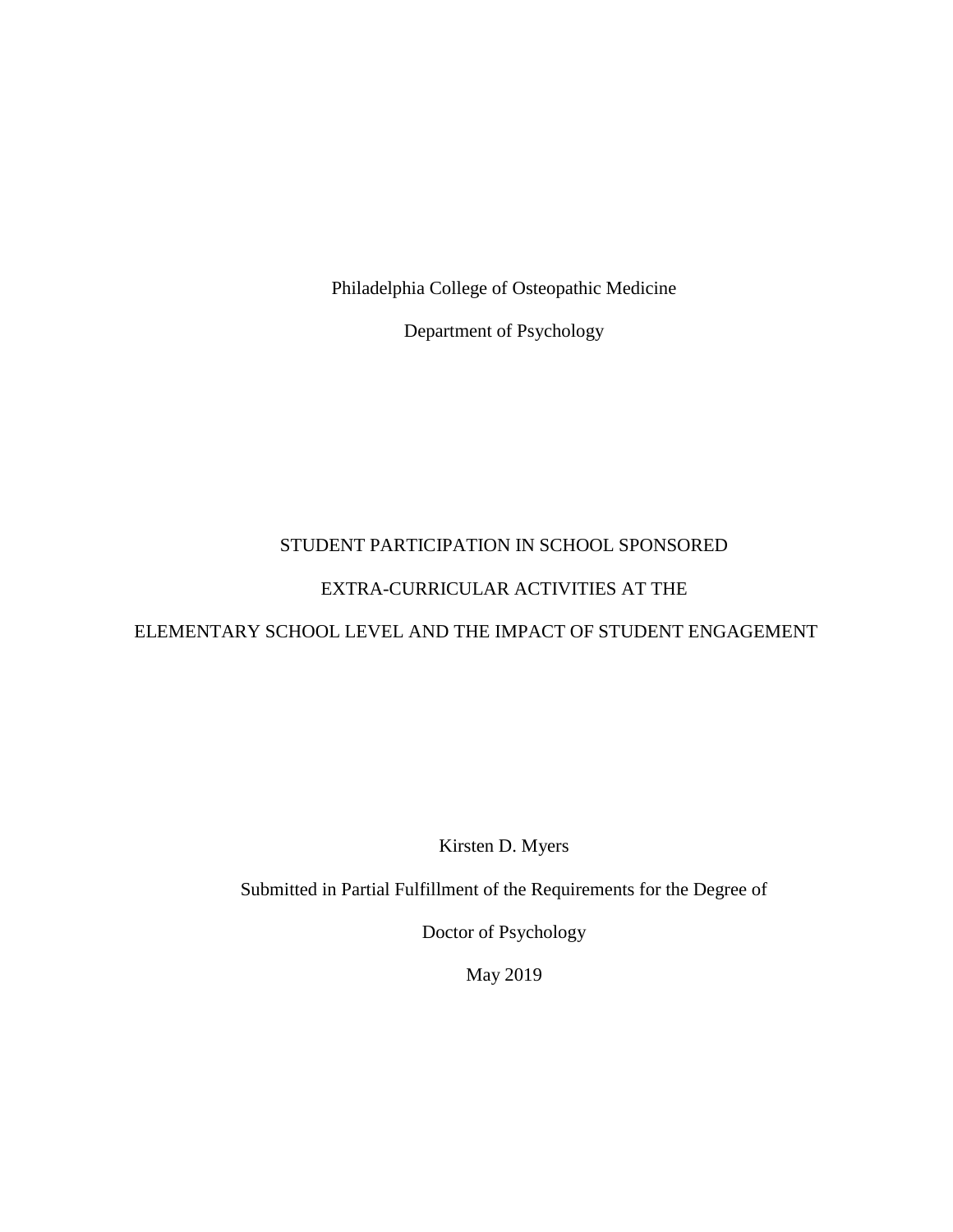Philadelphia College of Osteopathic Medicine

Department of Psychology

# STUDENT PARTICIPATION IN SCHOOL SPONSORED EXTRA-CURRICULAR ACTIVITIES AT THE ELEMENTARY SCHOOL LEVEL AND THE IMPACT OF STUDENT ENGAGEMENT

Kirsten D. Myers

Submitted in Partial Fulfillment of the Requirements for the Degree of

Doctor of Psychology

May 2019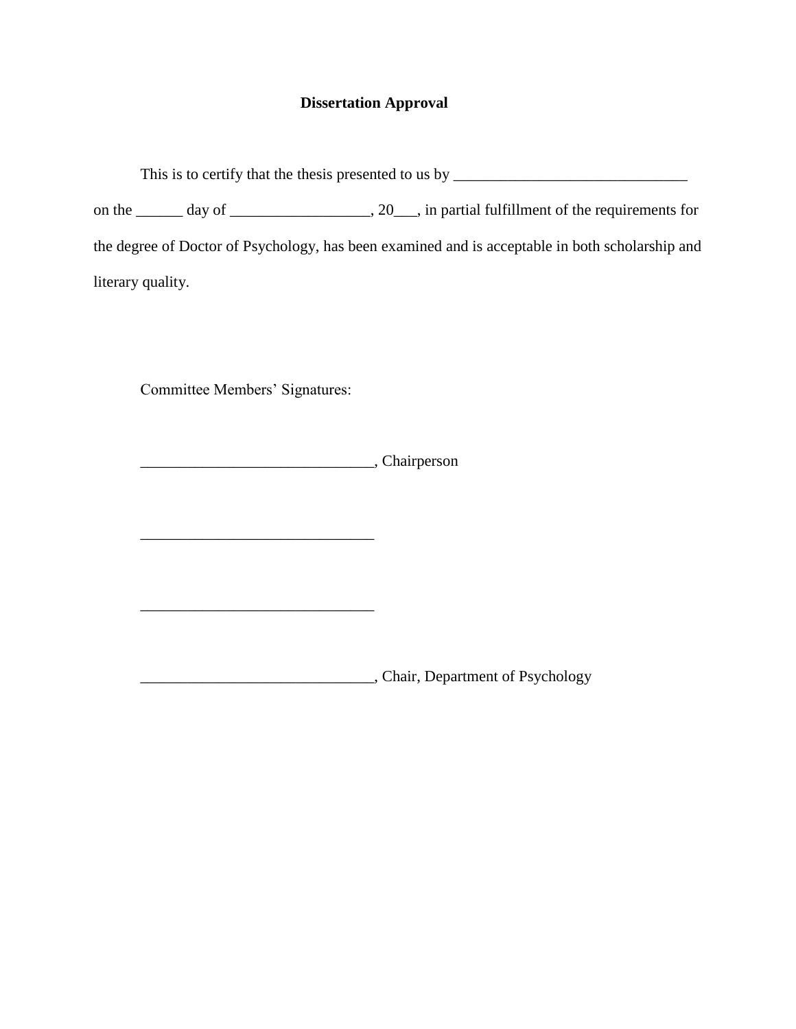**Dissertation Approval**

This is to certify that the thesis presented to us by ______________________________ on the ______ day of __________________, 20___, in partial fulfillment of the requirements for the degree of Doctor of Psychology, has been examined and is acceptable in both scholarship and literary quality.

Committee Members' Signatures:

______________________________, Chairperson

______________________________

______________________________

______________________________, Chair, Department of Psychology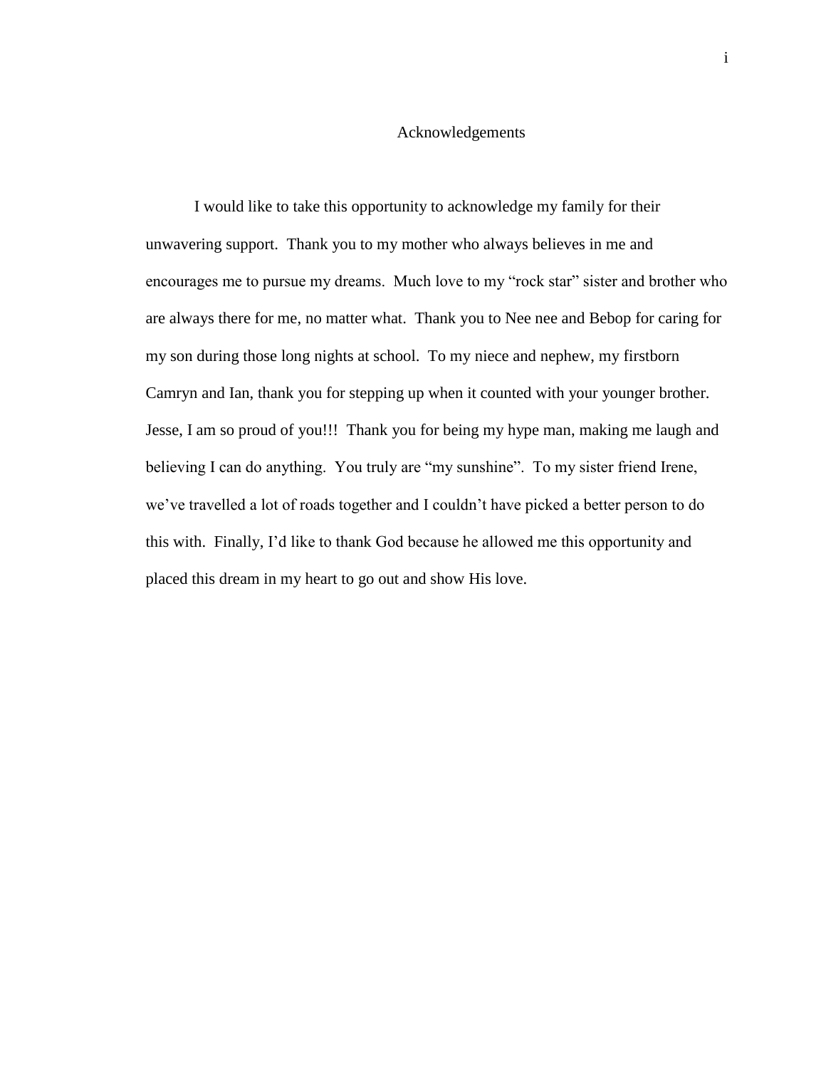# Acknowledgements

I would like to take this opportunity to acknowledge my family for their unwavering support. Thank you to my mother who always believes in me and encourages me to pursue my dreams. Much love to my “rock star” sister and brother who are always there for me, no matter what. Thank you to Nee nee and Bebop for caring for my son during those long nights at school. To my niece and nephew, my firstborn Camryn and Ian, thank you for stepping up when it counted with your younger brother. Jesse, I am so proud of you!!! Thank you for being my hype man, making me laugh and believing I can do anything. You truly are “my sunshine”. To my sister friend Irene, we’ve travelled a lot of roads together and I couldn’t have picked a better person to do this with. Finally, I’d like to thank God because he allowed me this opportunity and placed this dream in my heart to go out and show His love.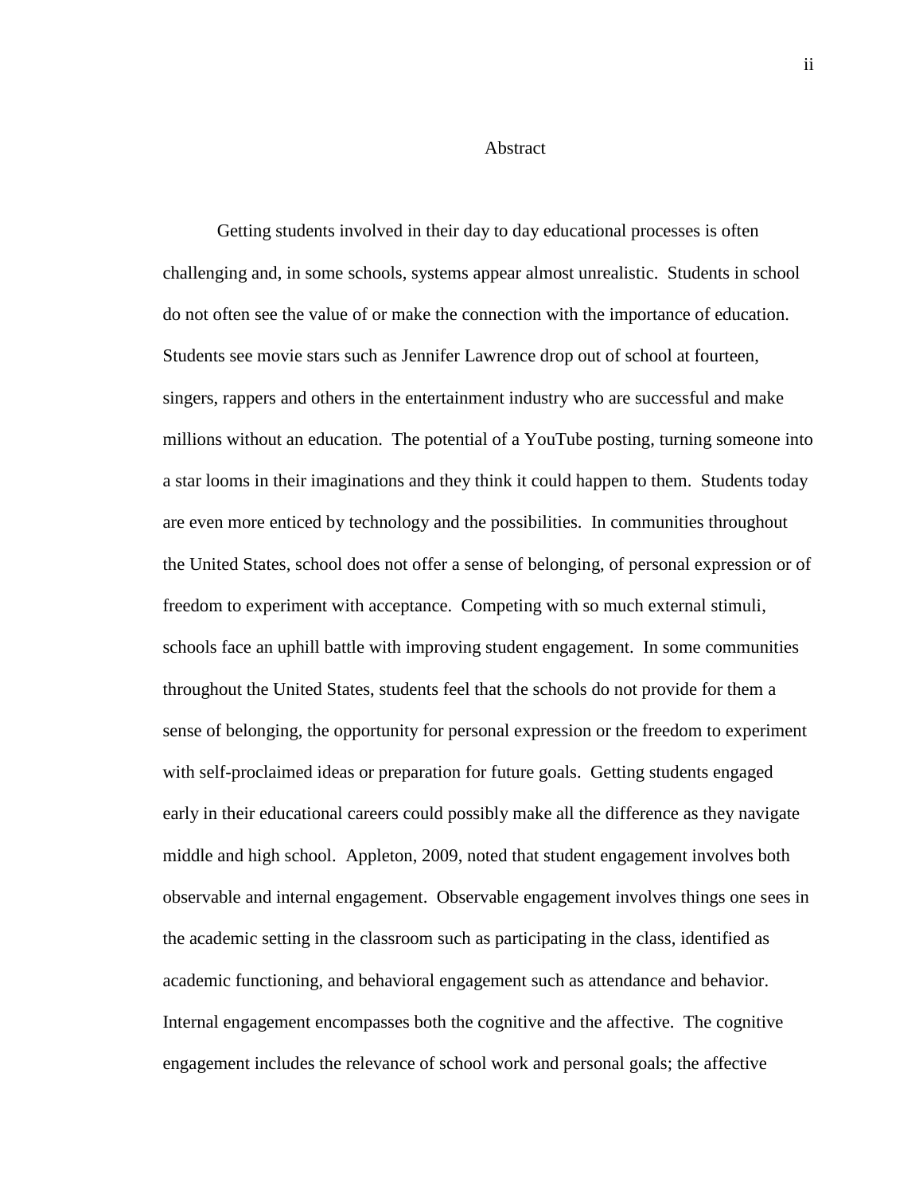# Abstract

Getting students involved in their day to day educational processes is often challenging and, in some schools, systems appear almost unrealistic. Students in school do not often see the value of or make the connection with the importance of education. Students see movie stars such as Jennifer Lawrence drop out of school at fourteen, singers, rappers and others in the entertainment industry who are successful and make millions without an education. The potential of a YouTube posting, turning someone into a star looms in their imaginations and they think it could happen to them. Students today are even more enticed by technology and the possibilities. In communities throughout the United States, school does not offer a sense of belonging, of personal expression or of freedom to experiment with acceptance. Competing with so much external stimuli, schools face an uphill battle with improving student engagement. In some communities throughout the United States, students feel that the schools do not provide for them a sense of belonging, the opportunity for personal expression or the freedom to experiment with self-proclaimed ideas or preparation for future goals. Getting students engaged early in their educational careers could possibly make all the difference as they navigate middle and high school. Appleton, 2009, noted that student engagement involves both observable and internal engagement. Observable engagement involves things one sees in the academic setting in the classroom such as participating in the class, identified as academic functioning, and behavioral engagement such as attendance and behavior. Internal engagement encompasses both the cognitive and the affective. The cognitive engagement includes the relevance of school work and personal goals; the affective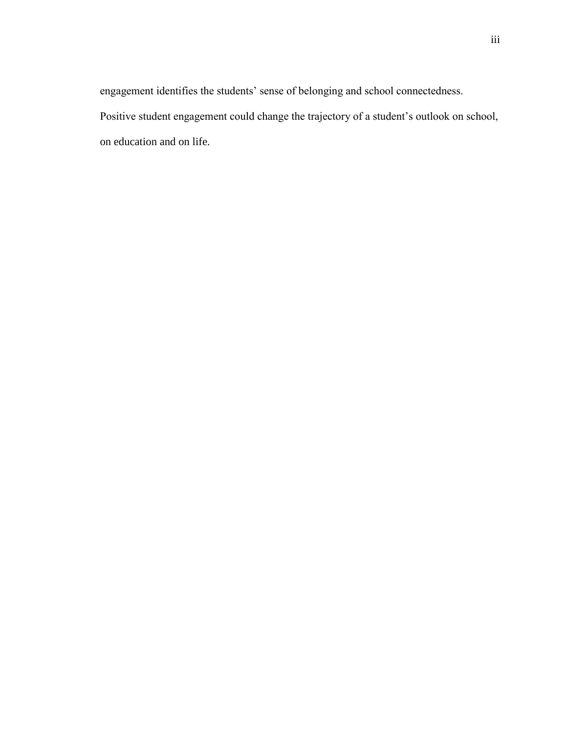engagement identifies the students' sense of belonging and school connectedness. Positive student engagement could change the trajectory of a student's outlook on school, on education and on life.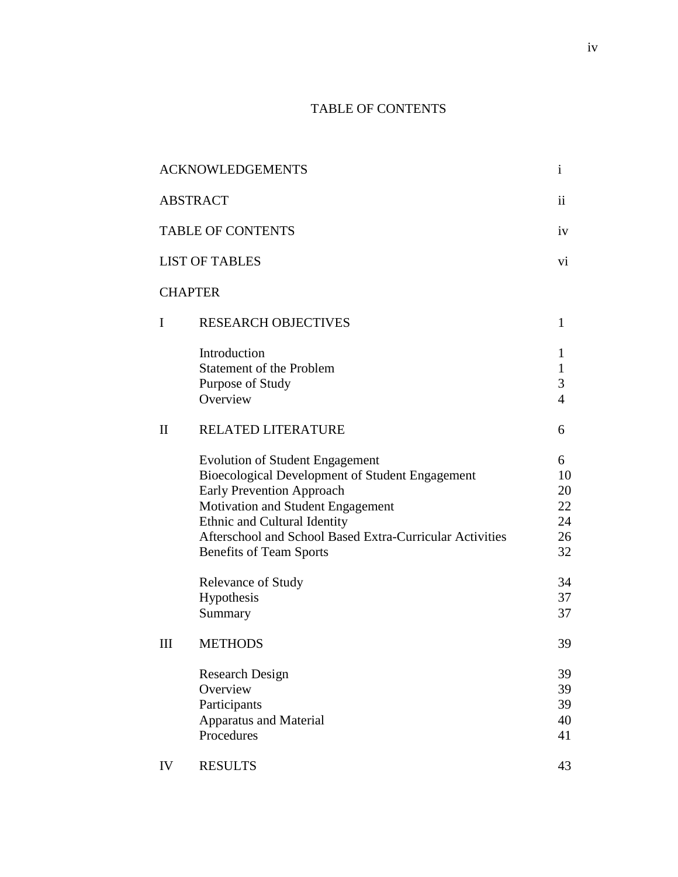# TABLE OF CONTENTS

| | | |
|---|---|---|
| ACKNOWLEDGEMENTS | | i |
| ABSTRACT | | ii |
| TABLE OF CONTENTS | | iv |
| LIST OF TABLES | | vi |
| CHAPTER | | |
| I | RESEARCH OBJECTIVES | 1 |
| | Introduction | 1 |
| | Statement of the Problem | 1 |
| | Purpose of Study | 3 |
| | Overview | 4 |
| II | RELATED LITERATURE | 6 |
| | Evolution of Student Engagement | 6 |
| | Bioecological Development of Student Engagement | 10 |
| | Early Prevention Approach | 20 |
| | Motivation and Student Engagement | 22 |
| | Ethnic and Cultural Identity | 24 |
| | Afterschool and School Based Extra-Curricular Activities | 26 |
| | Benefits of Team Sports | 32 |
| | Relevance of Study | 34 |
| | Hypothesis | 37 |
| | Summary | 37 |
| III | METHODS | 39 |
| | Research Design | 39 |
| | Overview | 39 |
| | Participants | 39 |
| | Apparatus and Material | 40 |
| | Procedures | 41 |
| IV | RESULTS | 43 |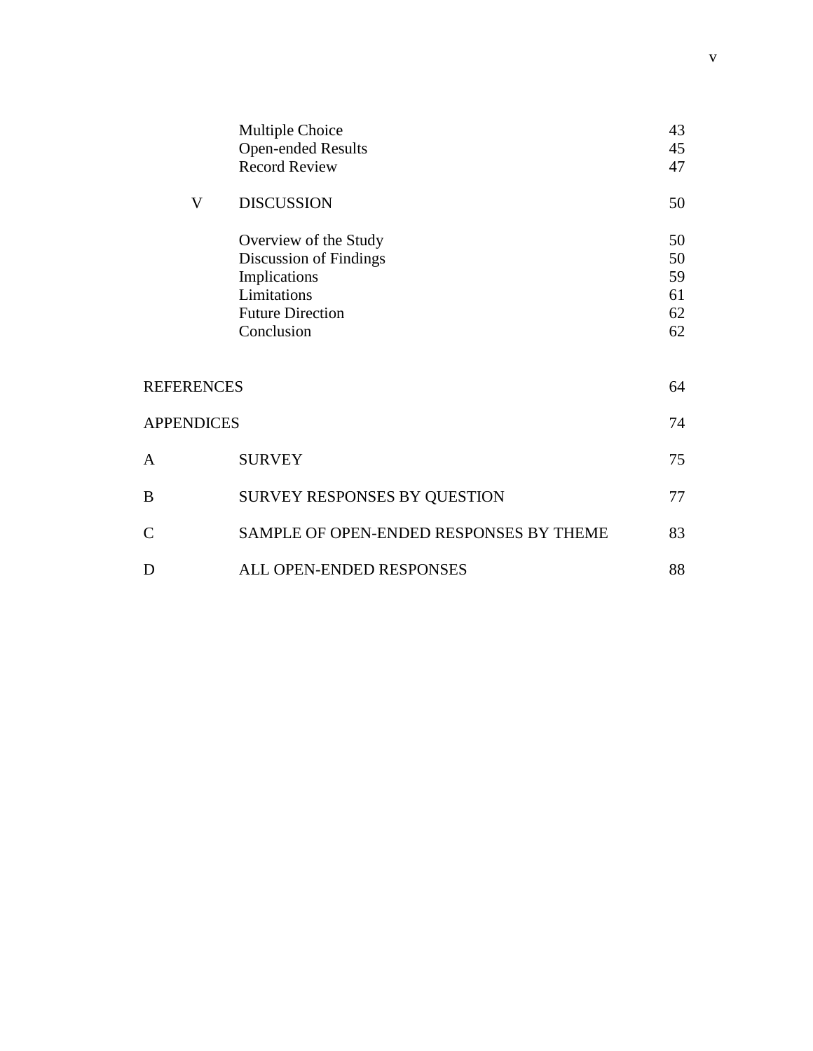| | | |
|---|---|---|
| | Multiple Choice | 43 |
| | Open-ended Results | 45 |
| | Record Review | 47 |
| V | DISCUSSION | 50 |
| | Overview of the Study | 50 |
| | Discussion of Findings | 50 |
| | Implications | 59 |
| | Limitations | 61 |
| | Future Direction | 62 |
| | Conclusion | 62 |
| REFERENCES | | 64 |
| APPENDICES | | 74 |
| A | SURVEY | 75 |
| B | SURVEY RESPONSES BY QUESTION | 77 |
| C | SAMPLE OF OPEN-ENDED RESPONSES BY THEME | 83 |
| D | ALL OPEN-ENDED RESPONSES | 88 |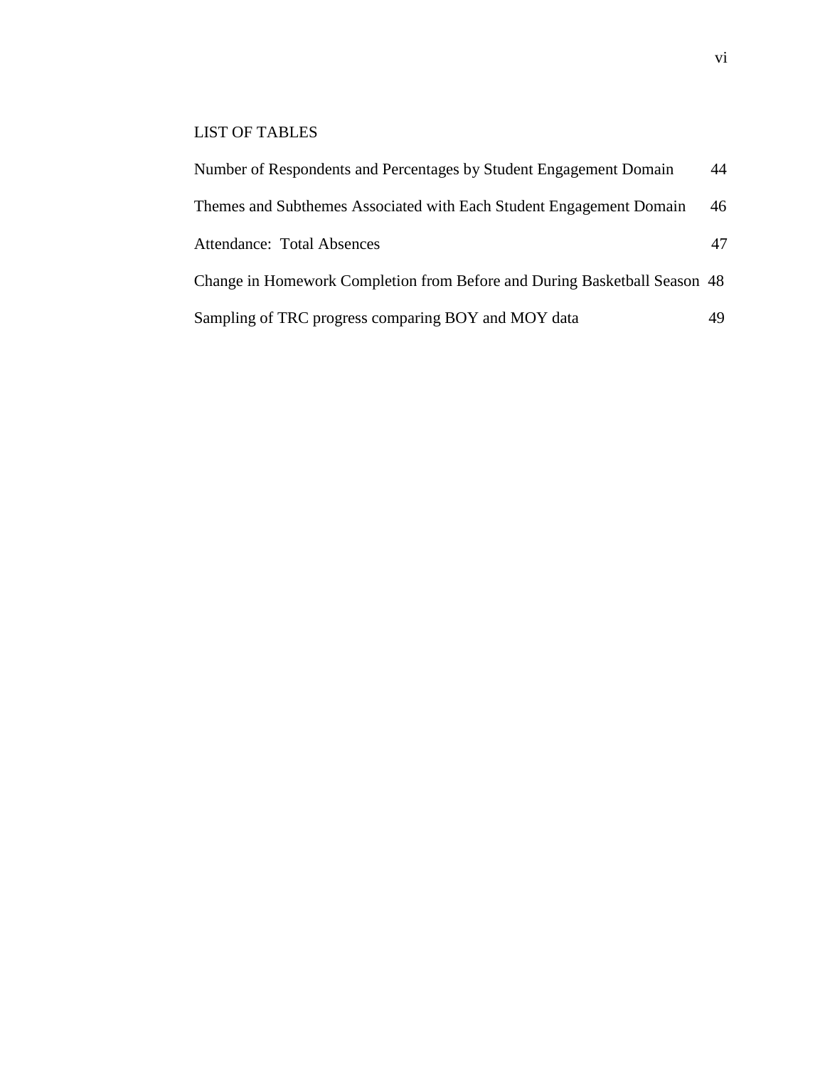# LIST OF TABLES

| | |
|---|---|
| Number of Respondents and Percentages by Student Engagement Domain | 44 |
| Themes and Subthemes Associated with Each Student Engagement Domain | 46 |
| Attendance: Total Absences | 47 |
| Change in Homework Completion from Before and During Basketball Season | 48 |
| Sampling of TRC progress comparing BOY and MOY data | 49 |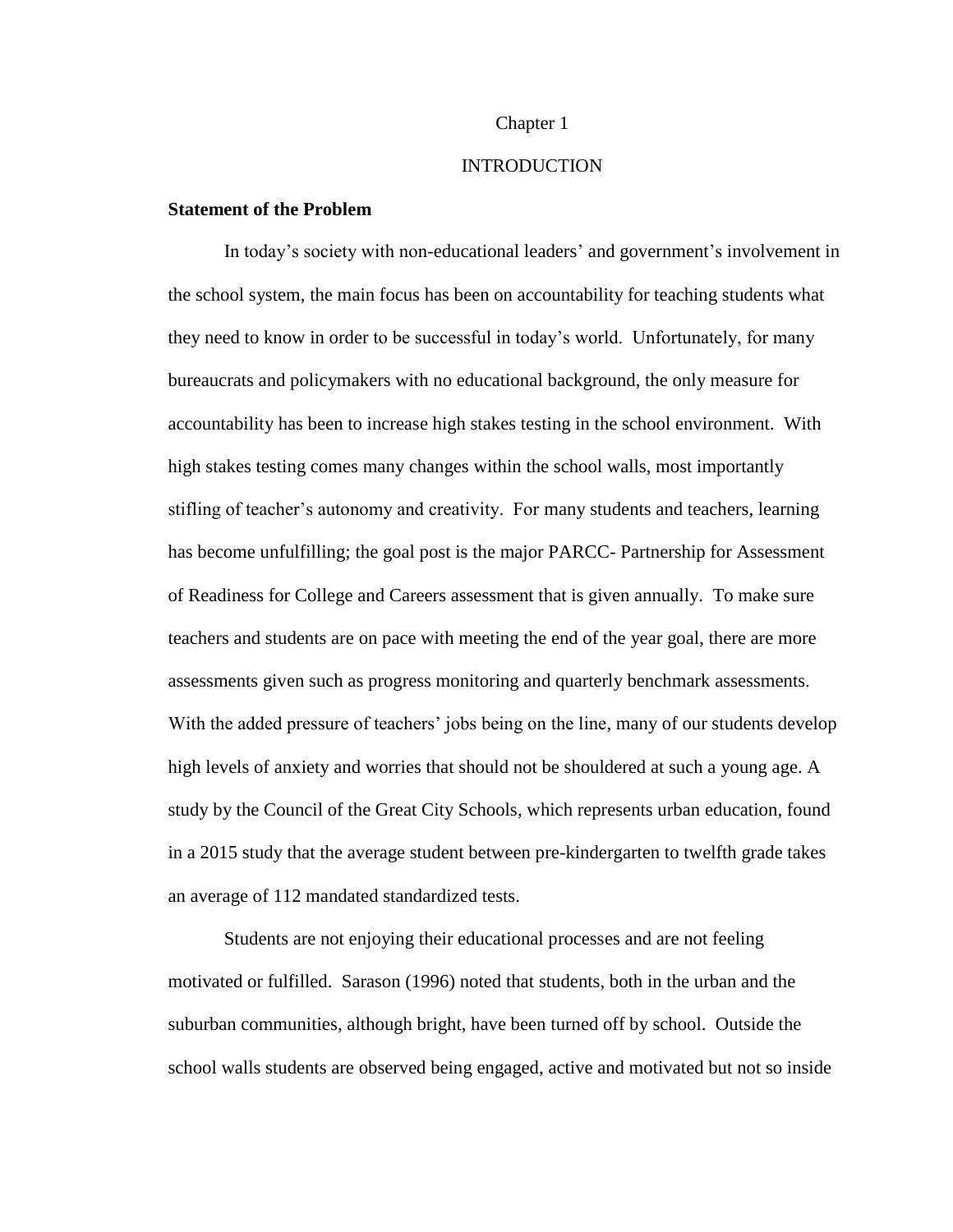# Chapter 1

# INTRODUCTION

### Statement of the Problem

In today's society with non-educational leaders' and government's involvement in the school system, the main focus has been on accountability for teaching students what they need to know in order to be successful in today's world. Unfortunately, for many bureaucrats and policymakers with no educational background, the only measure for accountability has been to increase high stakes testing in the school environment. With high stakes testing comes many changes within the school walls, most importantly stifling of teacher's autonomy and creativity. For many students and teachers, learning has become unfulfilling; the goal post is the major PARCC- Partnership for Assessment of Readiness for College and Careers assessment that is given annually. To make sure teachers and students are on pace with meeting the end of the year goal, there are more assessments given such as progress monitoring and quarterly benchmark assessments. With the added pressure of teachers' jobs being on the line, many of our students develop high levels of anxiety and worries that should not be shouldered at such a young age. A study by the Council of the Great City Schools, which represents urban education, found in a 2015 study that the average student between pre-kindergarten to twelfth grade takes an average of 112 mandated standardized tests.

Students are not enjoying their educational processes and are not feeling motivated or fulfilled. Sarason (1996) noted that students, both in the urban and the suburban communities, although bright, have been turned off by school. Outside the school walls students are observed being engaged, active and motivated but not so inside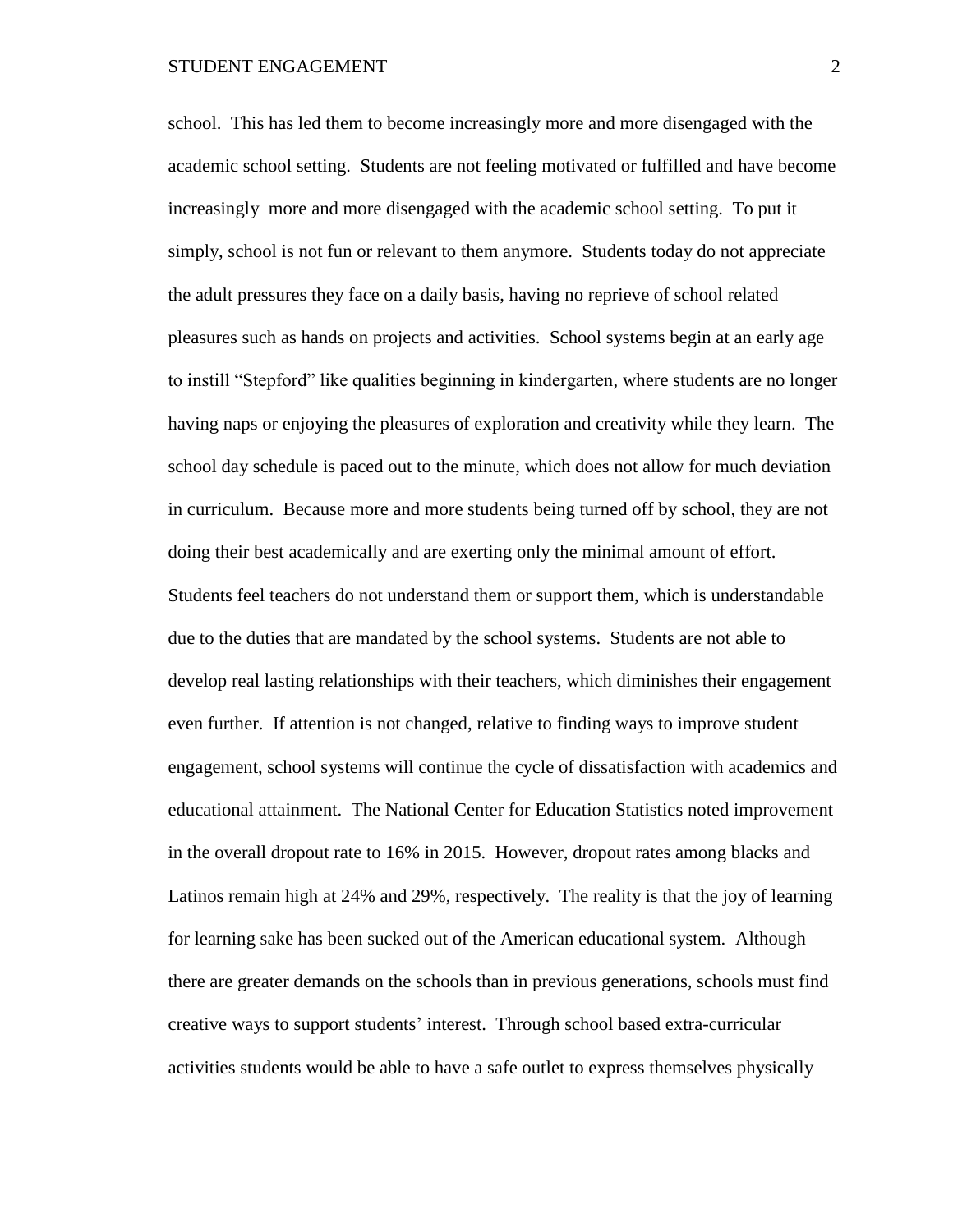school. This has led them to become increasingly more and more disengaged with the academic school setting. Students are not feeling motivated or fulfilled and have become increasingly more and more disengaged with the academic school setting. To put it simply, school is not fun or relevant to them anymore. Students today do not appreciate the adult pressures they face on a daily basis, having no reprieve of school related pleasures such as hands on projects and activities. School systems begin at an early age to instill "Stepford" like qualities beginning in kindergarten, where students are no longer having naps or enjoying the pleasures of exploration and creativity while they learn. The school day schedule is paced out to the minute, which does not allow for much deviation in curriculum. Because more and more students being turned off by school, they are not doing their best academically and are exerting only the minimal amount of effort. Students feel teachers do not understand them or support them, which is understandable due to the duties that are mandated by the school systems. Students are not able to develop real lasting relationships with their teachers, which diminishes their engagement even further. If attention is not changed, relative to finding ways to improve student engagement, school systems will continue the cycle of dissatisfaction with academics and educational attainment. The National Center for Education Statistics noted improvement in the overall dropout rate to 16% in 2015. However, dropout rates among blacks and Latinos remain high at 24% and 29%, respectively. The reality is that the joy of learning for learning sake has been sucked out of the American educational system. Although there are greater demands on the schools than in previous generations, schools must find creative ways to support students' interest. Through school based extra-curricular activities students would be able to have a safe outlet to express themselves physically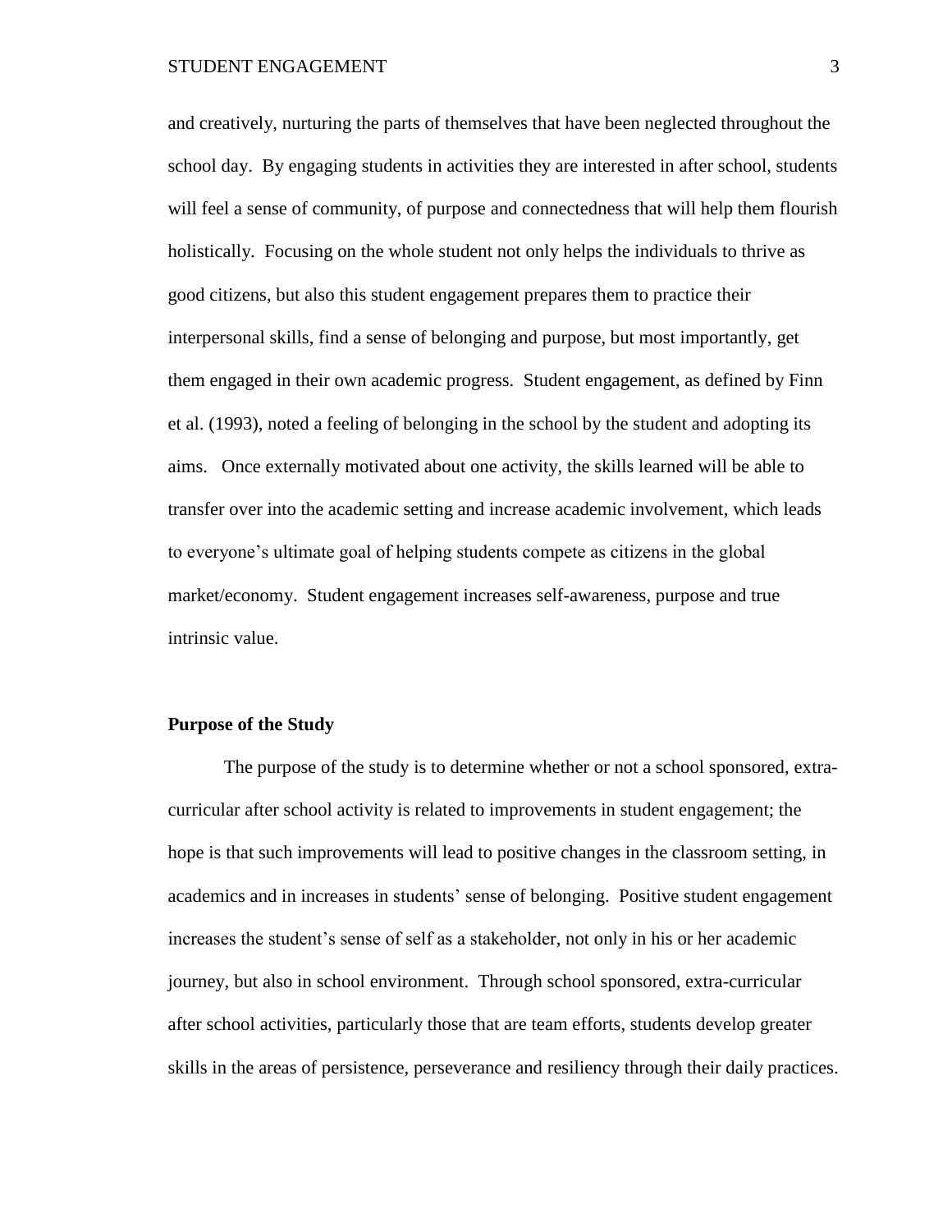and creatively, nurturing the parts of themselves that have been neglected throughout the school day. By engaging students in activities they are interested in after school, students will feel a sense of community, of purpose and connectedness that will help them flourish holistically. Focusing on the whole student not only helps the individuals to thrive as good citizens, but also this student engagement prepares them to practice their interpersonal skills, find a sense of belonging and purpose, but most importantly, get them engaged in their own academic progress. Student engagement, as defined by Finn et al. (1993), noted a feeling of belonging in the school by the student and adopting its aims. Once externally motivated about one activity, the skills learned will be able to transfer over into the academic setting and increase academic involvement, which leads to everyone's ultimate goal of helping students compete as citizens in the global market/economy. Student engagement increases self-awareness, purpose and true intrinsic value.

**Purpose of the Study**

The purpose of the study is to determine whether or not a school sponsored, extra-curricular after school activity is related to improvements in student engagement; the hope is that such improvements will lead to positive changes in the classroom setting, in academics and in increases in students' sense of belonging. Positive student engagement increases the student's sense of self as a stakeholder, not only in his or her academic journey, but also in school environment. Through school sponsored, extra-curricular after school activities, particularly those that are team efforts, students develop greater skills in the areas of persistence, perseverance and resiliency through their daily practices.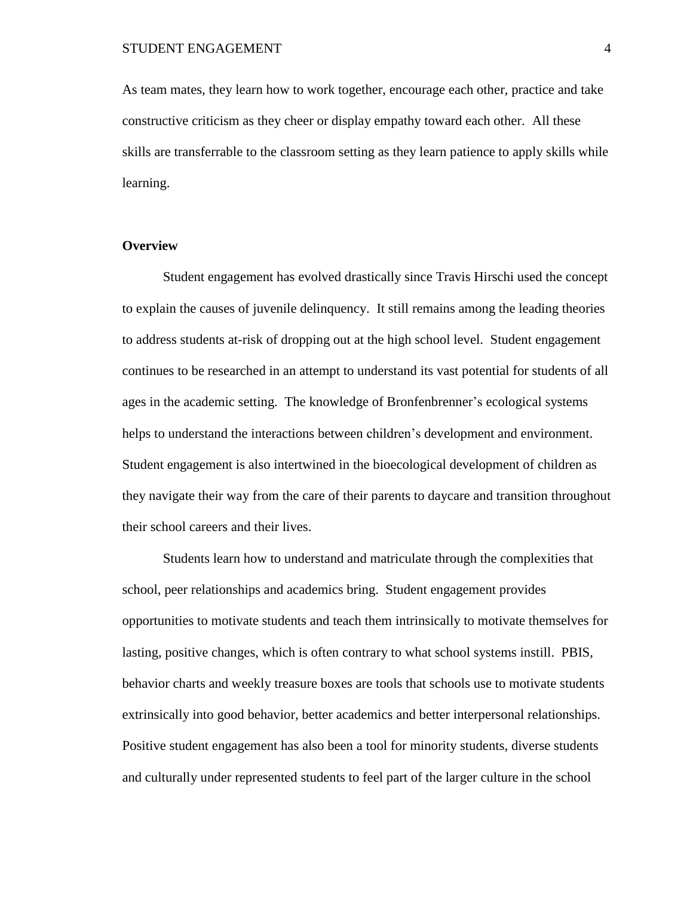As team mates, they learn how to work together, encourage each other, practice and take constructive criticism as they cheer or display empathy toward each other. All these skills are transferrable to the classroom setting as they learn patience to apply skills while learning.

**Overview**

Student engagement has evolved drastically since Travis Hirschi used the concept to explain the causes of juvenile delinquency. It still remains among the leading theories to address students at-risk of dropping out at the high school level. Student engagement continues to be researched in an attempt to understand its vast potential for students of all ages in the academic setting. The knowledge of Bronfenbrenner's ecological systems helps to understand the interactions between children's development and environment. Student engagement is also intertwined in the bioecological development of children as they navigate their way from the care of their parents to daycare and transition throughout their school careers and their lives.

Students learn how to understand and matriculate through the complexities that school, peer relationships and academics bring. Student engagement provides opportunities to motivate students and teach them intrinsically to motivate themselves for lasting, positive changes, which is often contrary to what school systems instill. PBIS, behavior charts and weekly treasure boxes are tools that schools use to motivate students extrinsically into good behavior, better academics and better interpersonal relationships. Positive student engagement has also been a tool for minority students, diverse students and culturally under represented students to feel part of the larger culture in the school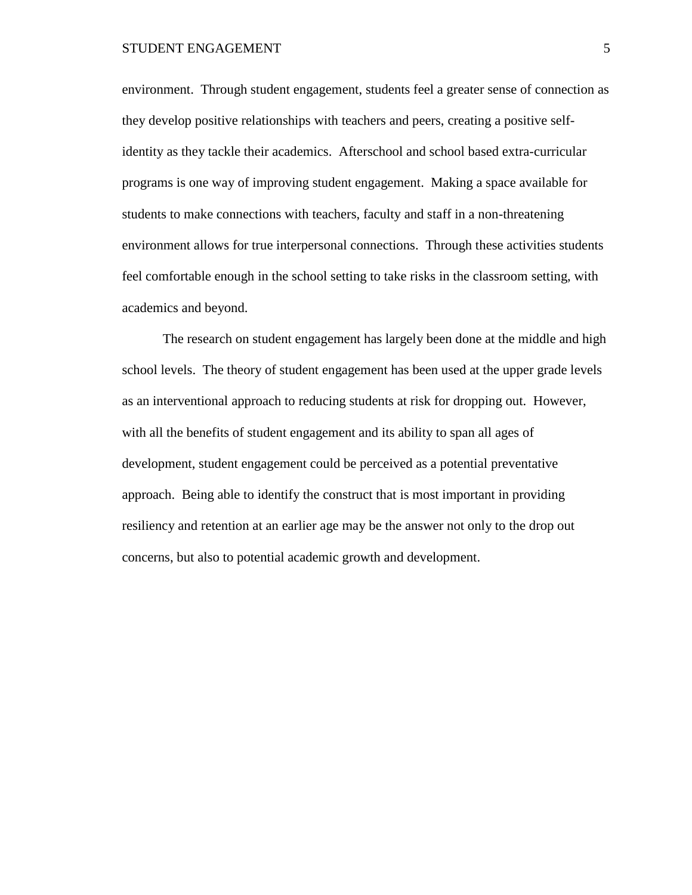environment. Through student engagement, students feel a greater sense of connection as they develop positive relationships with teachers and peers, creating a positive self-identity as they tackle their academics. Afterschool and school based extra-curricular programs is one way of improving student engagement. Making a space available for students to make connections with teachers, faculty and staff in a non-threatening environment allows for true interpersonal connections. Through these activities students feel comfortable enough in the school setting to take risks in the classroom setting, with academics and beyond.

The research on student engagement has largely been done at the middle and high school levels. The theory of student engagement has been used at the upper grade levels as an interventional approach to reducing students at risk for dropping out. However, with all the benefits of student engagement and its ability to span all ages of development, student engagement could be perceived as a potential preventative approach. Being able to identify the construct that is most important in providing resiliency and retention at an earlier age may be the answer not only to the drop out concerns, but also to potential academic growth and development.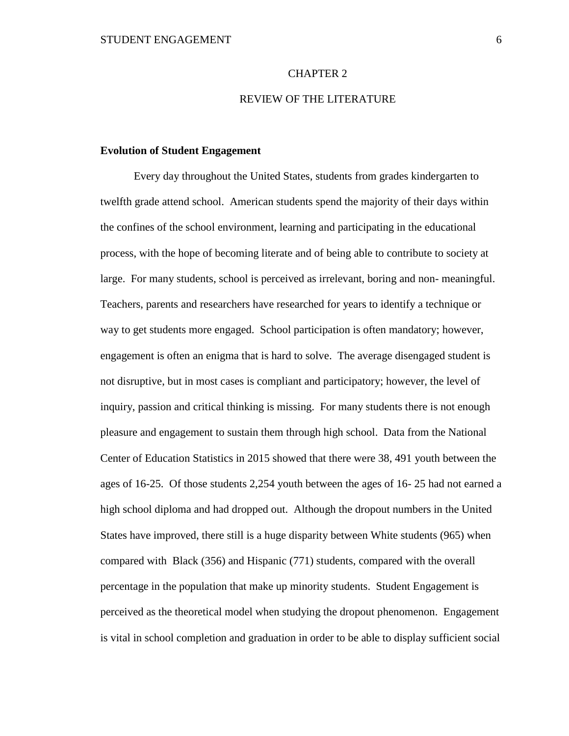# CHAPTER 2

# REVIEW OF THE LITERATURE

**Evolution of Student Engagement**

Every day throughout the United States, students from grades kindergarten to twelfth grade attend school. American students spend the majority of their days within the confines of the school environment, learning and participating in the educational process, with the hope of becoming literate and of being able to contribute to society at large. For many students, school is perceived as irrelevant, boring and non- meaningful. Teachers, parents and researchers have researched for years to identify a technique or way to get students more engaged. School participation is often mandatory; however, engagement is often an enigma that is hard to solve. The average disengaged student is not disruptive, but in most cases is compliant and participatory; however, the level of inquiry, passion and critical thinking is missing. For many students there is not enough pleasure and engagement to sustain them through high school. Data from the National Center of Education Statistics in 2015 showed that there were 38, 491 youth between the ages of 16-25. Of those students 2,254 youth between the ages of 16- 25 had not earned a high school diploma and had dropped out. Although the dropout numbers in the United States have improved, there still is a huge disparity between White students (965) when compared with Black (356) and Hispanic (771) students, compared with the overall percentage in the population that make up minority students. Student Engagement is perceived as the theoretical model when studying the dropout phenomenon. Engagement is vital in school completion and graduation in order to be able to display sufficient social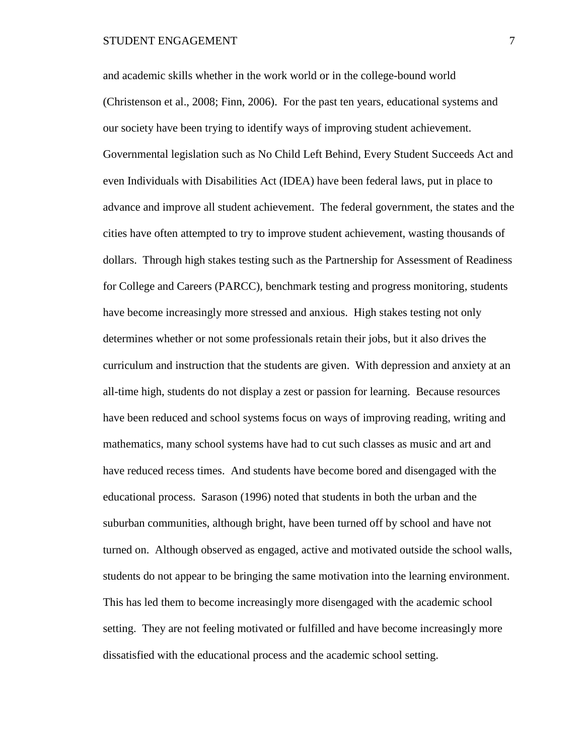and academic skills whether in the work world or in the college-bound world (Christenson et al., 2008; Finn, 2006). For the past ten years, educational systems and our society have been trying to identify ways of improving student achievement. Governmental legislation such as No Child Left Behind, Every Student Succeeds Act and even Individuals with Disabilities Act (IDEA) have been federal laws, put in place to advance and improve all student achievement. The federal government, the states and the cities have often attempted to try to improve student achievement, wasting thousands of dollars. Through high stakes testing such as the Partnership for Assessment of Readiness for College and Careers (PARCC), benchmark testing and progress monitoring, students have become increasingly more stressed and anxious. High stakes testing not only determines whether or not some professionals retain their jobs, but it also drives the curriculum and instruction that the students are given. With depression and anxiety at an all-time high, students do not display a zest or passion for learning. Because resources have been reduced and school systems focus on ways of improving reading, writing and mathematics, many school systems have had to cut such classes as music and art and have reduced recess times. And students have become bored and disengaged with the educational process. Sarason (1996) noted that students in both the urban and the suburban communities, although bright, have been turned off by school and have not turned on. Although observed as engaged, active and motivated outside the school walls, students do not appear to be bringing the same motivation into the learning environment. This has led them to become increasingly more disengaged with the academic school setting. They are not feeling motivated or fulfilled and have become increasingly more dissatisfied with the educational process and the academic school setting.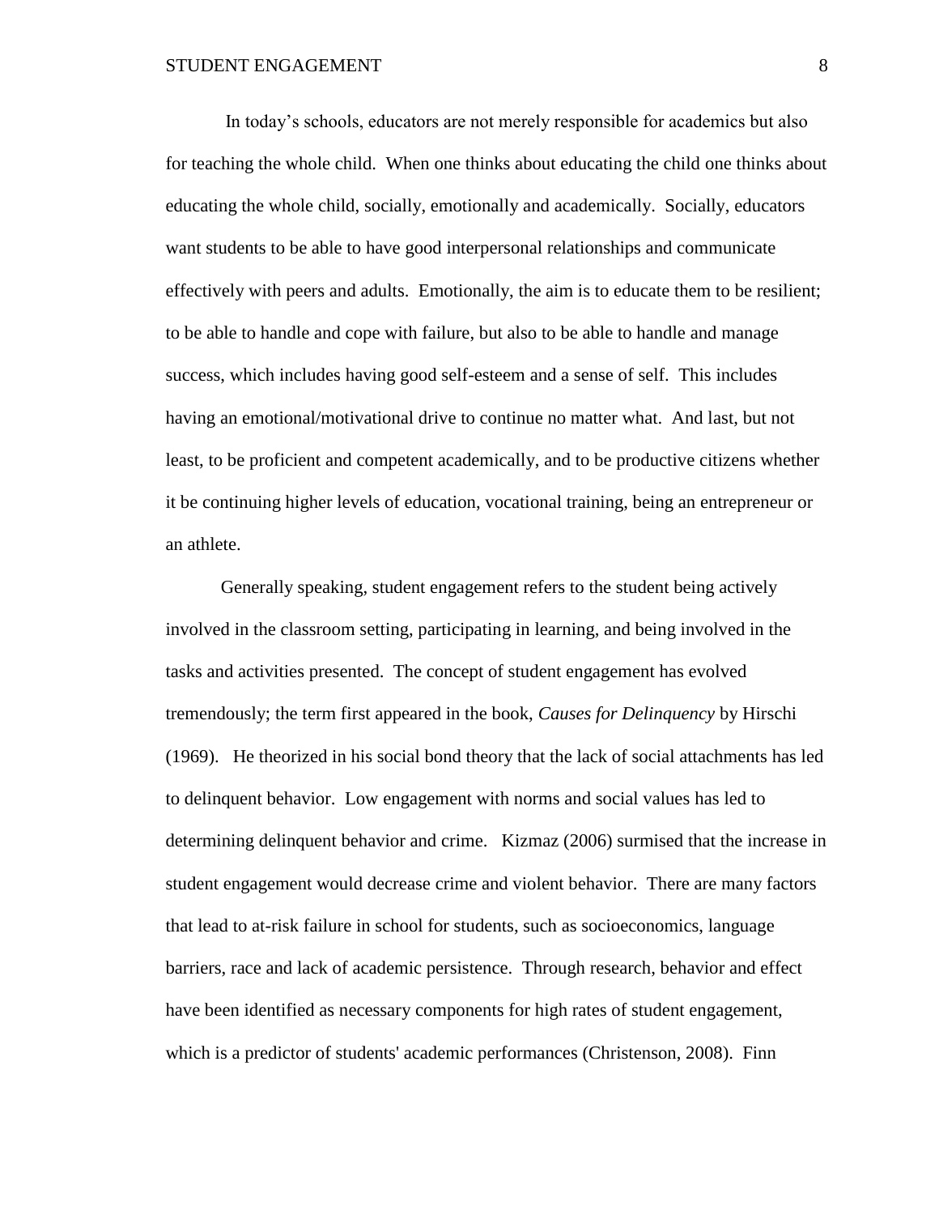In today's schools, educators are not merely responsible for academics but also for teaching the whole child. When one thinks about educating the child one thinks about educating the whole child, socially, emotionally and academically. Socially, educators want students to be able to have good interpersonal relationships and communicate effectively with peers and adults. Emotionally, the aim is to educate them to be resilient; to be able to handle and cope with failure, but also to be able to handle and manage success, which includes having good self-esteem and a sense of self. This includes having an emotional/motivational drive to continue no matter what. And last, but not least, to be proficient and competent academically, and to be productive citizens whether it be continuing higher levels of education, vocational training, being an entrepreneur or an athlete.

Generally speaking, student engagement refers to the student being actively involved in the classroom setting, participating in learning, and being involved in the tasks and activities presented. The concept of student engagement has evolved tremendously; the term first appeared in the book, *Causes for Delinquency* by Hirschi (1969). He theorized in his social bond theory that the lack of social attachments has led to delinquent behavior. Low engagement with norms and social values has led to determining delinquent behavior and crime. Kizmaz (2006) surmised that the increase in student engagement would decrease crime and violent behavior. There are many factors that lead to at-risk failure in school for students, such as socioeconomics, language barriers, race and lack of academic persistence. Through research, behavior and effect have been identified as necessary components for high rates of student engagement, which is a predictor of students' academic performances (Christenson, 2008). Finn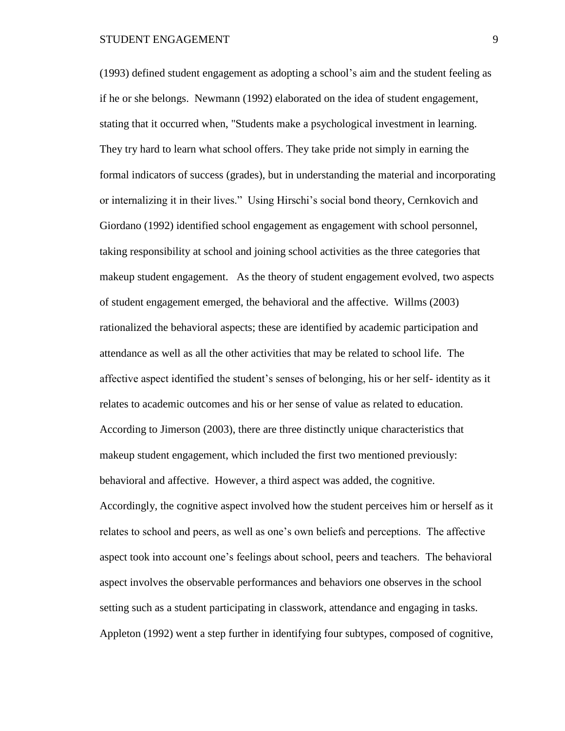(1993) defined student engagement as adopting a school's aim and the student feeling as if he or she belongs. Newmann (1992) elaborated on the idea of student engagement, stating that it occurred when, "Students make a psychological investment in learning. They try hard to learn what school offers. They take pride not simply in earning the formal indicators of success (grades), but in understanding the material and incorporating or internalizing it in their lives." Using Hirschi's social bond theory, Cernkovich and Giordano (1992) identified school engagement as engagement with school personnel, taking responsibility at school and joining school activities as the three categories that makeup student engagement. As the theory of student engagement evolved, two aspects of student engagement emerged, the behavioral and the affective. Willms (2003) rationalized the behavioral aspects; these are identified by academic participation and attendance as well as all the other activities that may be related to school life. The affective aspect identified the student's senses of belonging, his or her self- identity as it relates to academic outcomes and his or her sense of value as related to education. According to Jimerson (2003), there are three distinctly unique characteristics that makeup student engagement, which included the first two mentioned previously: behavioral and affective. However, a third aspect was added, the cognitive. Accordingly, the cognitive aspect involved how the student perceives him or herself as it relates to school and peers, as well as one's own beliefs and perceptions. The affective aspect took into account one's feelings about school, peers and teachers. The behavioral aspect involves the observable performances and behaviors one observes in the school setting such as a student participating in classwork, attendance and engaging in tasks. Appleton (1992) went a step further in identifying four subtypes, composed of cognitive,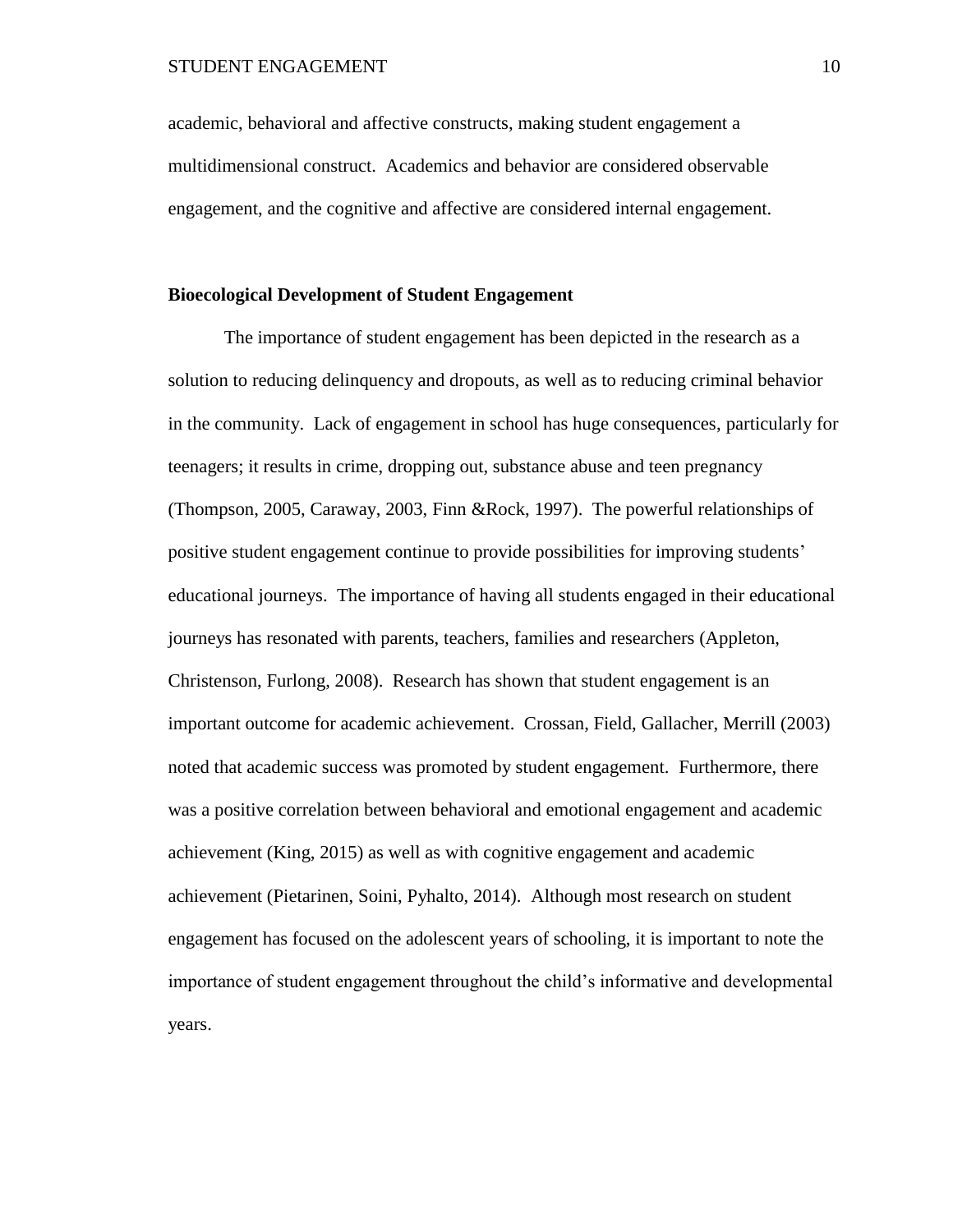academic, behavioral and affective constructs, making student engagement a multidimensional construct.  Academics and behavior are considered observable engagement, and the cognitive and affective are considered internal engagement.

**Bioecological Development of Student Engagement**

The importance of student engagement has been depicted in the research as a solution to reducing delinquency and dropouts, as well as to reducing criminal behavior in the community.  Lack of engagement in school has huge consequences, particularly for teenagers; it results in crime, dropping out, substance abuse and teen pregnancy (Thompson, 2005, Caraway, 2003, Finn &Rock, 1997).  The powerful relationships of positive student engagement continue to provide possibilities for improving students' educational journeys.  The importance of having all students engaged in their educational journeys has resonated with parents, teachers, families and researchers (Appleton, Christenson, Furlong, 2008).  Research has shown that student engagement is an important outcome for academic achievement.  Crossan, Field, Gallacher, Merrill (2003) noted that academic success was promoted by student engagement.  Furthermore, there was a positive correlation between behavioral and emotional engagement and academic achievement (King, 2015) as well as with cognitive engagement and academic achievement (Pietarinen, Soini, Pyhalto, 2014).  Although most research on student engagement has focused on the adolescent years of schooling, it is important to note the importance of student engagement throughout the child's informative and developmental years.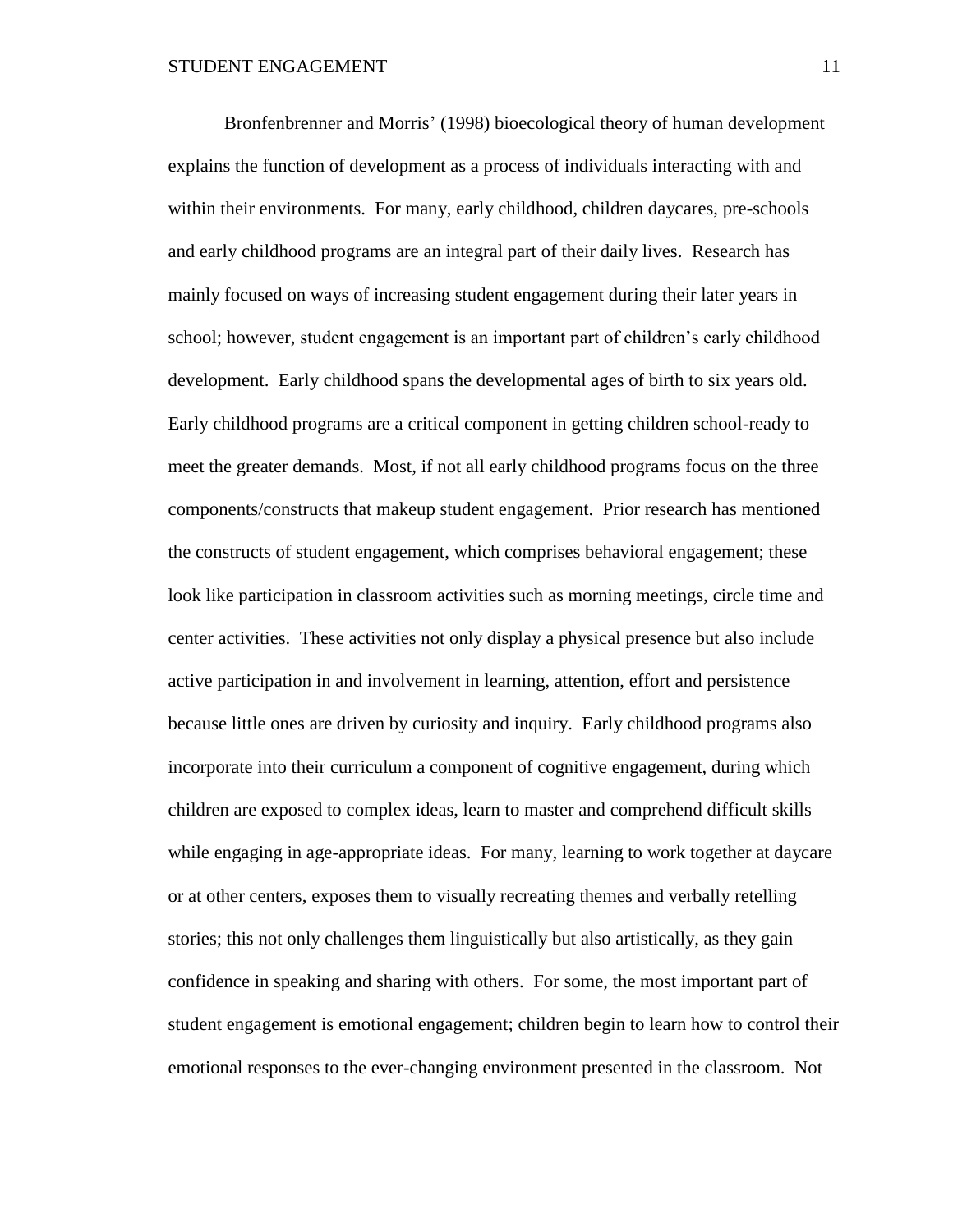Bronfenbrenner and Morris' (1998) bioecological theory of human development explains the function of development as a process of individuals interacting with and within their environments. For many, early childhood, children daycares, pre-schools and early childhood programs are an integral part of their daily lives. Research has mainly focused on ways of increasing student engagement during their later years in school; however, student engagement is an important part of children's early childhood development. Early childhood spans the developmental ages of birth to six years old. Early childhood programs are a critical component in getting children school-ready to meet the greater demands. Most, if not all early childhood programs focus on the three components/constructs that makeup student engagement. Prior research has mentioned the constructs of student engagement, which comprises behavioral engagement; these look like participation in classroom activities such as morning meetings, circle time and center activities. These activities not only display a physical presence but also include active participation in and involvement in learning, attention, effort and persistence because little ones are driven by curiosity and inquiry. Early childhood programs also incorporate into their curriculum a component of cognitive engagement, during which children are exposed to complex ideas, learn to master and comprehend difficult skills while engaging in age-appropriate ideas. For many, learning to work together at daycare or at other centers, exposes them to visually recreating themes and verbally retelling stories; this not only challenges them linguistically but also artistically, as they gain confidence in speaking and sharing with others. For some, the most important part of student engagement is emotional engagement; children begin to learn how to control their emotional responses to the ever-changing environment presented in the classroom. Not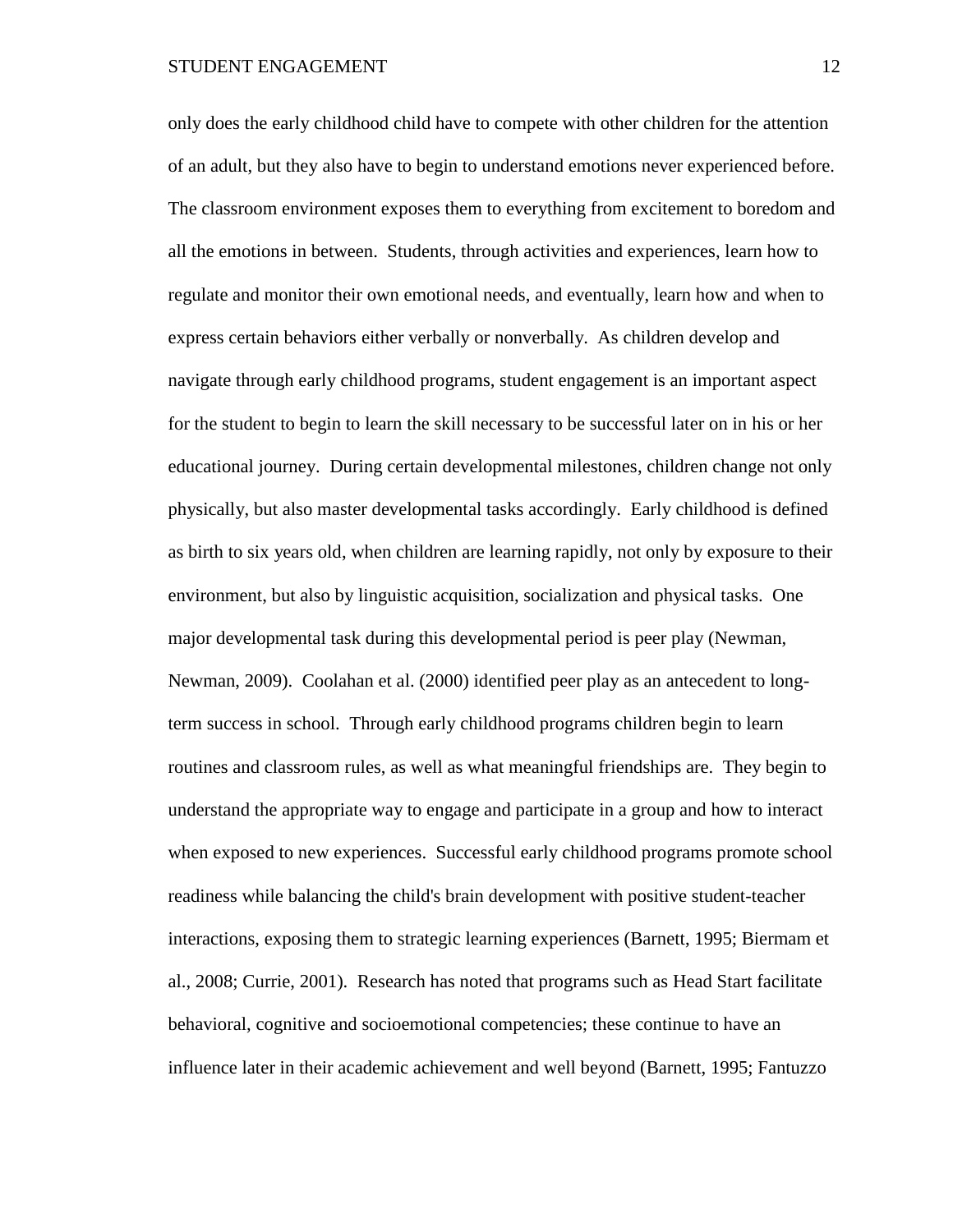only does the early childhood child have to compete with other children for the attention of an adult, but they also have to begin to understand emotions never experienced before. The classroom environment exposes them to everything from excitement to boredom and all the emotions in between. Students, through activities and experiences, learn how to regulate and monitor their own emotional needs, and eventually, learn how and when to express certain behaviors either verbally or nonverbally. As children develop and navigate through early childhood programs, student engagement is an important aspect for the student to begin to learn the skill necessary to be successful later on in his or her educational journey. During certain developmental milestones, children change not only physically, but also master developmental tasks accordingly. Early childhood is defined as birth to six years old, when children are learning rapidly, not only by exposure to their environment, but also by linguistic acquisition, socialization and physical tasks. One major developmental task during this developmental period is peer play (Newman, Newman, 2009). Coolahan et al. (2000) identified peer play as an antecedent to long-term success in school. Through early childhood programs children begin to learn routines and classroom rules, as well as what meaningful friendships are. They begin to understand the appropriate way to engage and participate in a group and how to interact when exposed to new experiences. Successful early childhood programs promote school readiness while balancing the child's brain development with positive student-teacher interactions, exposing them to strategic learning experiences (Barnett, 1995; Biermam et al., 2008; Currie, 2001). Research has noted that programs such as Head Start facilitate behavioral, cognitive and socioemotional competencies; these continue to have an influence later in their academic achievement and well beyond (Barnett, 1995; Fantuzzo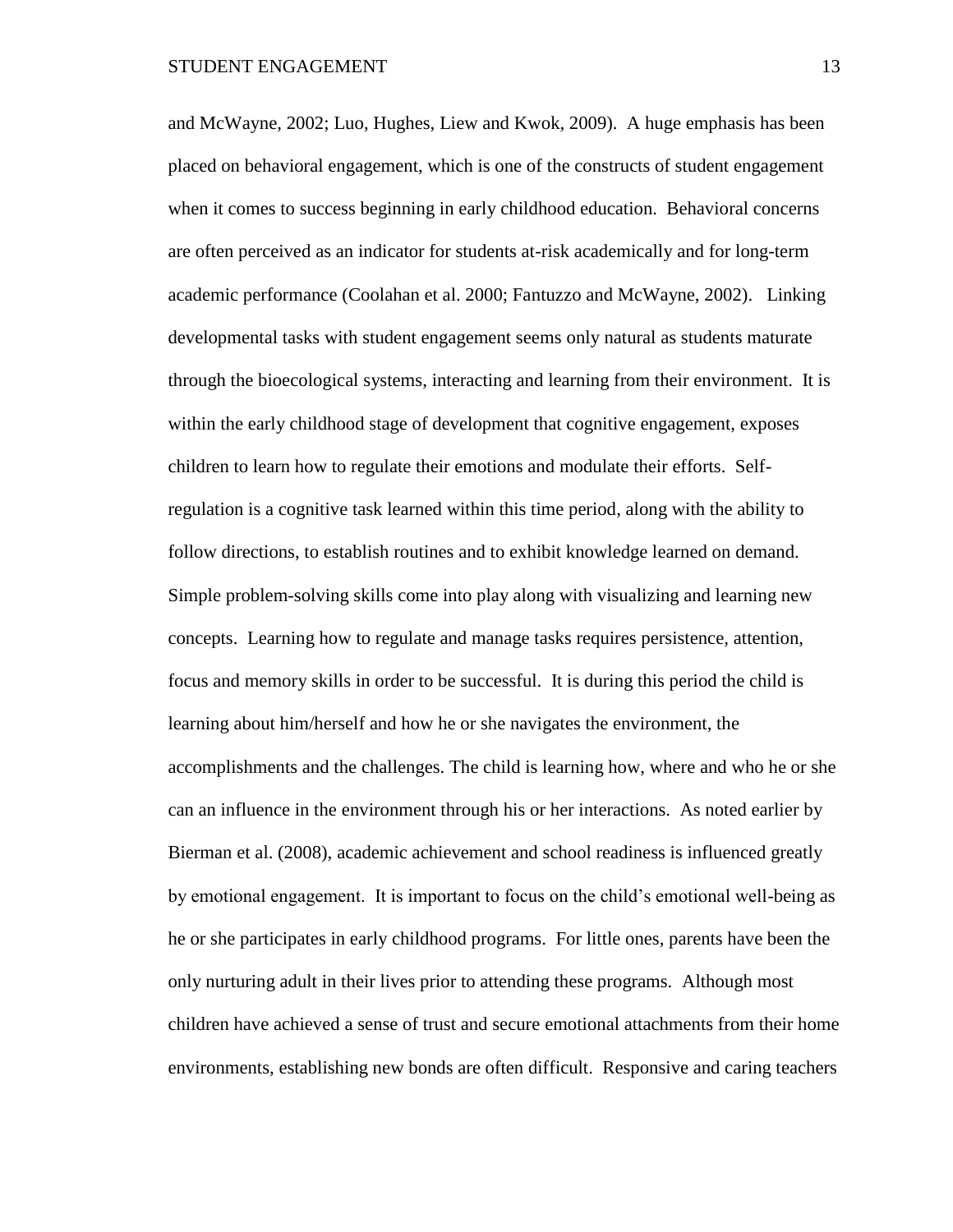and McWayne, 2002; Luo, Hughes, Liew and Kwok, 2009). A huge emphasis has been placed on behavioral engagement, which is one of the constructs of student engagement when it comes to success beginning in early childhood education. Behavioral concerns are often perceived as an indicator for students at-risk academically and for long-term academic performance (Coolahan et al. 2000; Fantuzzo and McWayne, 2002). Linking developmental tasks with student engagement seems only natural as students maturate through the bioecological systems, interacting and learning from their environment. It is within the early childhood stage of development that cognitive engagement, exposes children to learn how to regulate their emotions and modulate their efforts. Self-regulation is a cognitive task learned within this time period, along with the ability to follow directions, to establish routines and to exhibit knowledge learned on demand. Simple problem-solving skills come into play along with visualizing and learning new concepts. Learning how to regulate and manage tasks requires persistence, attention, focus and memory skills in order to be successful. It is during this period the child is learning about him/herself and how he or she navigates the environment, the accomplishments and the challenges. The child is learning how, where and who he or she can an influence in the environment through his or her interactions. As noted earlier by Bierman et al. (2008), academic achievement and school readiness is influenced greatly by emotional engagement. It is important to focus on the child's emotional well-being as he or she participates in early childhood programs. For little ones, parents have been the only nurturing adult in their lives prior to attending these programs. Although most children have achieved a sense of trust and secure emotional attachments from their home environments, establishing new bonds are often difficult. Responsive and caring teachers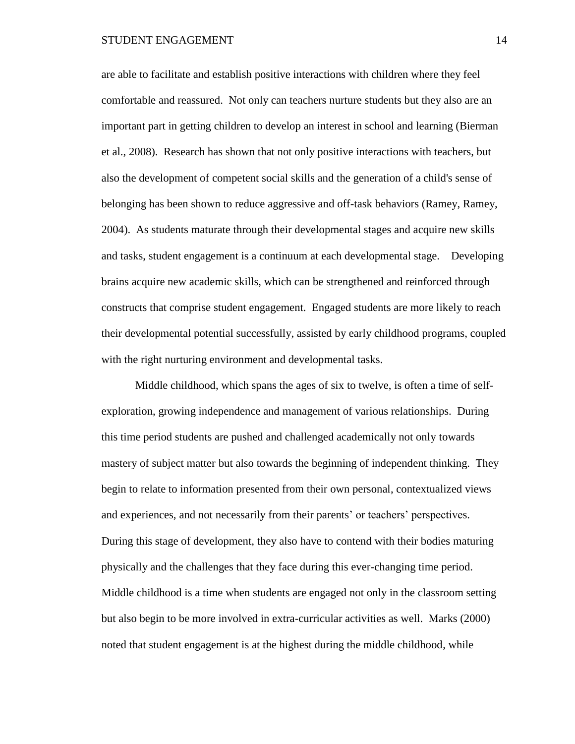are able to facilitate and establish positive interactions with children where they feel comfortable and reassured. Not only can teachers nurture students but they also are an important part in getting children to develop an interest in school and learning (Bierman et al., 2008). Research has shown that not only positive interactions with teachers, but also the development of competent social skills and the generation of a child's sense of belonging has been shown to reduce aggressive and off-task behaviors (Ramey, Ramey, 2004). As students maturate through their developmental stages and acquire new skills and tasks, student engagement is a continuum at each developmental stage. Developing brains acquire new academic skills, which can be strengthened and reinforced through constructs that comprise student engagement. Engaged students are more likely to reach their developmental potential successfully, assisted by early childhood programs, coupled with the right nurturing environment and developmental tasks.

Middle childhood, which spans the ages of six to twelve, is often a time of self-exploration, growing independence and management of various relationships. During this time period students are pushed and challenged academically not only towards mastery of subject matter but also towards the beginning of independent thinking. They begin to relate to information presented from their own personal, contextualized views and experiences, and not necessarily from their parents' or teachers' perspectives. During this stage of development, they also have to contend with their bodies maturing physically and the challenges that they face during this ever-changing time period. Middle childhood is a time when students are engaged not only in the classroom setting but also begin to be more involved in extra-curricular activities as well. Marks (2000) noted that student engagement is at the highest during the middle childhood, while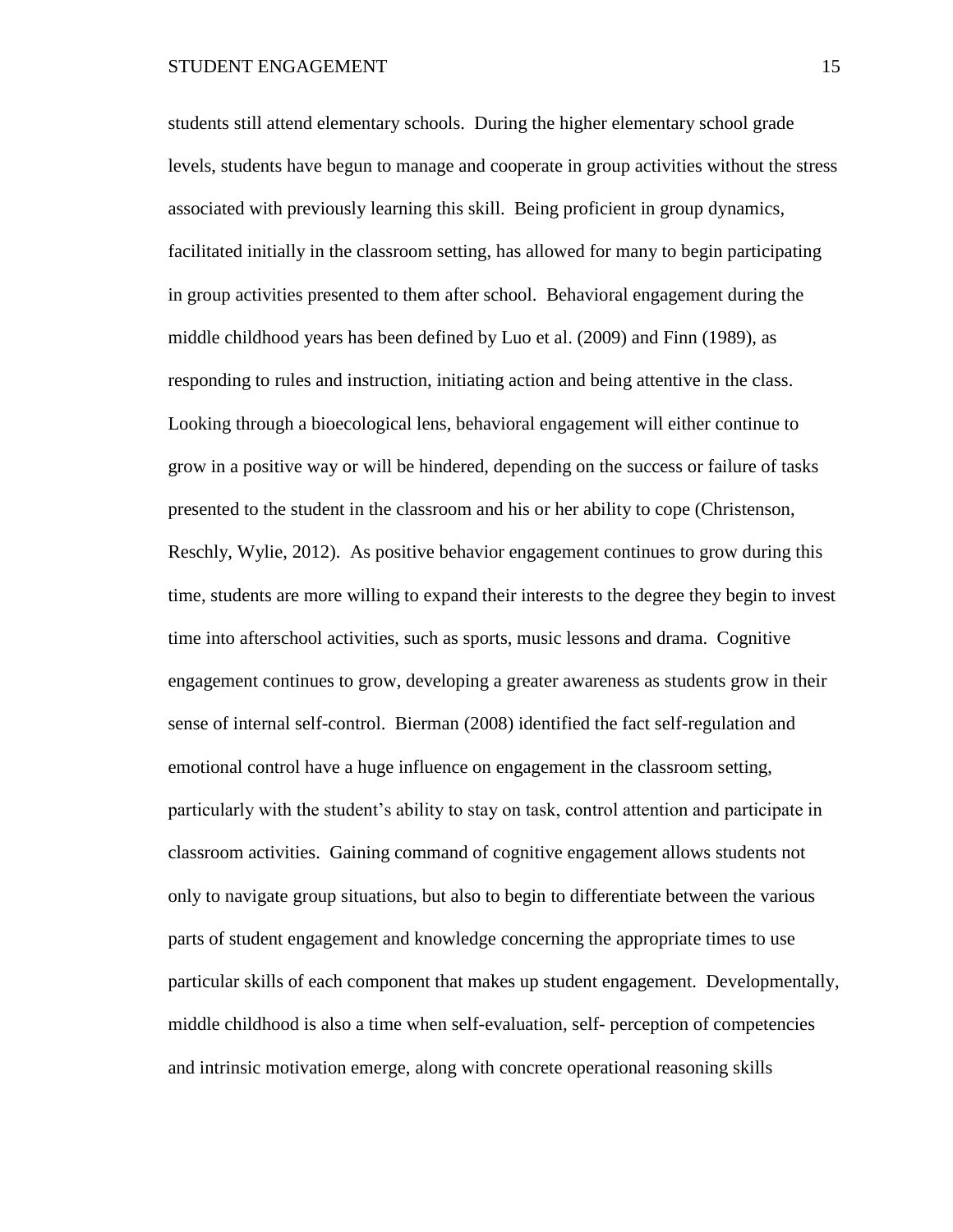students still attend elementary schools. During the higher elementary school grade levels, students have begun to manage and cooperate in group activities without the stress associated with previously learning this skill. Being proficient in group dynamics, facilitated initially in the classroom setting, has allowed for many to begin participating in group activities presented to them after school. Behavioral engagement during the middle childhood years has been defined by Luo et al. (2009) and Finn (1989), as responding to rules and instruction, initiating action and being attentive in the class. Looking through a bioecological lens, behavioral engagement will either continue to grow in a positive way or will be hindered, depending on the success or failure of tasks presented to the student in the classroom and his or her ability to cope (Christenson, Reschly, Wylie, 2012). As positive behavior engagement continues to grow during this time, students are more willing to expand their interests to the degree they begin to invest time into afterschool activities, such as sports, music lessons and drama. Cognitive engagement continues to grow, developing a greater awareness as students grow in their sense of internal self-control. Bierman (2008) identified the fact self-regulation and emotional control have a huge influence on engagement in the classroom setting, particularly with the student's ability to stay on task, control attention and participate in classroom activities. Gaining command of cognitive engagement allows students not only to navigate group situations, but also to begin to differentiate between the various parts of student engagement and knowledge concerning the appropriate times to use particular skills of each component that makes up student engagement. Developmentally, middle childhood is also a time when self-evaluation, self- perception of competencies and intrinsic motivation emerge, along with concrete operational reasoning skills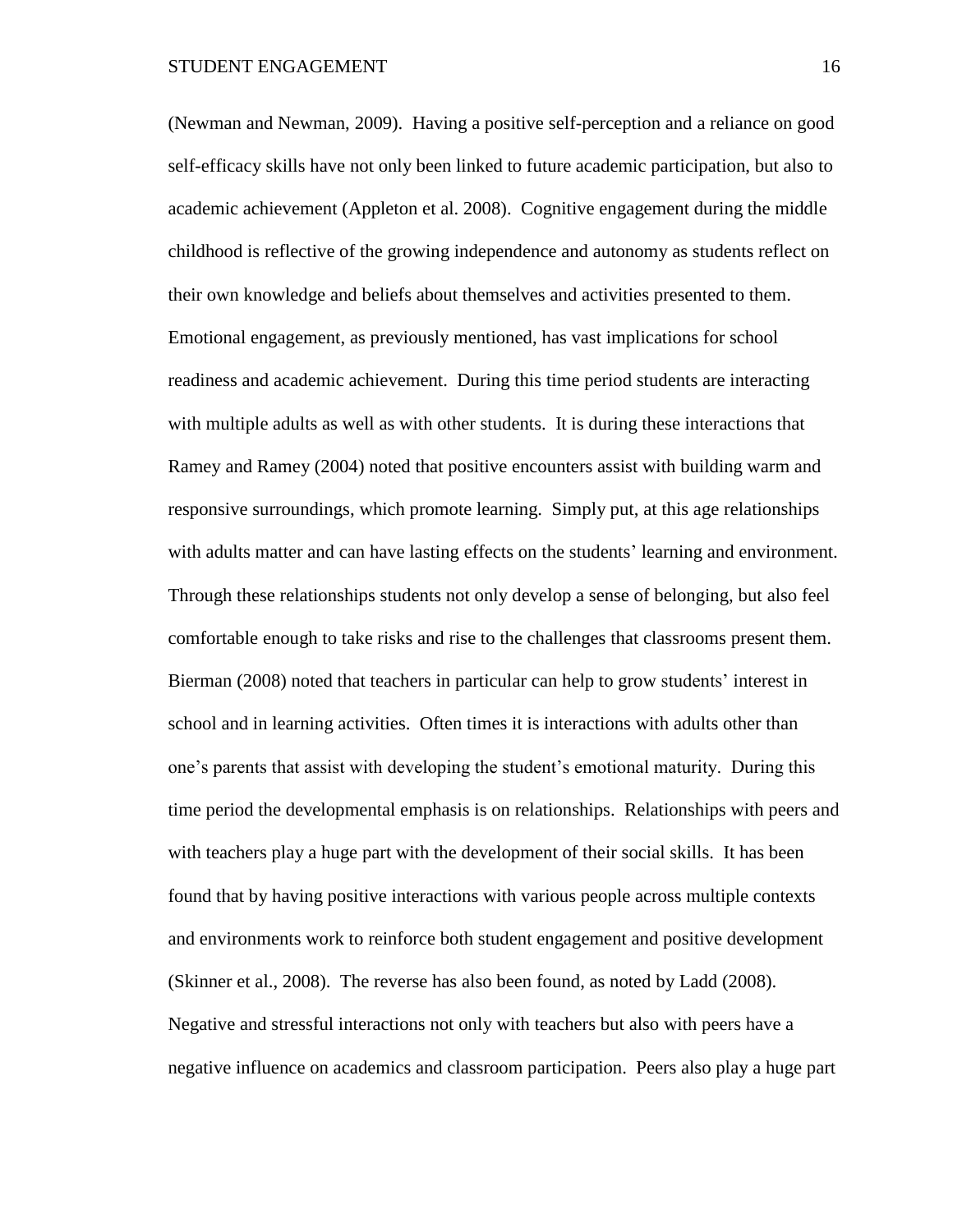(Newman and Newman, 2009). Having a positive self-perception and a reliance on good self-efficacy skills have not only been linked to future academic participation, but also to academic achievement (Appleton et al. 2008). Cognitive engagement during the middle childhood is reflective of the growing independence and autonomy as students reflect on their own knowledge and beliefs about themselves and activities presented to them. Emotional engagement, as previously mentioned, has vast implications for school readiness and academic achievement. During this time period students are interacting with multiple adults as well as with other students. It is during these interactions that Ramey and Ramey (2004) noted that positive encounters assist with building warm and responsive surroundings, which promote learning. Simply put, at this age relationships with adults matter and can have lasting effects on the students' learning and environment. Through these relationships students not only develop a sense of belonging, but also feel comfortable enough to take risks and rise to the challenges that classrooms present them. Bierman (2008) noted that teachers in particular can help to grow students' interest in school and in learning activities. Often times it is interactions with adults other than one's parents that assist with developing the student's emotional maturity. During this time period the developmental emphasis is on relationships. Relationships with peers and with teachers play a huge part with the development of their social skills. It has been found that by having positive interactions with various people across multiple contexts and environments work to reinforce both student engagement and positive development (Skinner et al., 2008). The reverse has also been found, as noted by Ladd (2008). Negative and stressful interactions not only with teachers but also with peers have a negative influence on academics and classroom participation. Peers also play a huge part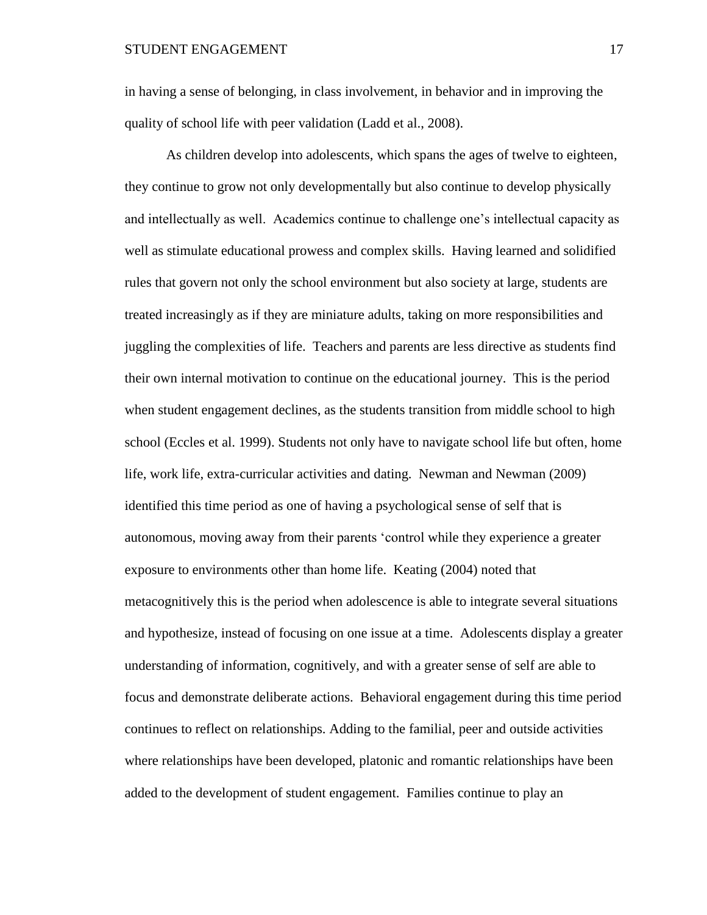in having a sense of belonging, in class involvement, in behavior and in improving the quality of school life with peer validation (Ladd et al., 2008).

As children develop into adolescents, which spans the ages of twelve to eighteen, they continue to grow not only developmentally but also continue to develop physically and intellectually as well. Academics continue to challenge one's intellectual capacity as well as stimulate educational prowess and complex skills. Having learned and solidified rules that govern not only the school environment but also society at large, students are treated increasingly as if they are miniature adults, taking on more responsibilities and juggling the complexities of life. Teachers and parents are less directive as students find their own internal motivation to continue on the educational journey. This is the period when student engagement declines, as the students transition from middle school to high school (Eccles et al. 1999). Students not only have to navigate school life but often, home life, work life, extra-curricular activities and dating. Newman and Newman (2009) identified this time period as one of having a psychological sense of self that is autonomous, moving away from their parents 'control while they experience a greater exposure to environments other than home life. Keating (2004) noted that metacognitively this is the period when adolescence is able to integrate several situations and hypothesize, instead of focusing on one issue at a time. Adolescents display a greater understanding of information, cognitively, and with a greater sense of self are able to focus and demonstrate deliberate actions. Behavioral engagement during this time period continues to reflect on relationships. Adding to the familial, peer and outside activities where relationships have been developed, platonic and romantic relationships have been added to the development of student engagement. Families continue to play an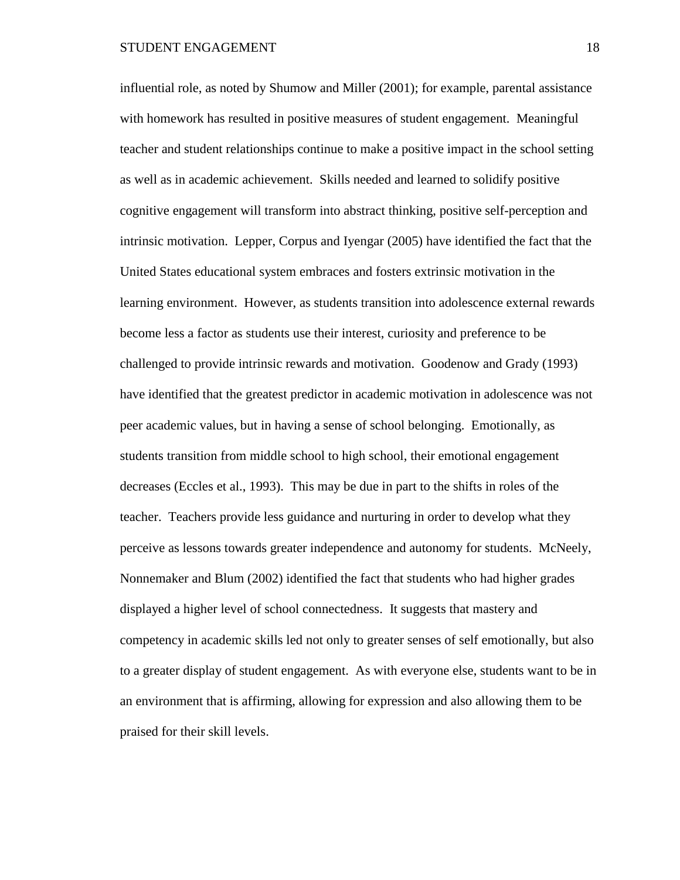influential role, as noted by Shumow and Miller (2001); for example, parental assistance with homework has resulted in positive measures of student engagement. Meaningful teacher and student relationships continue to make a positive impact in the school setting as well as in academic achievement. Skills needed and learned to solidify positive cognitive engagement will transform into abstract thinking, positive self-perception and intrinsic motivation. Lepper, Corpus and Iyengar (2005) have identified the fact that the United States educational system embraces and fosters extrinsic motivation in the learning environment. However, as students transition into adolescence external rewards become less a factor as students use their interest, curiosity and preference to be challenged to provide intrinsic rewards and motivation. Goodenow and Grady (1993) have identified that the greatest predictor in academic motivation in adolescence was not peer academic values, but in having a sense of school belonging. Emotionally, as students transition from middle school to high school, their emotional engagement decreases (Eccles et al., 1993). This may be due in part to the shifts in roles of the teacher. Teachers provide less guidance and nurturing in order to develop what they perceive as lessons towards greater independence and autonomy for students. McNeely, Nonnemaker and Blum (2002) identified the fact that students who had higher grades displayed a higher level of school connectedness. It suggests that mastery and competency in academic skills led not only to greater senses of self emotionally, but also to a greater display of student engagement. As with everyone else, students want to be in an environment that is affirming, allowing for expression and also allowing them to be praised for their skill levels.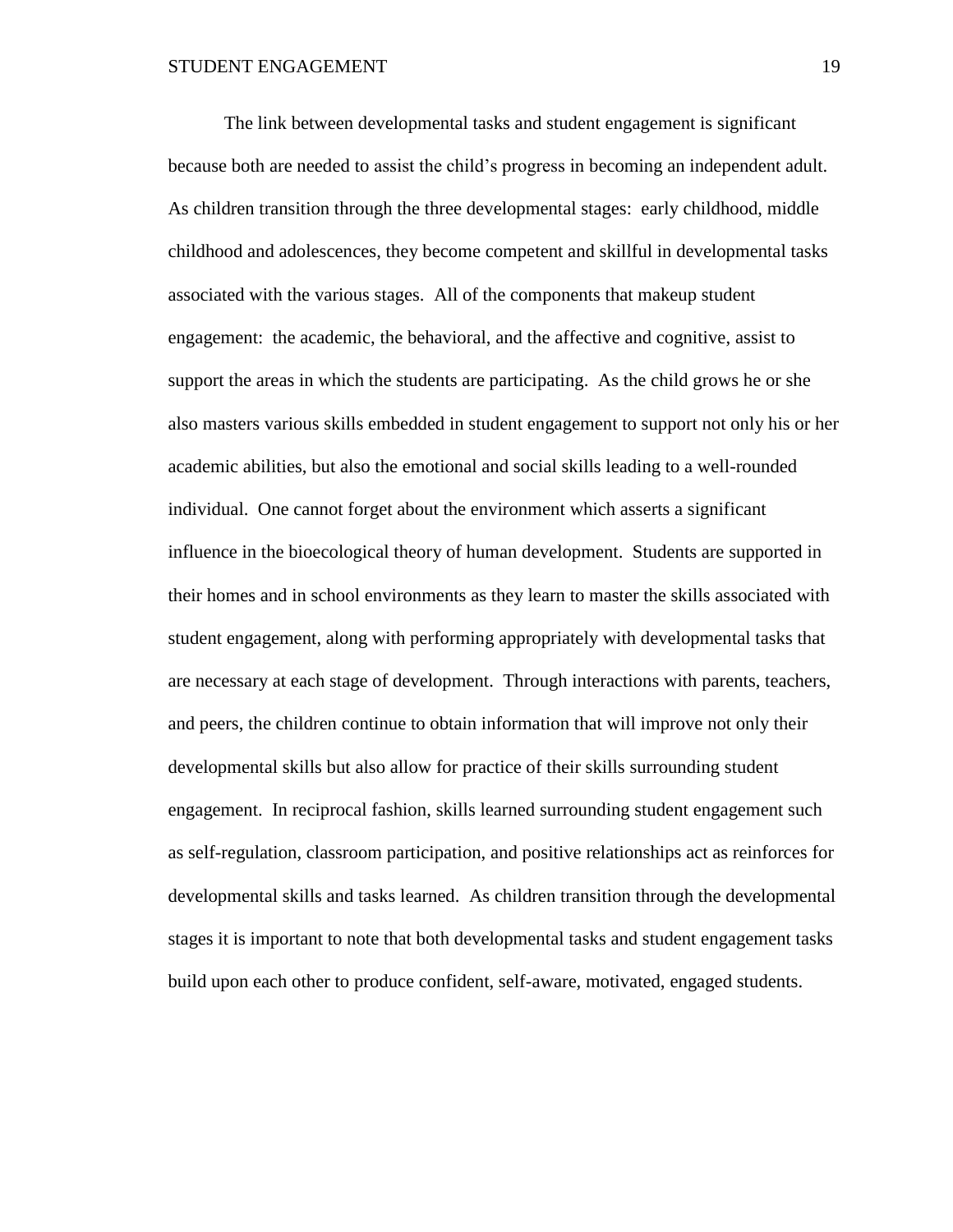The link between developmental tasks and student engagement is significant because both are needed to assist the child's progress in becoming an independent adult. As children transition through the three developmental stages: early childhood, middle childhood and adolescences, they become competent and skillful in developmental tasks associated with the various stages. All of the components that makeup student engagement: the academic, the behavioral, and the affective and cognitive, assist to support the areas in which the students are participating. As the child grows he or she also masters various skills embedded in student engagement to support not only his or her academic abilities, but also the emotional and social skills leading to a well-rounded individual. One cannot forget about the environment which asserts a significant influence in the bioecological theory of human development. Students are supported in their homes and in school environments as they learn to master the skills associated with student engagement, along with performing appropriately with developmental tasks that are necessary at each stage of development. Through interactions with parents, teachers, and peers, the children continue to obtain information that will improve not only their developmental skills but also allow for practice of their skills surrounding student engagement. In reciprocal fashion, skills learned surrounding student engagement such as self-regulation, classroom participation, and positive relationships act as reinforces for developmental skills and tasks learned. As children transition through the developmental stages it is important to note that both developmental tasks and student engagement tasks build upon each other to produce confident, self-aware, motivated, engaged students.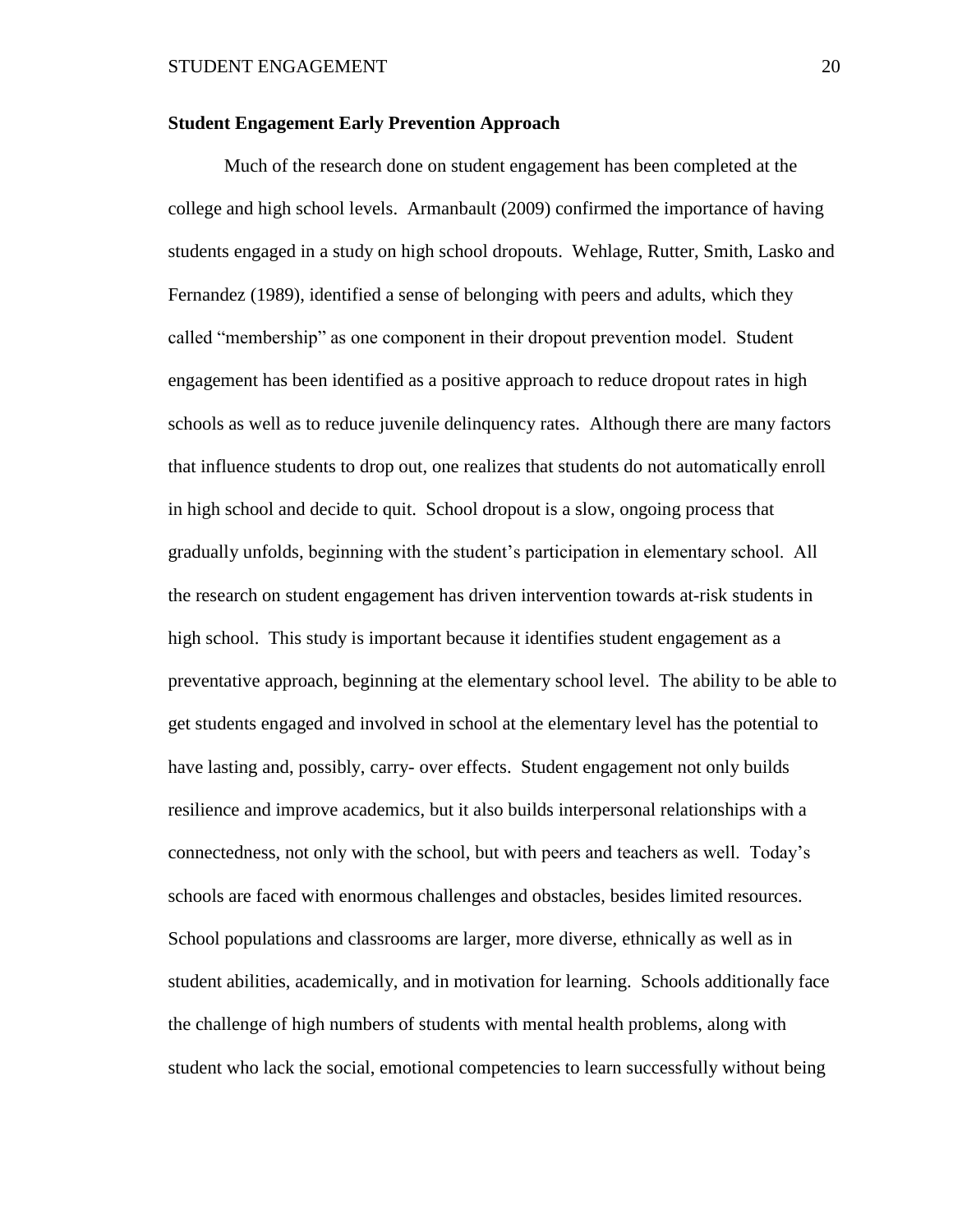**Student Engagement Early Prevention Approach**

Much of the research done on student engagement has been completed at the college and high school levels. Armanbault (2009) confirmed the importance of having students engaged in a study on high school dropouts. Wehlage, Rutter, Smith, Lasko and Fernandez (1989), identified a sense of belonging with peers and adults, which they called "membership" as one component in their dropout prevention model. Student engagement has been identified as a positive approach to reduce dropout rates in high schools as well as to reduce juvenile delinquency rates. Although there are many factors that influence students to drop out, one realizes that students do not automatically enroll in high school and decide to quit. School dropout is a slow, ongoing process that gradually unfolds, beginning with the student's participation in elementary school. All the research on student engagement has driven intervention towards at-risk students in high school. This study is important because it identifies student engagement as a preventative approach, beginning at the elementary school level. The ability to be able to get students engaged and involved in school at the elementary level has the potential to have lasting and, possibly, carry- over effects. Student engagement not only builds resilience and improve academics, but it also builds interpersonal relationships with a connectedness, not only with the school, but with peers and teachers as well. Today's schools are faced with enormous challenges and obstacles, besides limited resources. School populations and classrooms are larger, more diverse, ethnically as well as in student abilities, academically, and in motivation for learning. Schools additionally face the challenge of high numbers of students with mental health problems, along with student who lack the social, emotional competencies to learn successfully without being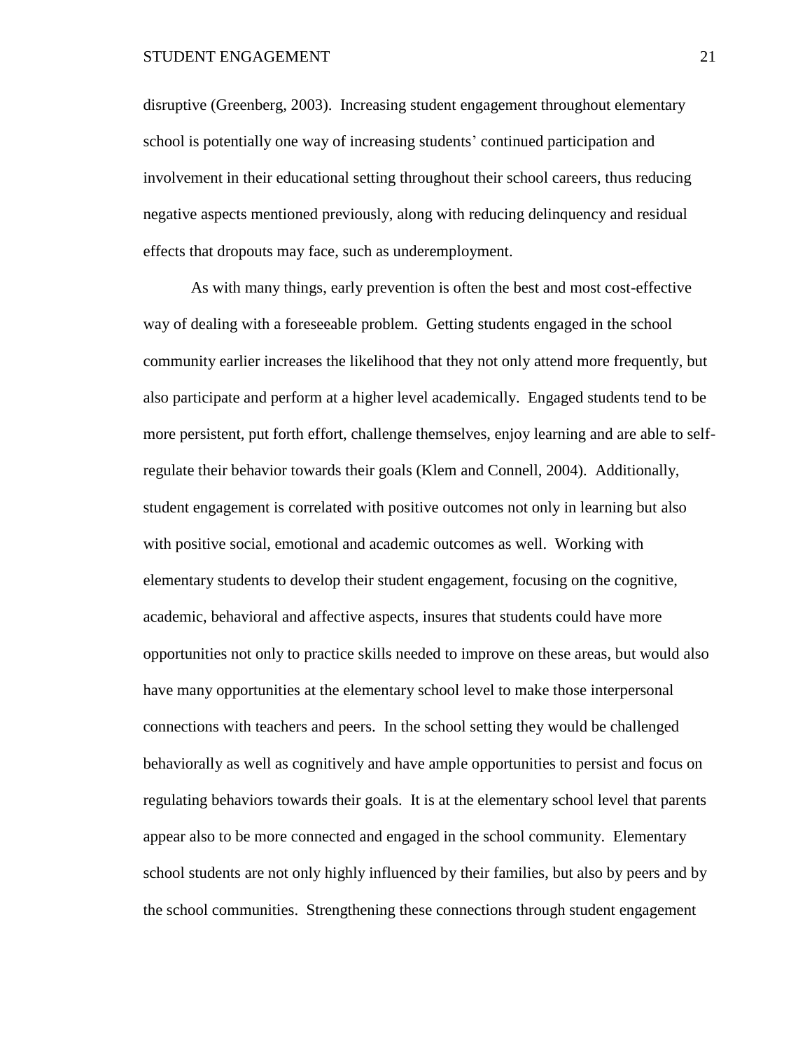disruptive (Greenberg, 2003). Increasing student engagement throughout elementary school is potentially one way of increasing students' continued participation and involvement in their educational setting throughout their school careers, thus reducing negative aspects mentioned previously, along with reducing delinquency and residual effects that dropouts may face, such as underemployment.

As with many things, early prevention is often the best and most cost-effective way of dealing with a foreseeable problem. Getting students engaged in the school community earlier increases the likelihood that they not only attend more frequently, but also participate and perform at a higher level academically. Engaged students tend to be more persistent, put forth effort, challenge themselves, enjoy learning and are able to self-regulate their behavior towards their goals (Klem and Connell, 2004). Additionally, student engagement is correlated with positive outcomes not only in learning but also with positive social, emotional and academic outcomes as well. Working with elementary students to develop their student engagement, focusing on the cognitive, academic, behavioral and affective aspects, insures that students could have more opportunities not only to practice skills needed to improve on these areas, but would also have many opportunities at the elementary school level to make those interpersonal connections with teachers and peers. In the school setting they would be challenged behaviorally as well as cognitively and have ample opportunities to persist and focus on regulating behaviors towards their goals. It is at the elementary school level that parents appear also to be more connected and engaged in the school community. Elementary school students are not only highly influenced by their families, but also by peers and by the school communities. Strengthening these connections through student engagement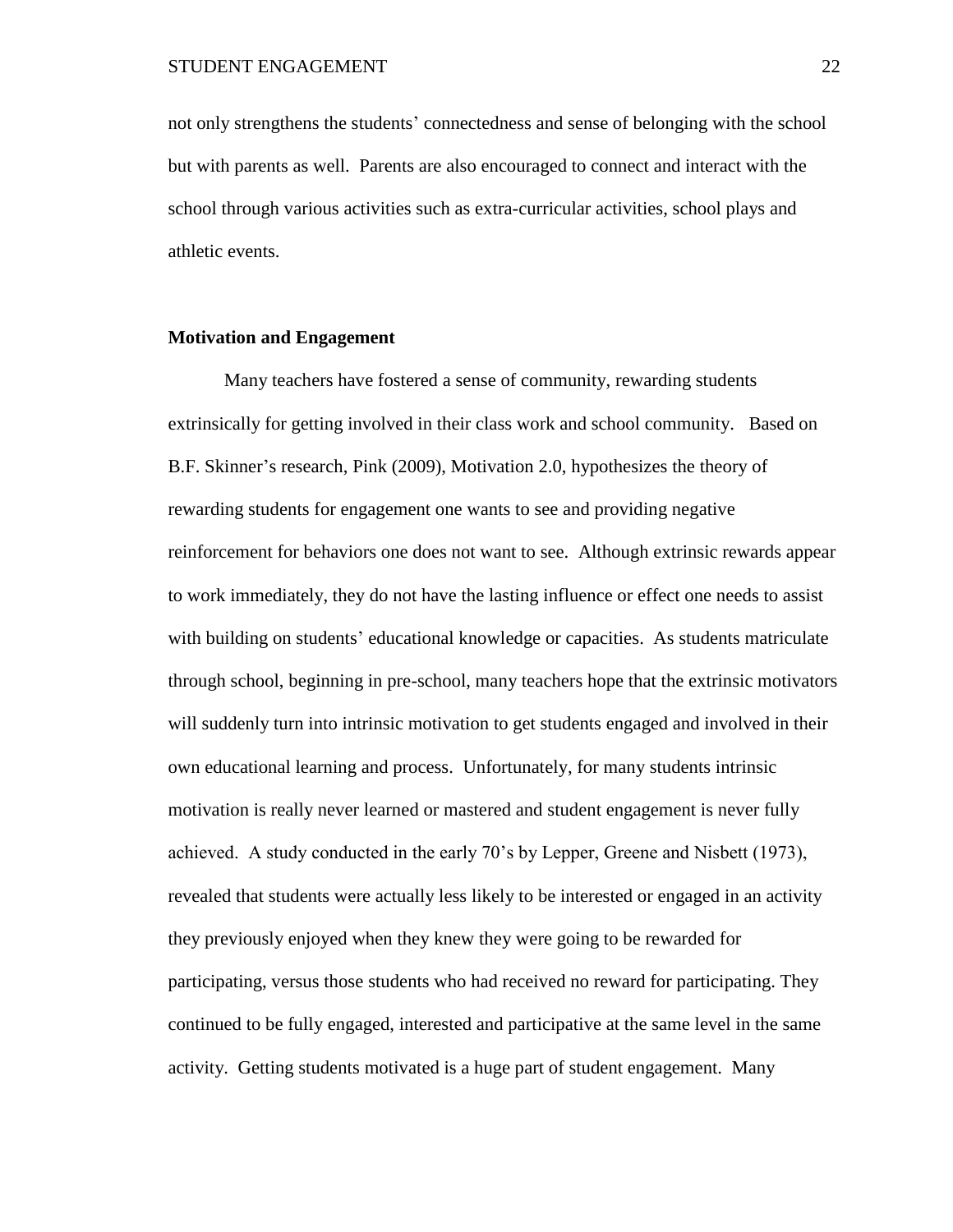not only strengthens the students' connectedness and sense of belonging with the school but with parents as well. Parents are also encouraged to connect and interact with the school through various activities such as extra-curricular activities, school plays and athletic events.

### Motivation and Engagement

Many teachers have fostered a sense of community, rewarding students extrinsically for getting involved in their class work and school community. Based on B.F. Skinner's research, Pink (2009), Motivation 2.0, hypothesizes the theory of rewarding students for engagement one wants to see and providing negative reinforcement for behaviors one does not want to see. Although extrinsic rewards appear to work immediately, they do not have the lasting influence or effect one needs to assist with building on students' educational knowledge or capacities. As students matriculate through school, beginning in pre-school, many teachers hope that the extrinsic motivators will suddenly turn into intrinsic motivation to get students engaged and involved in their own educational learning and process. Unfortunately, for many students intrinsic motivation is really never learned or mastered and student engagement is never fully achieved. A study conducted in the early 70's by Lepper, Greene and Nisbett (1973), revealed that students were actually less likely to be interested or engaged in an activity they previously enjoyed when they knew they were going to be rewarded for participating, versus those students who had received no reward for participating. They continued to be fully engaged, interested and participative at the same level in the same activity. Getting students motivated is a huge part of student engagement. Many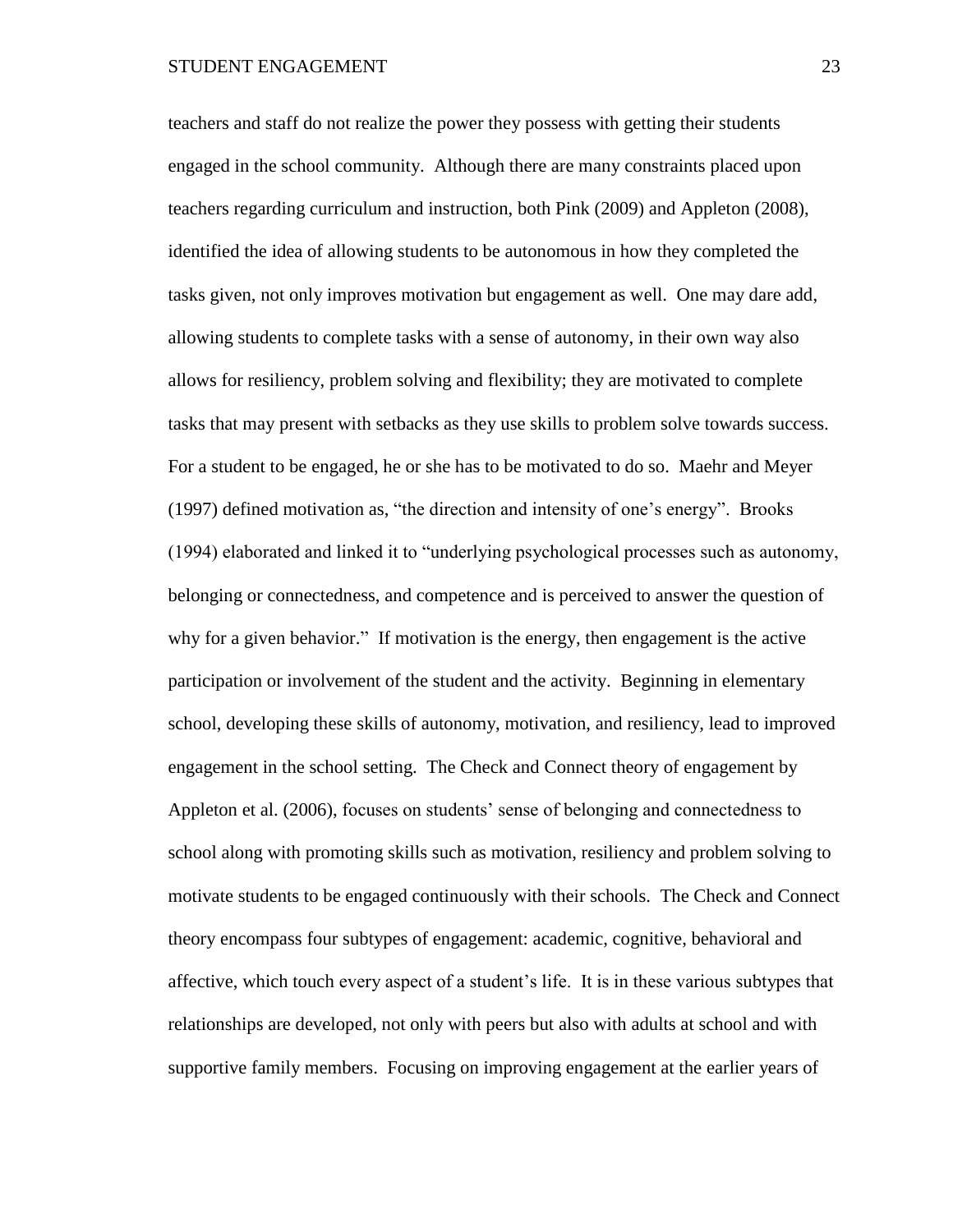teachers and staff do not realize the power they possess with getting their students engaged in the school community. Although there are many constraints placed upon teachers regarding curriculum and instruction, both Pink (2009) and Appleton (2008), identified the idea of allowing students to be autonomous in how they completed the tasks given, not only improves motivation but engagement as well. One may dare add, allowing students to complete tasks with a sense of autonomy, in their own way also allows for resiliency, problem solving and flexibility; they are motivated to complete tasks that may present with setbacks as they use skills to problem solve towards success. For a student to be engaged, he or she has to be motivated to do so. Maehr and Meyer (1997) defined motivation as, "the direction and intensity of one's energy". Brooks (1994) elaborated and linked it to "underlying psychological processes such as autonomy, belonging or connectedness, and competence and is perceived to answer the question of why for a given behavior." If motivation is the energy, then engagement is the active participation or involvement of the student and the activity. Beginning in elementary school, developing these skills of autonomy, motivation, and resiliency, lead to improved engagement in the school setting. The Check and Connect theory of engagement by Appleton et al. (2006), focuses on students' sense of belonging and connectedness to school along with promoting skills such as motivation, resiliency and problem solving to motivate students to be engaged continuously with their schools. The Check and Connect theory encompass four subtypes of engagement: academic, cognitive, behavioral and affective, which touch every aspect of a student's life. It is in these various subtypes that relationships are developed, not only with peers but also with adults at school and with supportive family members. Focusing on improving engagement at the earlier years of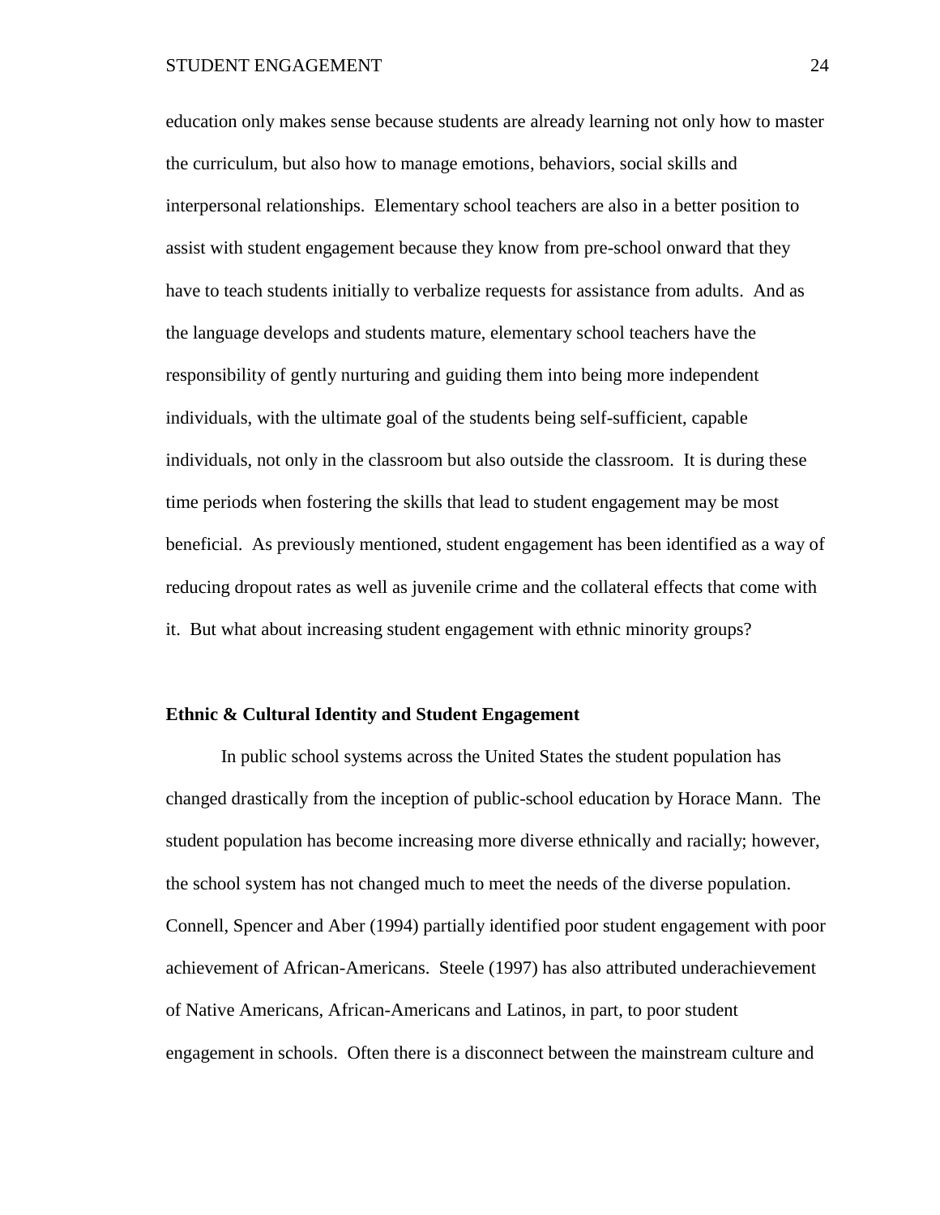education only makes sense because students are already learning not only how to master the curriculum, but also how to manage emotions, behaviors, social skills and interpersonal relationships. Elementary school teachers are also in a better position to assist with student engagement because they know from pre-school onward that they have to teach students initially to verbalize requests for assistance from adults. And as the language develops and students mature, elementary school teachers have the responsibility of gently nurturing and guiding them into being more independent individuals, with the ultimate goal of the students being self-sufficient, capable individuals, not only in the classroom but also outside the classroom. It is during these time periods when fostering the skills that lead to student engagement may be most beneficial. As previously mentioned, student engagement has been identified as a way of reducing dropout rates as well as juvenile crime and the collateral effects that come with it. But what about increasing student engagement with ethnic minority groups?

**Ethnic & Cultural Identity and Student Engagement**

In public school systems across the United States the student population has changed drastically from the inception of public-school education by Horace Mann. The student population has become increasing more diverse ethnically and racially; however, the school system has not changed much to meet the needs of the diverse population. Connell, Spencer and Aber (1994) partially identified poor student engagement with poor achievement of African-Americans. Steele (1997) has also attributed underachievement of Native Americans, African-Americans and Latinos, in part, to poor student engagement in schools. Often there is a disconnect between the mainstream culture and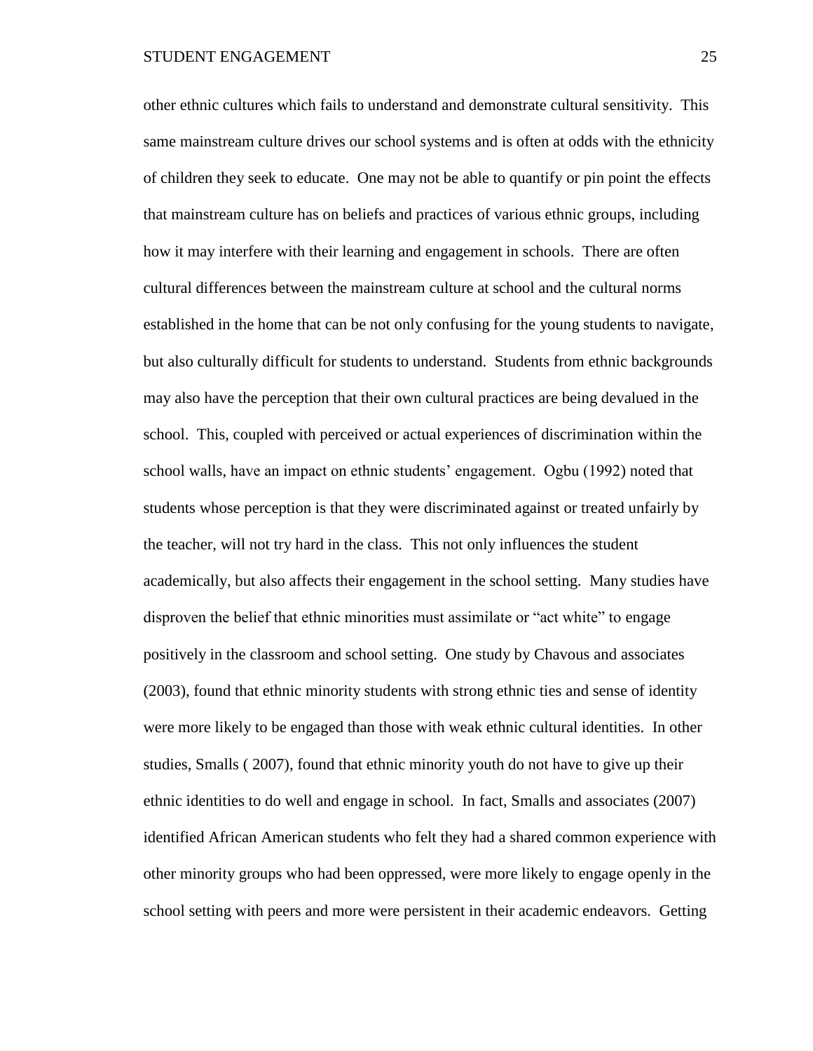other ethnic cultures which fails to understand and demonstrate cultural sensitivity. This same mainstream culture drives our school systems and is often at odds with the ethnicity of children they seek to educate. One may not be able to quantify or pin point the effects that mainstream culture has on beliefs and practices of various ethnic groups, including how it may interfere with their learning and engagement in schools. There are often cultural differences between the mainstream culture at school and the cultural norms established in the home that can be not only confusing for the young students to navigate, but also culturally difficult for students to understand. Students from ethnic backgrounds may also have the perception that their own cultural practices are being devalued in the school. This, coupled with perceived or actual experiences of discrimination within the school walls, have an impact on ethnic students' engagement. Ogbu (1992) noted that students whose perception is that they were discriminated against or treated unfairly by the teacher, will not try hard in the class. This not only influences the student academically, but also affects their engagement in the school setting. Many studies have disproven the belief that ethnic minorities must assimilate or "act white" to engage positively in the classroom and school setting. One study by Chavous and associates (2003), found that ethnic minority students with strong ethnic ties and sense of identity were more likely to be engaged than those with weak ethnic cultural identities. In other studies, Smalls ( 2007), found that ethnic minority youth do not have to give up their ethnic identities to do well and engage in school. In fact, Smalls and associates (2007) identified African American students who felt they had a shared common experience with other minority groups who had been oppressed, were more likely to engage openly in the school setting with peers and more were persistent in their academic endeavors. Getting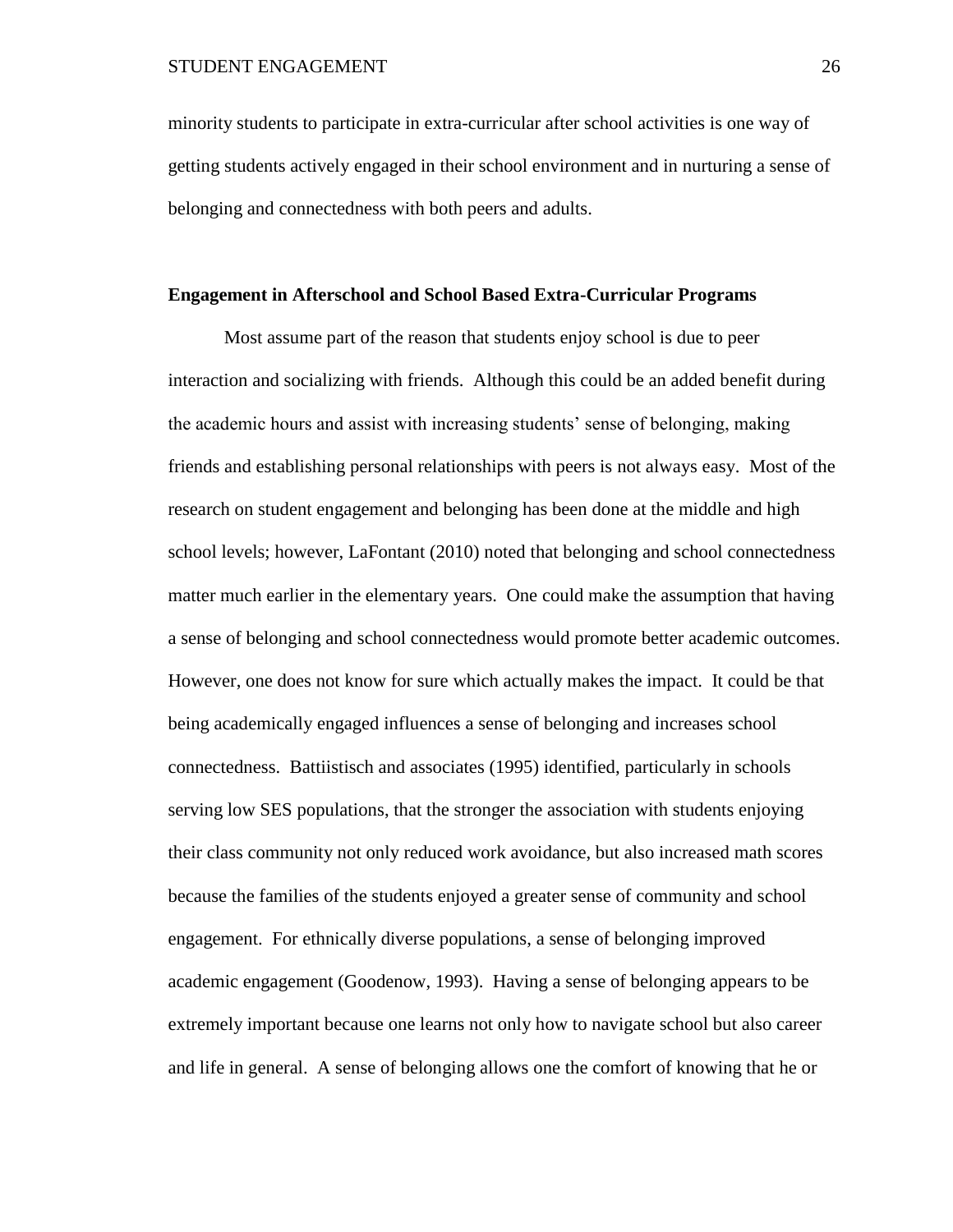minority students to participate in extra-curricular after school activities is one way of getting students actively engaged in their school environment and in nurturing a sense of belonging and connectedness with both peers and adults.

**Engagement in Afterschool and School Based Extra-Curricular Programs**

Most assume part of the reason that students enjoy school is due to peer interaction and socializing with friends. Although this could be an added benefit during the academic hours and assist with increasing students' sense of belonging, making friends and establishing personal relationships with peers is not always easy. Most of the research on student engagement and belonging has been done at the middle and high school levels; however, LaFontant (2010) noted that belonging and school connectedness matter much earlier in the elementary years. One could make the assumption that having a sense of belonging and school connectedness would promote better academic outcomes. However, one does not know for sure which actually makes the impact. It could be that being academically engaged influences a sense of belonging and increases school connectedness. Battiistisch and associates (1995) identified, particularly in schools serving low SES populations, that the stronger the association with students enjoying their class community not only reduced work avoidance, but also increased math scores because the families of the students enjoyed a greater sense of community and school engagement. For ethnically diverse populations, a sense of belonging improved academic engagement (Goodenow, 1993). Having a sense of belonging appears to be extremely important because one learns not only how to navigate school but also career and life in general. A sense of belonging allows one the comfort of knowing that he or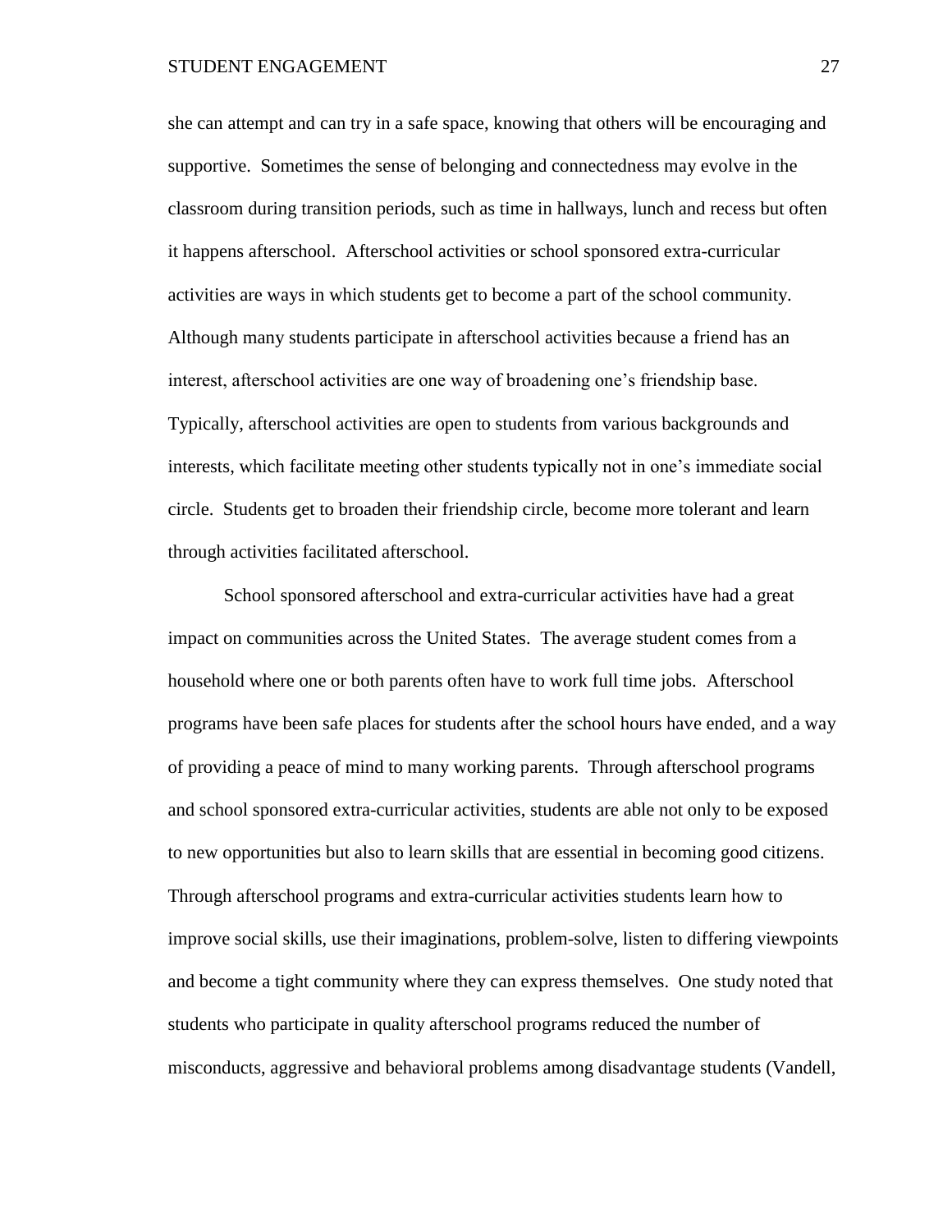she can attempt and can try in a safe space, knowing that others will be encouraging and supportive. Sometimes the sense of belonging and connectedness may evolve in the classroom during transition periods, such as time in hallways, lunch and recess but often it happens afterschool. Afterschool activities or school sponsored extra-curricular activities are ways in which students get to become a part of the school community. Although many students participate in afterschool activities because a friend has an interest, afterschool activities are one way of broadening one's friendship base. Typically, afterschool activities are open to students from various backgrounds and interests, which facilitate meeting other students typically not in one's immediate social circle. Students get to broaden their friendship circle, become more tolerant and learn through activities facilitated afterschool.

School sponsored afterschool and extra-curricular activities have had a great impact on communities across the United States. The average student comes from a household where one or both parents often have to work full time jobs. Afterschool programs have been safe places for students after the school hours have ended, and a way of providing a peace of mind to many working parents. Through afterschool programs and school sponsored extra-curricular activities, students are able not only to be exposed to new opportunities but also to learn skills that are essential in becoming good citizens. Through afterschool programs and extra-curricular activities students learn how to improve social skills, use their imaginations, problem-solve, listen to differing viewpoints and become a tight community where they can express themselves. One study noted that students who participate in quality afterschool programs reduced the number of misconducts, aggressive and behavioral problems among disadvantage students (Vandell,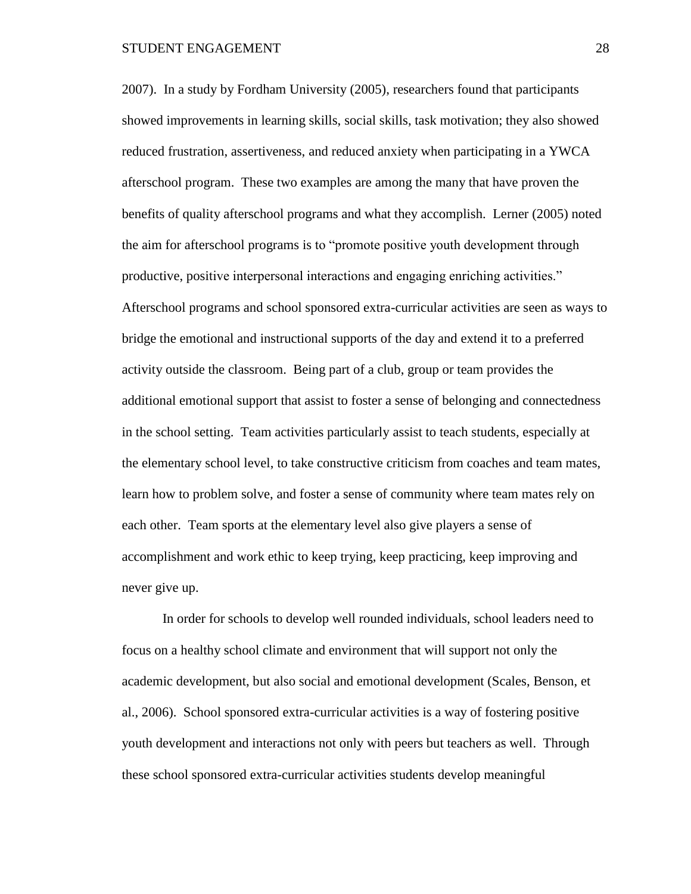2007). In a study by Fordham University (2005), researchers found that participants showed improvements in learning skills, social skills, task motivation; they also showed reduced frustration, assertiveness, and reduced anxiety when participating in a YWCA afterschool program. These two examples are among the many that have proven the benefits of quality afterschool programs and what they accomplish. Lerner (2005) noted the aim for afterschool programs is to "promote positive youth development through productive, positive interpersonal interactions and engaging enriching activities." Afterschool programs and school sponsored extra-curricular activities are seen as ways to bridge the emotional and instructional supports of the day and extend it to a preferred activity outside the classroom. Being part of a club, group or team provides the additional emotional support that assist to foster a sense of belonging and connectedness in the school setting. Team activities particularly assist to teach students, especially at the elementary school level, to take constructive criticism from coaches and team mates, learn how to problem solve, and foster a sense of community where team mates rely on each other. Team sports at the elementary level also give players a sense of accomplishment and work ethic to keep trying, keep practicing, keep improving and never give up.

In order for schools to develop well rounded individuals, school leaders need to focus on a healthy school climate and environment that will support not only the academic development, but also social and emotional development (Scales, Benson, et al., 2006). School sponsored extra-curricular activities is a way of fostering positive youth development and interactions not only with peers but teachers as well. Through these school sponsored extra-curricular activities students develop meaningful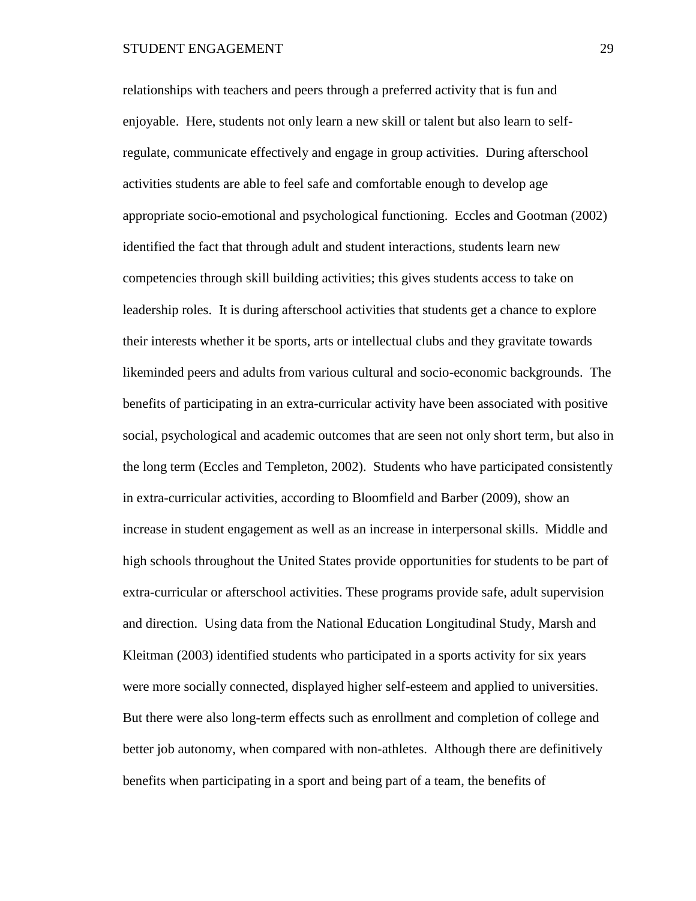relationships with teachers and peers through a preferred activity that is fun and enjoyable. Here, students not only learn a new skill or talent but also learn to self-regulate, communicate effectively and engage in group activities. During afterschool activities students are able to feel safe and comfortable enough to develop age appropriate socio-emotional and psychological functioning. Eccles and Gootman (2002) identified the fact that through adult and student interactions, students learn new competencies through skill building activities; this gives students access to take on leadership roles. It is during afterschool activities that students get a chance to explore their interests whether it be sports, arts or intellectual clubs and they gravitate towards likeminded peers and adults from various cultural and socio-economic backgrounds. The benefits of participating in an extra-curricular activity have been associated with positive social, psychological and academic outcomes that are seen not only short term, but also in the long term (Eccles and Templeton, 2002). Students who have participated consistently in extra-curricular activities, according to Bloomfield and Barber (2009), show an increase in student engagement as well as an increase in interpersonal skills. Middle and high schools throughout the United States provide opportunities for students to be part of extra-curricular or afterschool activities. These programs provide safe, adult supervision and direction. Using data from the National Education Longitudinal Study, Marsh and Kleitman (2003) identified students who participated in a sports activity for six years were more socially connected, displayed higher self-esteem and applied to universities. But there were also long-term effects such as enrollment and completion of college and better job autonomy, when compared with non-athletes. Although there are definitively benefits when participating in a sport and being part of a team, the benefits of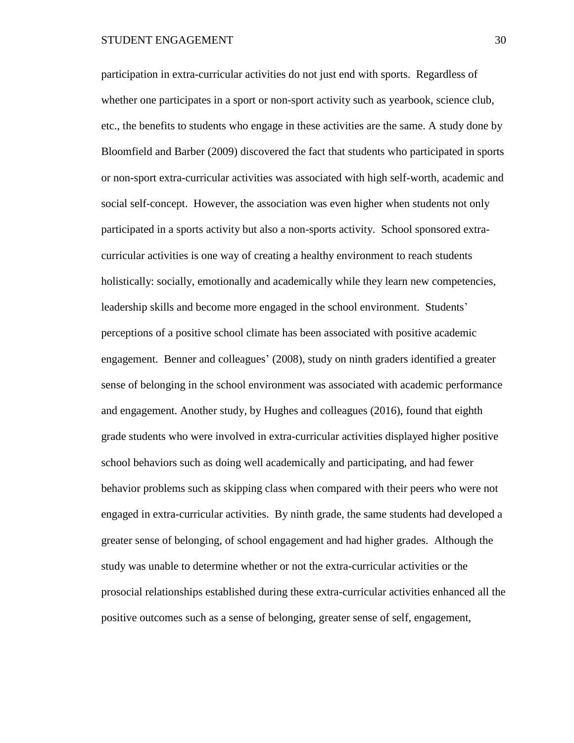participation in extra-curricular activities do not just end with sports. Regardless of whether one participates in a sport or non-sport activity such as yearbook, science club, etc., the benefits to students who engage in these activities are the same. A study done by Bloomfield and Barber (2009) discovered the fact that students who participated in sports or non-sport extra-curricular activities was associated with high self-worth, academic and social self-concept. However, the association was even higher when students not only participated in a sports activity but also a non-sports activity. School sponsored extra-curricular activities is one way of creating a healthy environment to reach students holistically: socially, emotionally and academically while they learn new competencies, leadership skills and become more engaged in the school environment. Students' perceptions of a positive school climate has been associated with positive academic engagement. Benner and colleagues' (2008), study on ninth graders identified a greater sense of belonging in the school environment was associated with academic performance and engagement. Another study, by Hughes and colleagues (2016), found that eighth grade students who were involved in extra-curricular activities displayed higher positive school behaviors such as doing well academically and participating, and had fewer behavior problems such as skipping class when compared with their peers who were not engaged in extra-curricular activities. By ninth grade, the same students had developed a greater sense of belonging, of school engagement and had higher grades. Although the study was unable to determine whether or not the extra-curricular activities or the prosocial relationships established during these extra-curricular activities enhanced all the positive outcomes such as a sense of belonging, greater sense of self, engagement,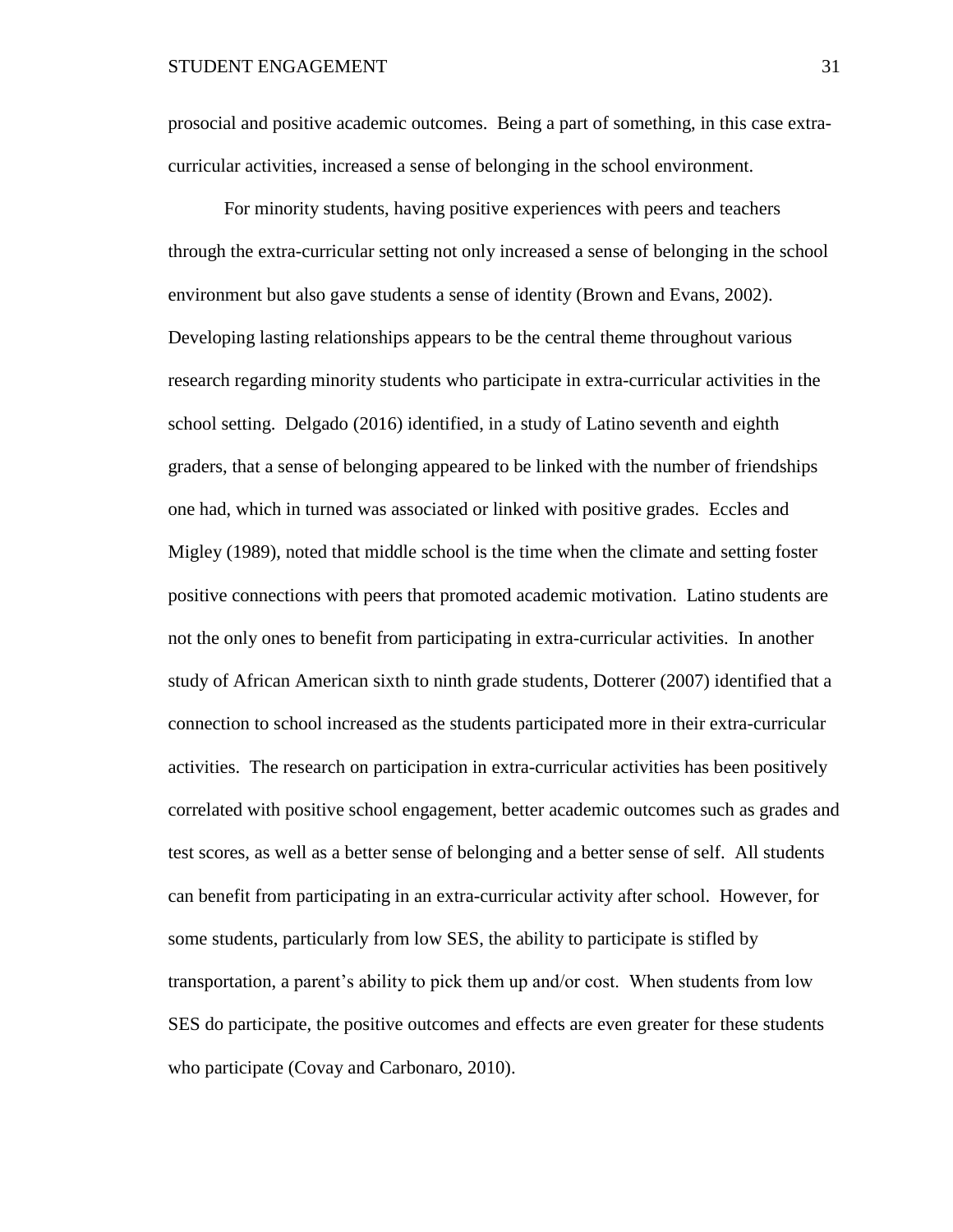prosocial and positive academic outcomes. Being a part of something, in this case extra-curricular activities, increased a sense of belonging in the school environment.

For minority students, having positive experiences with peers and teachers through the extra-curricular setting not only increased a sense of belonging in the school environment but also gave students a sense of identity (Brown and Evans, 2002). Developing lasting relationships appears to be the central theme throughout various research regarding minority students who participate in extra-curricular activities in the school setting. Delgado (2016) identified, in a study of Latino seventh and eighth graders, that a sense of belonging appeared to be linked with the number of friendships one had, which in turned was associated or linked with positive grades. Eccles and Migley (1989), noted that middle school is the time when the climate and setting foster positive connections with peers that promoted academic motivation. Latino students are not the only ones to benefit from participating in extra-curricular activities. In another study of African American sixth to ninth grade students, Dotterer (2007) identified that a connection to school increased as the students participated more in their extra-curricular activities. The research on participation in extra-curricular activities has been positively correlated with positive school engagement, better academic outcomes such as grades and test scores, as well as a better sense of belonging and a better sense of self. All students can benefit from participating in an extra-curricular activity after school. However, for some students, particularly from low SES, the ability to participate is stifled by transportation, a parent's ability to pick them up and/or cost. When students from low SES do participate, the positive outcomes and effects are even greater for these students who participate (Covay and Carbonaro, 2010).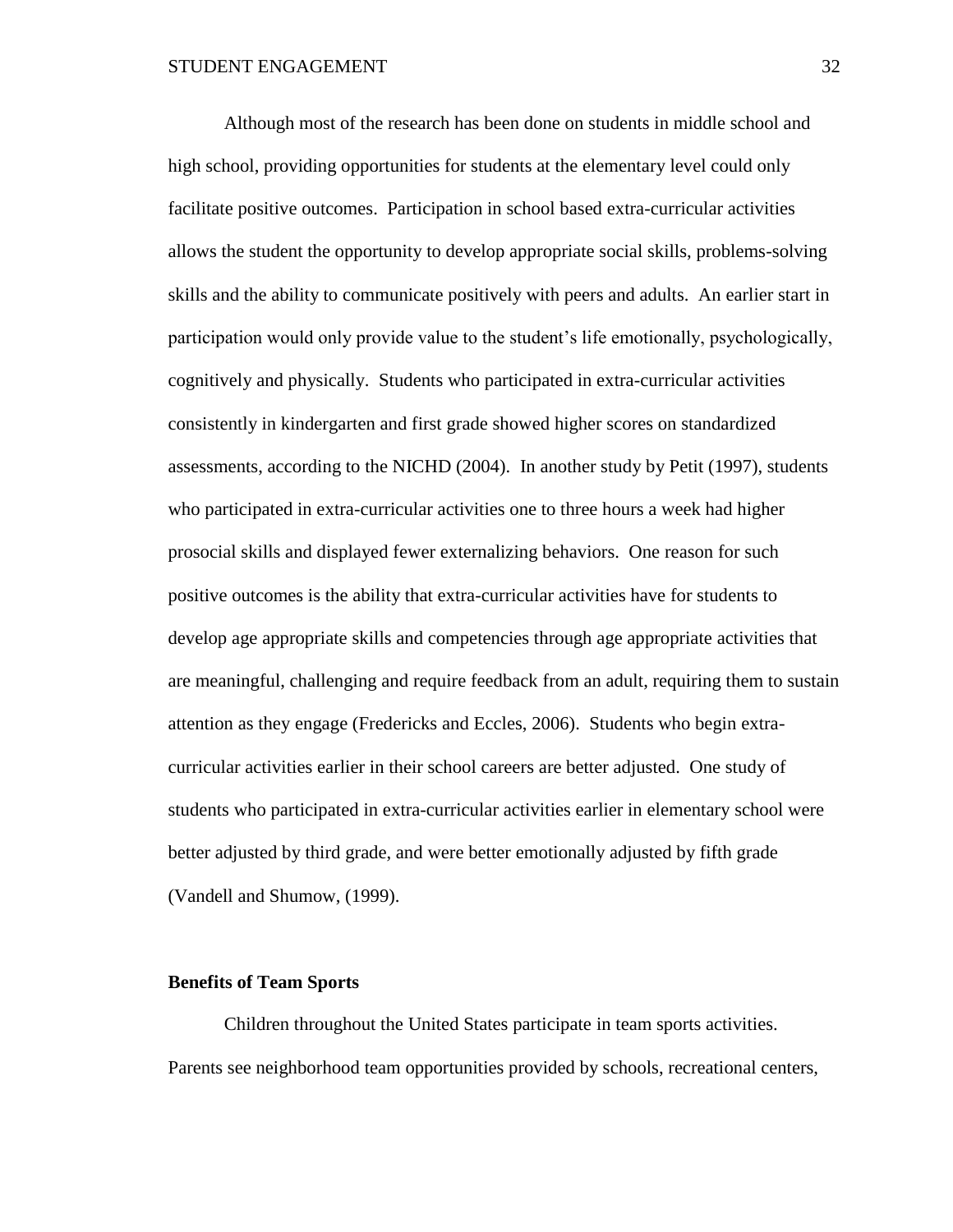Although most of the research has been done on students in middle school and high school, providing opportunities for students at the elementary level could only facilitate positive outcomes. Participation in school based extra-curricular activities allows the student the opportunity to develop appropriate social skills, problems-solving skills and the ability to communicate positively with peers and adults. An earlier start in participation would only provide value to the student's life emotionally, psychologically, cognitively and physically. Students who participated in extra-curricular activities consistently in kindergarten and first grade showed higher scores on standardized assessments, according to the NICHD (2004). In another study by Petit (1997), students who participated in extra-curricular activities one to three hours a week had higher prosocial skills and displayed fewer externalizing behaviors. One reason for such positive outcomes is the ability that extra-curricular activities have for students to develop age appropriate skills and competencies through age appropriate activities that are meaningful, challenging and require feedback from an adult, requiring them to sustain attention as they engage (Fredericks and Eccles, 2006). Students who begin extra-curricular activities earlier in their school careers are better adjusted. One study of students who participated in extra-curricular activities earlier in elementary school were better adjusted by third grade, and were better emotionally adjusted by fifth grade (Vandell and Shumow, (1999).

**Benefits of Team Sports**

Children throughout the United States participate in team sports activities. Parents see neighborhood team opportunities provided by schools, recreational centers,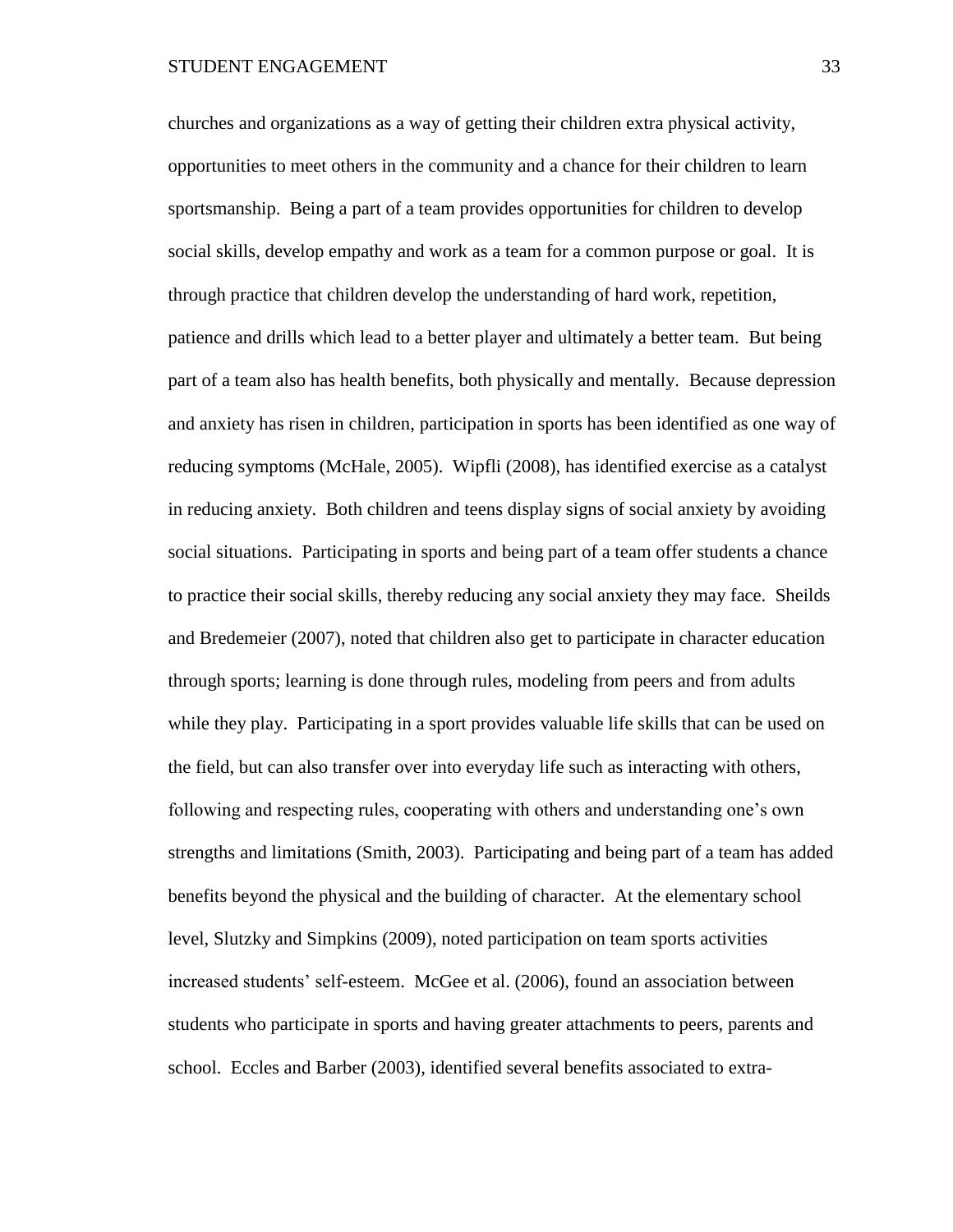churches and organizations as a way of getting their children extra physical activity, opportunities to meet others in the community and a chance for their children to learn sportsmanship. Being a part of a team provides opportunities for children to develop social skills, develop empathy and work as a team for a common purpose or goal. It is through practice that children develop the understanding of hard work, repetition, patience and drills which lead to a better player and ultimately a better team. But being part of a team also has health benefits, both physically and mentally. Because depression and anxiety has risen in children, participation in sports has been identified as one way of reducing symptoms (McHale, 2005). Wipfli (2008), has identified exercise as a catalyst in reducing anxiety. Both children and teens display signs of social anxiety by avoiding social situations. Participating in sports and being part of a team offer students a chance to practice their social skills, thereby reducing any social anxiety they may face. Sheilds and Bredemeier (2007), noted that children also get to participate in character education through sports; learning is done through rules, modeling from peers and from adults while they play. Participating in a sport provides valuable life skills that can be used on the field, but can also transfer over into everyday life such as interacting with others, following and respecting rules, cooperating with others and understanding one's own strengths and limitations (Smith, 2003). Participating and being part of a team has added benefits beyond the physical and the building of character. At the elementary school level, Slutzky and Simpkins (2009), noted participation on team sports activities increased students' self-esteem. McGee et al. (2006), found an association between students who participate in sports and having greater attachments to peers, parents and school. Eccles and Barber (2003), identified several benefits associated to extra-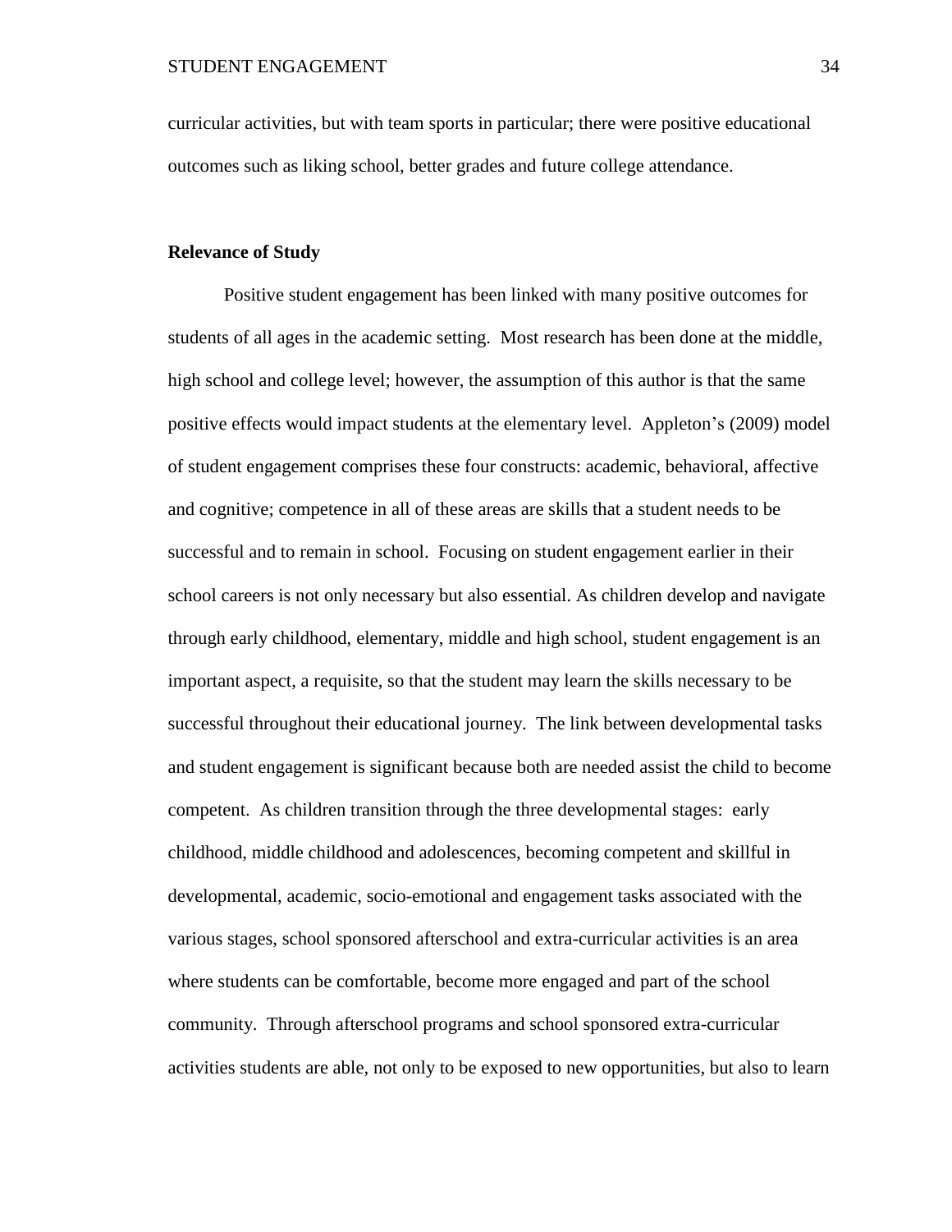curricular activities, but with team sports in particular; there were positive educational outcomes such as liking school, better grades and future college attendance.

**Relevance of Study**

Positive student engagement has been linked with many positive outcomes for students of all ages in the academic setting. Most research has been done at the middle, high school and college level; however, the assumption of this author is that the same positive effects would impact students at the elementary level. Appleton's (2009) model of student engagement comprises these four constructs: academic, behavioral, affective and cognitive; competence in all of these areas are skills that a student needs to be successful and to remain in school. Focusing on student engagement earlier in their school careers is not only necessary but also essential. As children develop and navigate through early childhood, elementary, middle and high school, student engagement is an important aspect, a requisite, so that the student may learn the skills necessary to be successful throughout their educational journey. The link between developmental tasks and student engagement is significant because both are needed assist the child to become competent. As children transition through the three developmental stages: early childhood, middle childhood and adolescences, becoming competent and skillful in developmental, academic, socio-emotional and engagement tasks associated with the various stages, school sponsored afterschool and extra-curricular activities is an area where students can be comfortable, become more engaged and part of the school community. Through afterschool programs and school sponsored extra-curricular activities students are able, not only to be exposed to new opportunities, but also to learn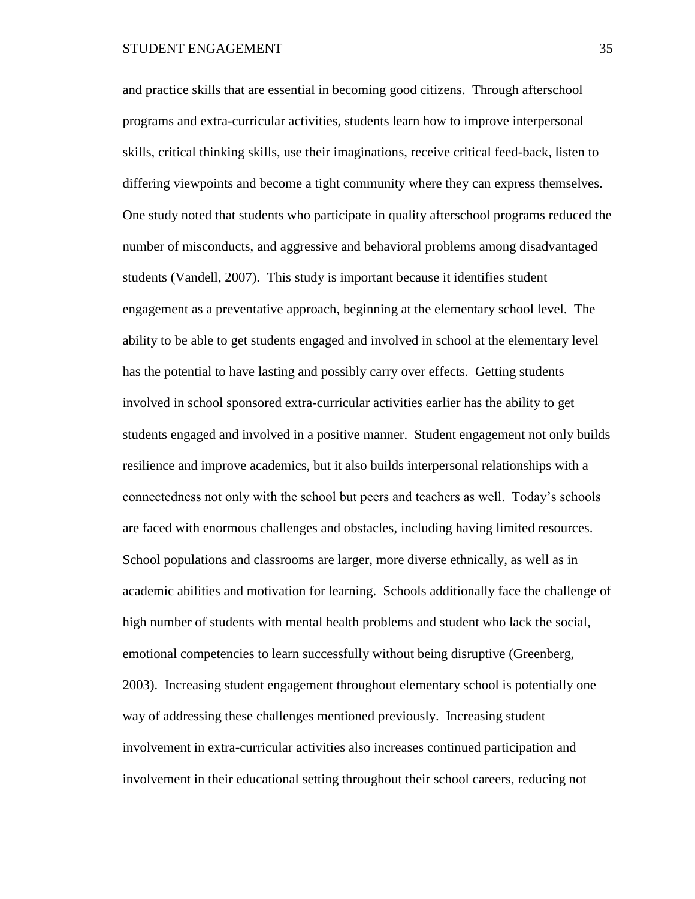and practice skills that are essential in becoming good citizens. Through afterschool programs and extra-curricular activities, students learn how to improve interpersonal skills, critical thinking skills, use their imaginations, receive critical feed-back, listen to differing viewpoints and become a tight community where they can express themselves. One study noted that students who participate in quality afterschool programs reduced the number of misconducts, and aggressive and behavioral problems among disadvantaged students (Vandell, 2007). This study is important because it identifies student engagement as a preventative approach, beginning at the elementary school level. The ability to be able to get students engaged and involved in school at the elementary level has the potential to have lasting and possibly carry over effects. Getting students involved in school sponsored extra-curricular activities earlier has the ability to get students engaged and involved in a positive manner. Student engagement not only builds resilience and improve academics, but it also builds interpersonal relationships with a connectedness not only with the school but peers and teachers as well. Today's schools are faced with enormous challenges and obstacles, including having limited resources. School populations and classrooms are larger, more diverse ethnically, as well as in academic abilities and motivation for learning. Schools additionally face the challenge of high number of students with mental health problems and student who lack the social, emotional competencies to learn successfully without being disruptive (Greenberg, 2003). Increasing student engagement throughout elementary school is potentially one way of addressing these challenges mentioned previously. Increasing student involvement in extra-curricular activities also increases continued participation and involvement in their educational setting throughout their school careers, reducing not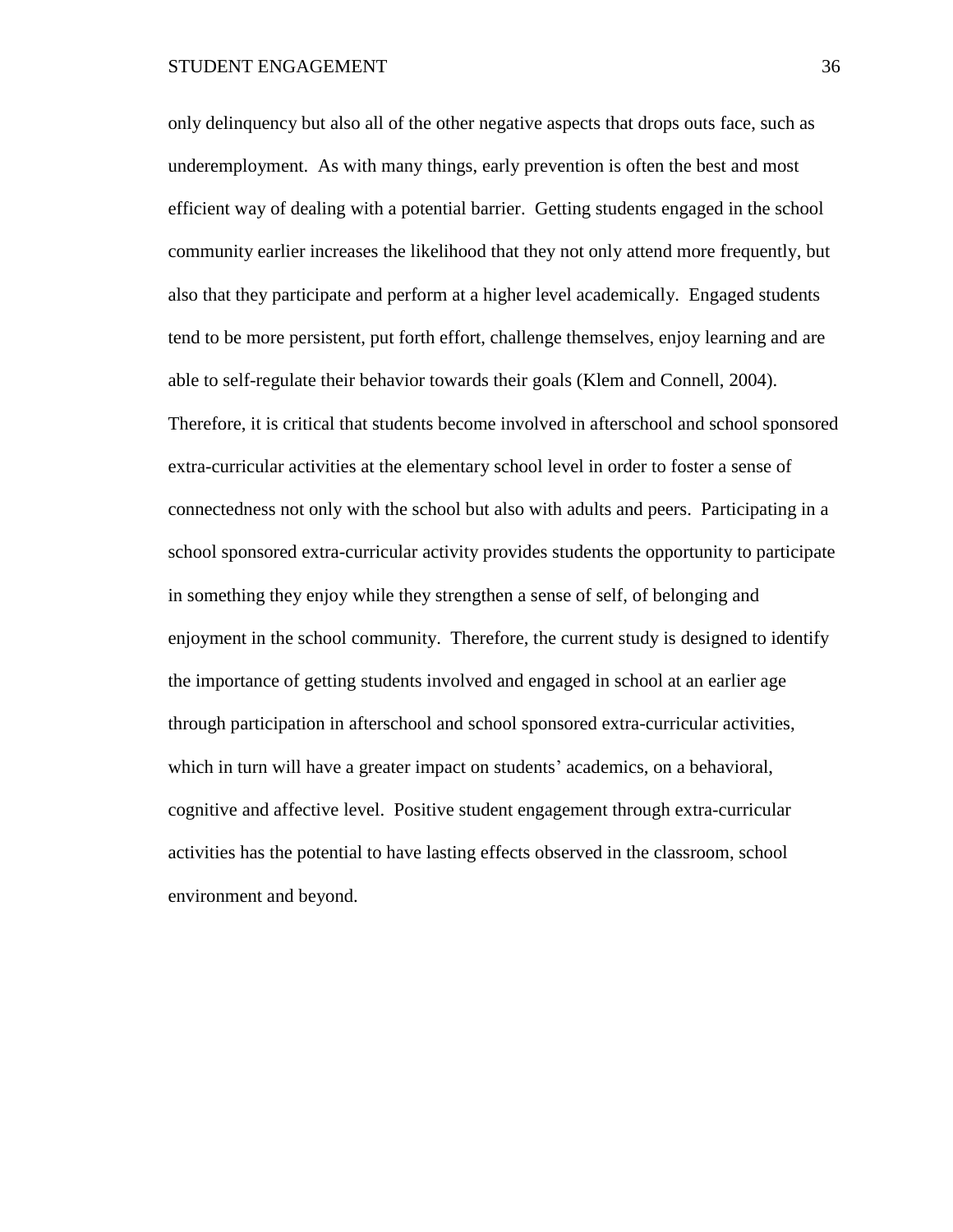only delinquency but also all of the other negative aspects that drops outs face, such as underemployment. As with many things, early prevention is often the best and most efficient way of dealing with a potential barrier. Getting students engaged in the school community earlier increases the likelihood that they not only attend more frequently, but also that they participate and perform at a higher level academically. Engaged students tend to be more persistent, put forth effort, challenge themselves, enjoy learning and are able to self-regulate their behavior towards their goals (Klem and Connell, 2004). Therefore, it is critical that students become involved in afterschool and school sponsored extra-curricular activities at the elementary school level in order to foster a sense of connectedness not only with the school but also with adults and peers. Participating in a school sponsored extra-curricular activity provides students the opportunity to participate in something they enjoy while they strengthen a sense of self, of belonging and enjoyment in the school community. Therefore, the current study is designed to identify the importance of getting students involved and engaged in school at an earlier age through participation in afterschool and school sponsored extra-curricular activities, which in turn will have a greater impact on students' academics, on a behavioral, cognitive and affective level. Positive student engagement through extra-curricular activities has the potential to have lasting effects observed in the classroom, school environment and beyond.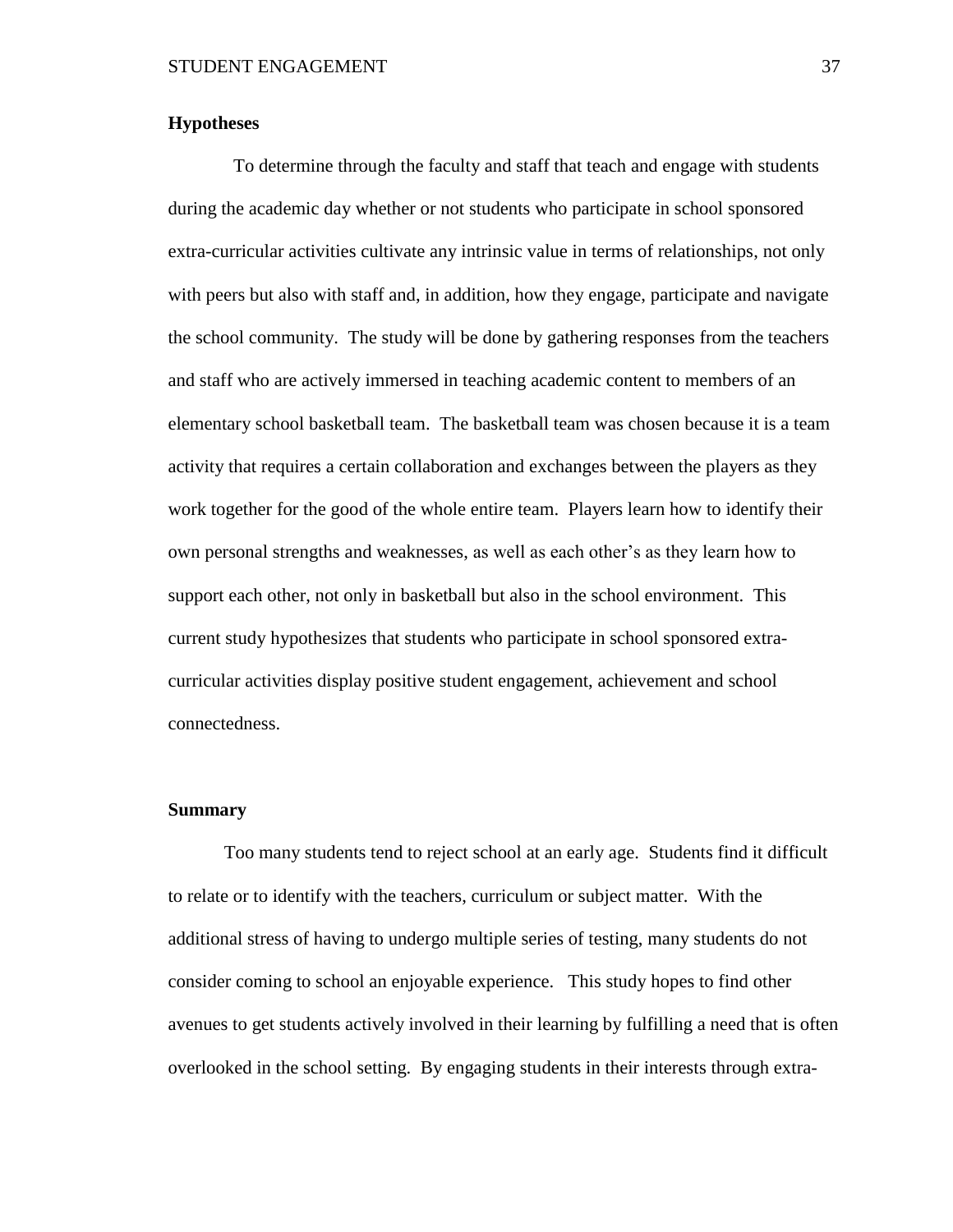## Hypotheses

To determine through the faculty and staff that teach and engage with students during the academic day whether or not students who participate in school sponsored extra-curricular activities cultivate any intrinsic value in terms of relationships, not only with peers but also with staff and, in addition, how they engage, participate and navigate the school community. The study will be done by gathering responses from the teachers and staff who are actively immersed in teaching academic content to members of an elementary school basketball team. The basketball team was chosen because it is a team activity that requires a certain collaboration and exchanges between the players as they work together for the good of the whole entire team. Players learn how to identify their own personal strengths and weaknesses, as well as each other's as they learn how to support each other, not only in basketball but also in the school environment. This current study hypothesizes that students who participate in school sponsored extra-curricular activities display positive student engagement, achievement and school connectedness.

## Summary

Too many students tend to reject school at an early age. Students find it difficult to relate or to identify with the teachers, curriculum or subject matter. With the additional stress of having to undergo multiple series of testing, many students do not consider coming to school an enjoyable experience. This study hopes to find other avenues to get students actively involved in their learning by fulfilling a need that is often overlooked in the school setting. By engaging students in their interests through extra-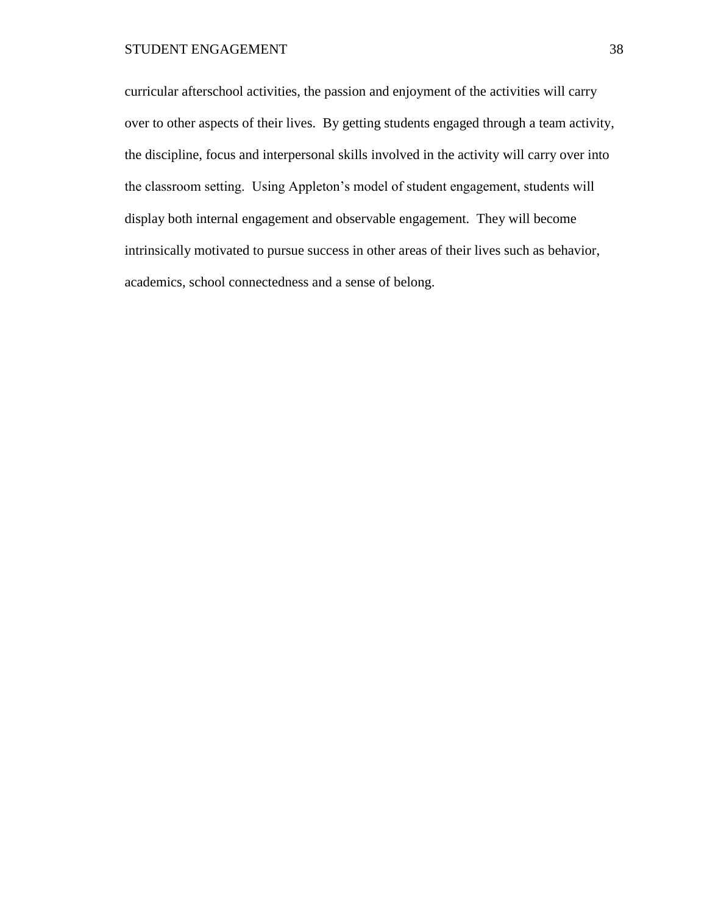curricular afterschool activities, the passion and enjoyment of the activities will carry over to other aspects of their lives. By getting students engaged through a team activity, the discipline, focus and interpersonal skills involved in the activity will carry over into the classroom setting. Using Appleton's model of student engagement, students will display both internal engagement and observable engagement. They will become intrinsically motivated to pursue success in other areas of their lives such as behavior, academics, school connectedness and a sense of belong.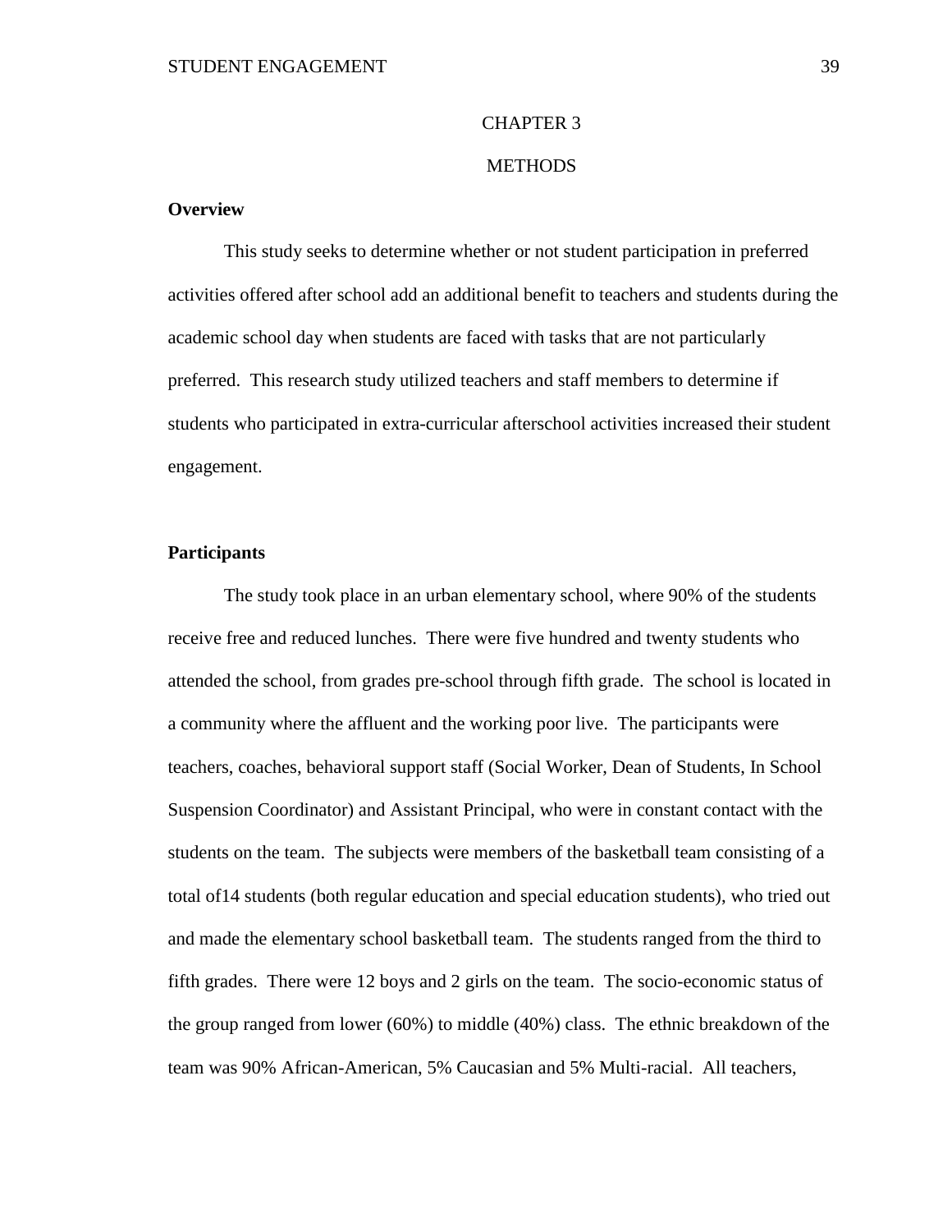# CHAPTER 3

# METHODS

## Overview

This study seeks to determine whether or not student participation in preferred activities offered after school add an additional benefit to teachers and students during the academic school day when students are faced with tasks that are not particularly preferred. This research study utilized teachers and staff members to determine if students who participated in extra-curricular afterschool activities increased their student engagement.

## Participants

The study took place in an urban elementary school, where 90% of the students receive free and reduced lunches. There were five hundred and twenty students who attended the school, from grades pre-school through fifth grade. The school is located in a community where the affluent and the working poor live. The participants were teachers, coaches, behavioral support staff (Social Worker, Dean of Students, In School Suspension Coordinator) and Assistant Principal, who were in constant contact with the students on the team. The subjects were members of the basketball team consisting of a total of14 students (both regular education and special education students), who tried out and made the elementary school basketball team. The students ranged from the third to fifth grades. There were 12 boys and 2 girls on the team. The socio-economic status of the group ranged from lower (60%) to middle (40%) class. The ethnic breakdown of the team was 90% African-American, 5% Caucasian and 5% Multi-racial. All teachers,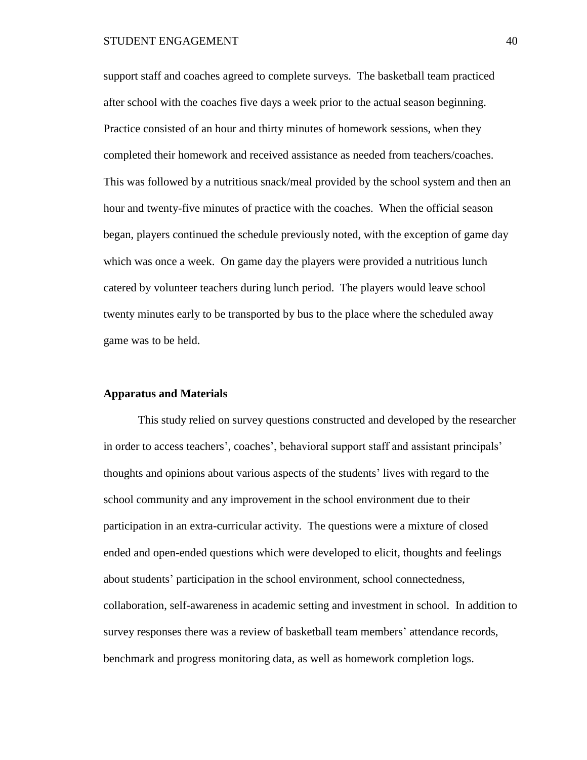support staff and coaches agreed to complete surveys. The basketball team practiced after school with the coaches five days a week prior to the actual season beginning. Practice consisted of an hour and thirty minutes of homework sessions, when they completed their homework and received assistance as needed from teachers/coaches. This was followed by a nutritious snack/meal provided by the school system and then an hour and twenty-five minutes of practice with the coaches. When the official season began, players continued the schedule previously noted, with the exception of game day which was once a week. On game day the players were provided a nutritious lunch catered by volunteer teachers during lunch period. The players would leave school twenty minutes early to be transported by bus to the place where the scheduled away game was to be held.

## Apparatus and Materials

This study relied on survey questions constructed and developed by the researcher in order to access teachers', coaches', behavioral support staff and assistant principals' thoughts and opinions about various aspects of the students' lives with regard to the school community and any improvement in the school environment due to their participation in an extra-curricular activity. The questions were a mixture of closed ended and open-ended questions which were developed to elicit, thoughts and feelings about students' participation in the school environment, school connectedness, collaboration, self-awareness in academic setting and investment in school. In addition to survey responses there was a review of basketball team members' attendance records, benchmark and progress monitoring data, as well as homework completion logs.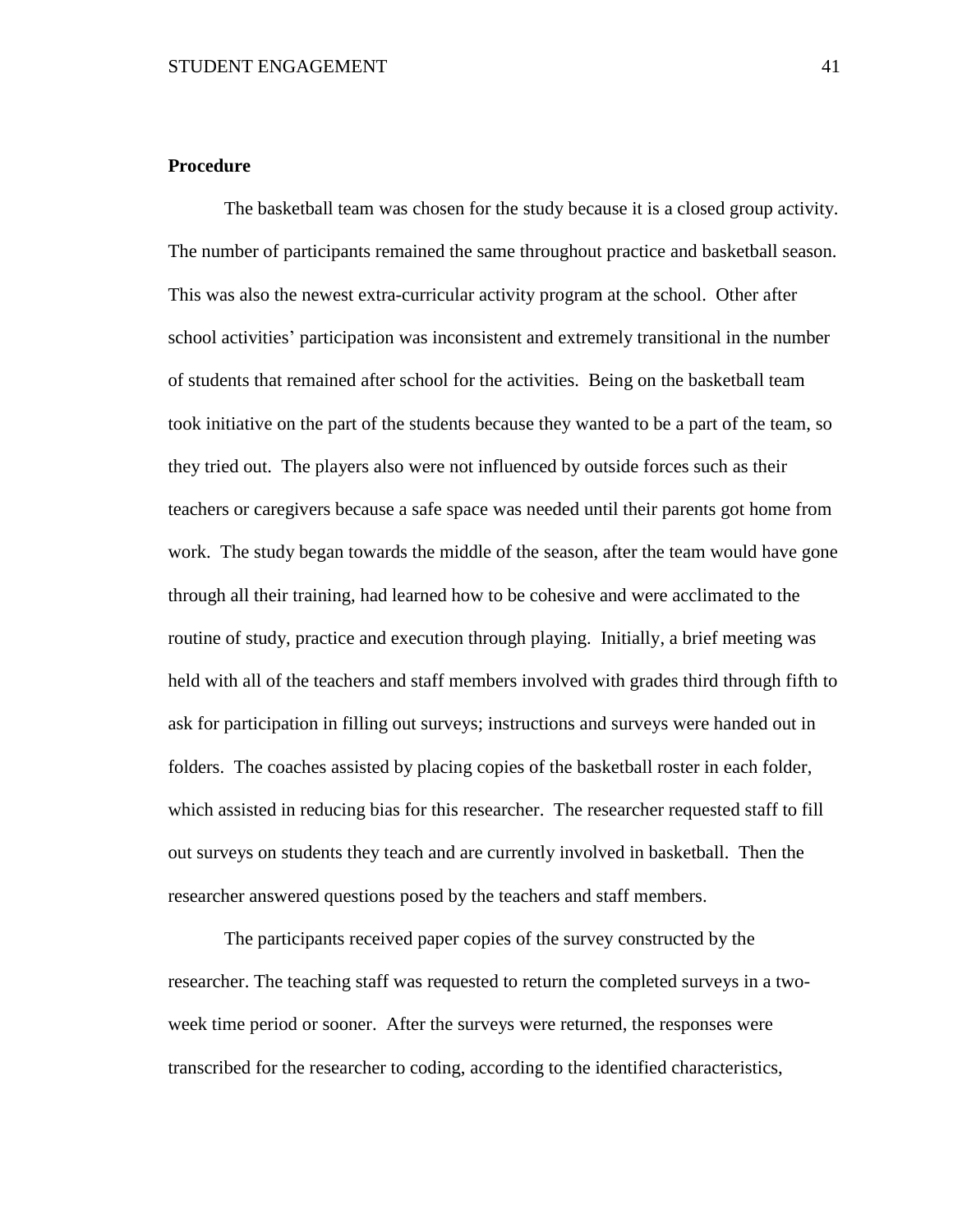**Procedure**

The basketball team was chosen for the study because it is a closed group activity. The number of participants remained the same throughout practice and basketball season. This was also the newest extra-curricular activity program at the school. Other after school activities' participation was inconsistent and extremely transitional in the number of students that remained after school for the activities. Being on the basketball team took initiative on the part of the students because they wanted to be a part of the team, so they tried out. The players also were not influenced by outside forces such as their teachers or caregivers because a safe space was needed until their parents got home from work. The study began towards the middle of the season, after the team would have gone through all their training, had learned how to be cohesive and were acclimated to the routine of study, practice and execution through playing. Initially, a brief meeting was held with all of the teachers and staff members involved with grades third through fifth to ask for participation in filling out surveys; instructions and surveys were handed out in folders. The coaches assisted by placing copies of the basketball roster in each folder, which assisted in reducing bias for this researcher. The researcher requested staff to fill out surveys on students they teach and are currently involved in basketball. Then the researcher answered questions posed by the teachers and staff members.

The participants received paper copies of the survey constructed by the researcher. The teaching staff was requested to return the completed surveys in a two-week time period or sooner. After the surveys were returned, the responses were transcribed for the researcher to coding, according to the identified characteristics,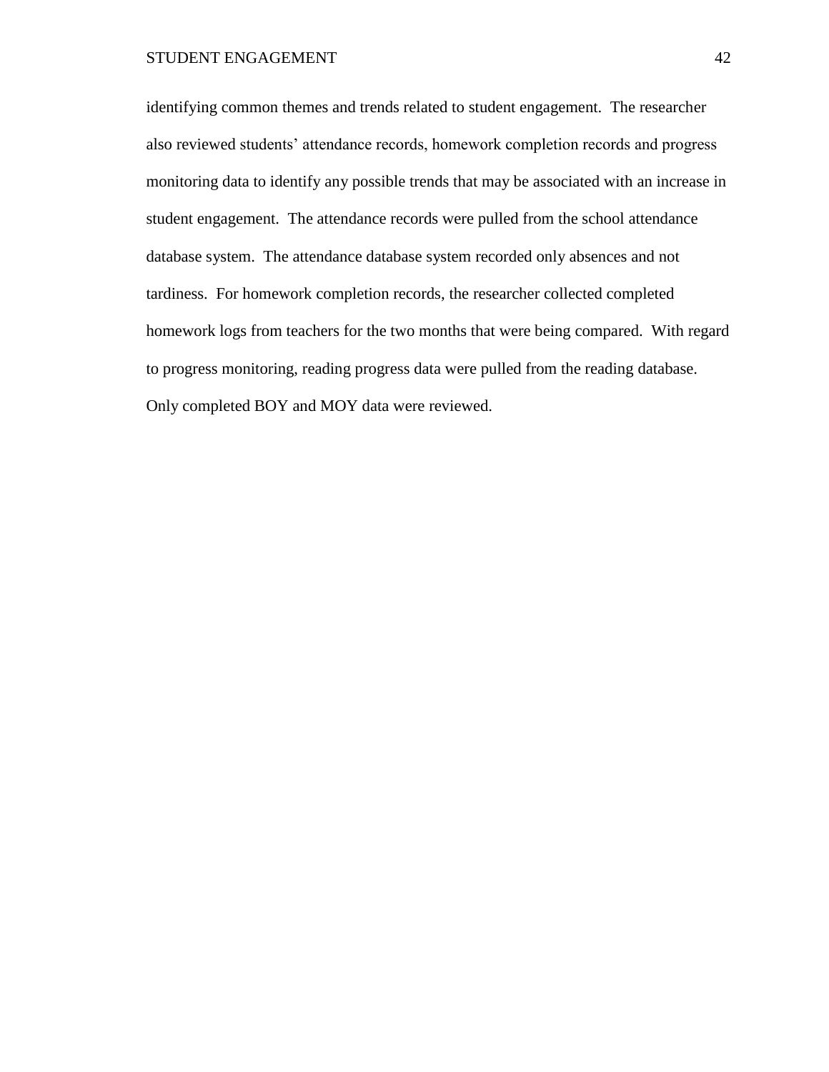identifying common themes and trends related to student engagement. The researcher also reviewed students' attendance records, homework completion records and progress monitoring data to identify any possible trends that may be associated with an increase in student engagement. The attendance records were pulled from the school attendance database system. The attendance database system recorded only absences and not tardiness. For homework completion records, the researcher collected completed homework logs from teachers for the two months that were being compared. With regard to progress monitoring, reading progress data were pulled from the reading database. Only completed BOY and MOY data were reviewed.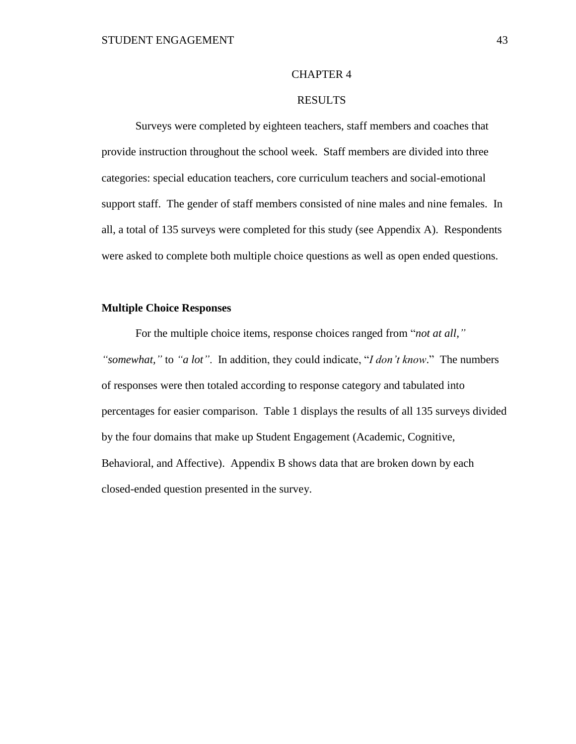# CHAPTER 4

# RESULTS

Surveys were completed by eighteen teachers, staff members and coaches that provide instruction throughout the school week. Staff members are divided into three categories: special education teachers, core curriculum teachers and social-emotional support staff. The gender of staff members consisted of nine males and nine females. In all, a total of 135 surveys were completed for this study (see Appendix A). Respondents were asked to complete both multiple choice questions as well as open ended questions.

## Multiple Choice Responses

For the multiple choice items, response choices ranged from "*not at all,*" *"somewhat,"* to *"a lot"*. In addition, they could indicate, "*I don't know*." The numbers of responses were then totaled according to response category and tabulated into percentages for easier comparison. Table 1 displays the results of all 135 surveys divided by the four domains that make up Student Engagement (Academic, Cognitive, Behavioral, and Affective). Appendix B shows data that are broken down by each closed-ended question presented in the survey.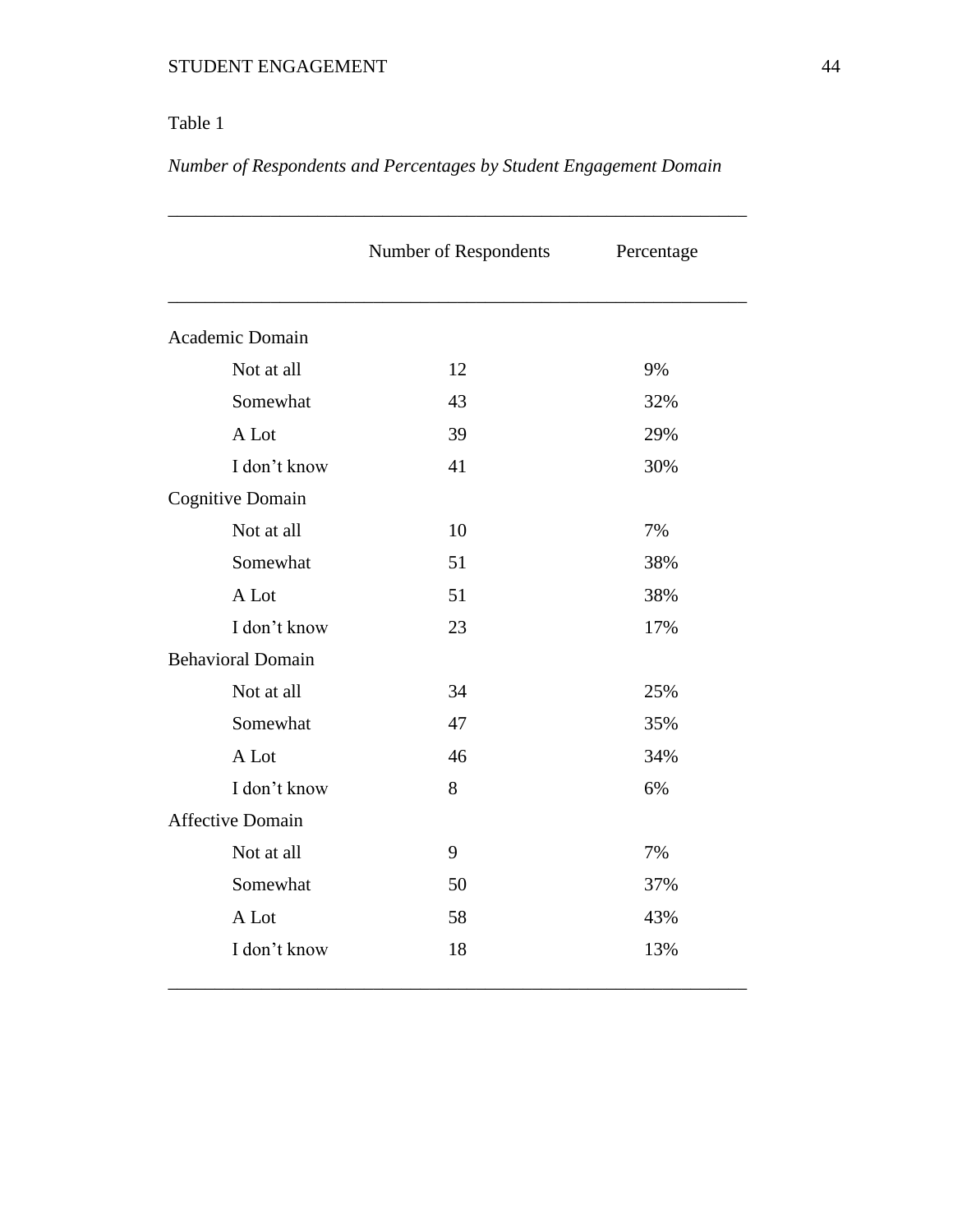Table 1

*Number of Respondents and Percentages by Student Engagement Domain*

| | Number of Respondents | Percentage |
|---|---|---|
| Academic Domain | | |
| Not at all | 12 | 9% |
| Somewhat | 43 | 32% |
| A Lot | 39 | 29% |
| I don't know | 41 | 30% |
| Cognitive Domain | | |
| Not at all | 10 | 7% |
| Somewhat | 51 | 38% |
| A Lot | 51 | 38% |
| I don't know | 23 | 17% |
| Behavioral Domain | | |
| Not at all | 34 | 25% |
| Somewhat | 47 | 35% |
| A Lot | 46 | 34% |
| I don't know | 8 | 6% |
| Affective Domain | | |
| Not at all | 9 | 7% |
| Somewhat | 50 | 37% |
| A Lot | 58 | 43% |
| I don't know | 18 | 13% |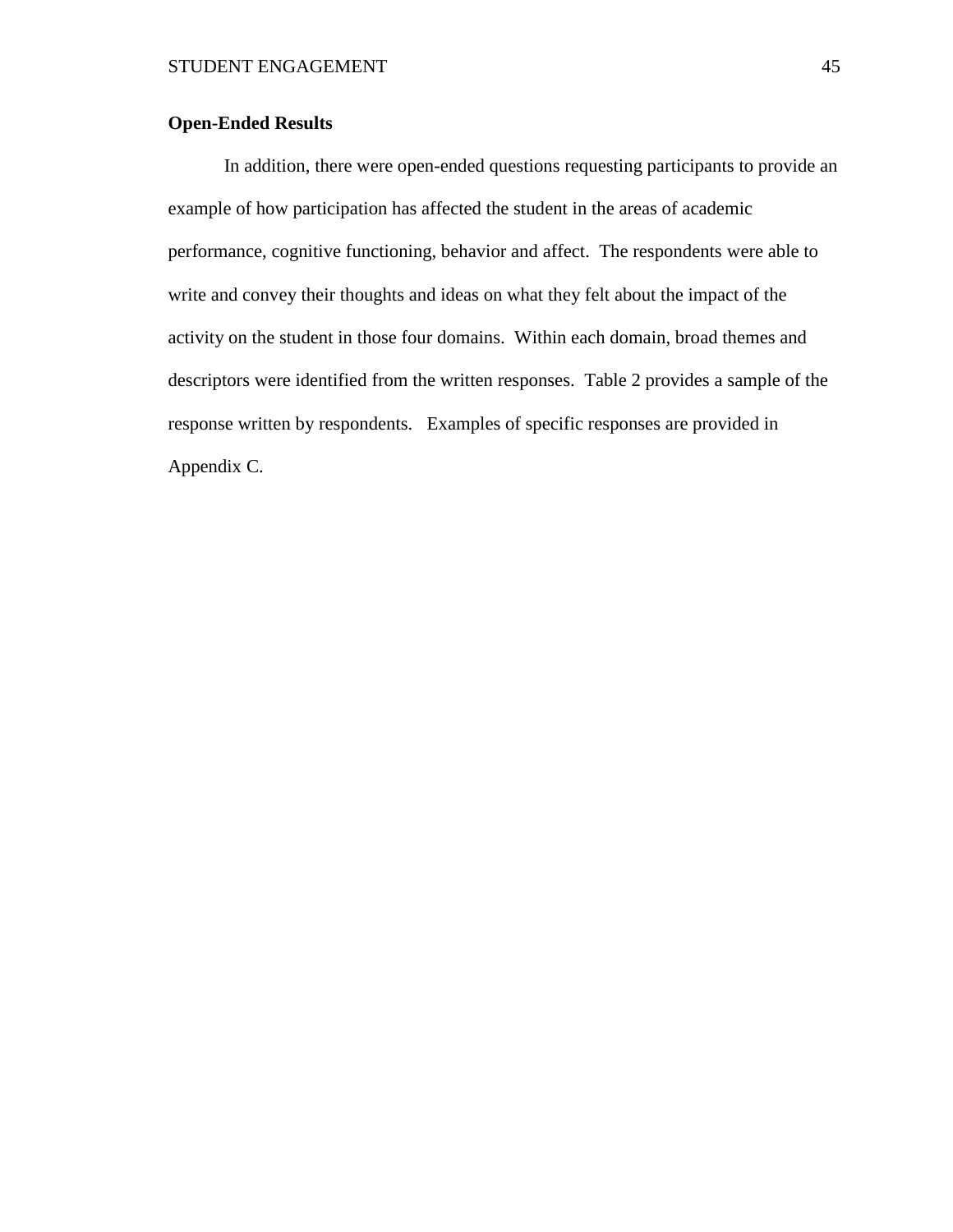**Open-Ended Results**

In addition, there were open-ended questions requesting participants to provide an example of how participation has affected the student in the areas of academic performance, cognitive functioning, behavior and affect. The respondents were able to write and convey their thoughts and ideas on what they felt about the impact of the activity on the student in those four domains. Within each domain, broad themes and descriptors were identified from the written responses. Table 2 provides a sample of the response written by respondents. Examples of specific responses are provided in Appendix C.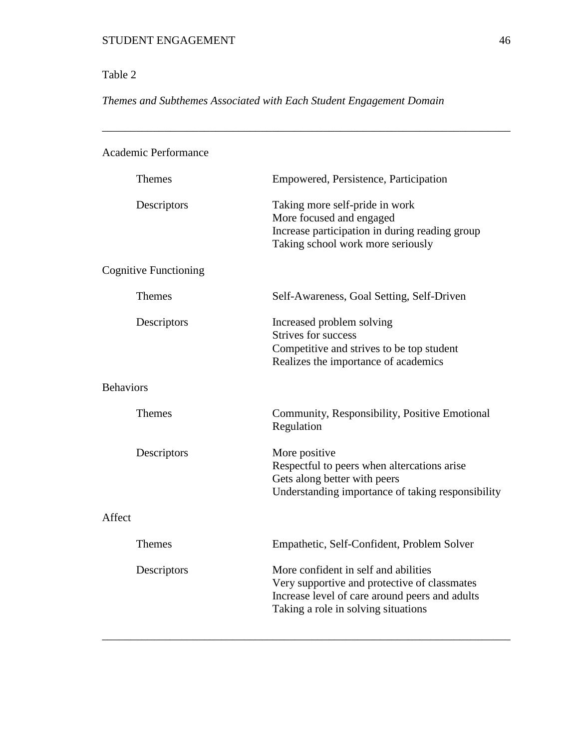Table 2

*Themes and Subthemes Associated with Each Student Engagement Domain*

| | |
|---|---|
| **Academic Performance** | |
| Themes | Empowered, Persistence, Participation |
| Descriptors | Taking more self-pride in work<br>More focused and engaged<br>Increase participation in during reading group<br>Taking school work more seriously |
| **Cognitive Functioning** | |
| Themes | Self-Awareness, Goal Setting, Self-Driven |
| Descriptors | Increased problem solving<br>Strives for success<br>Competitive and strives to be top student<br>Realizes the importance of academics |
| **Behaviors** | |
| Themes | Community, Responsibility, Positive Emotional Regulation |
| Descriptors | More positive<br>Respectful to peers when altercations arise<br>Gets along better with peers<br>Understanding importance of taking responsibility |
| **Affect** | |
| Themes | Empathetic, Self-Confident, Problem Solver |
| Descriptors | More confident in self and abilities<br>Very supportive and protective of classmates<br>Increase level of care around peers and adults<br>Taking a role in solving situations |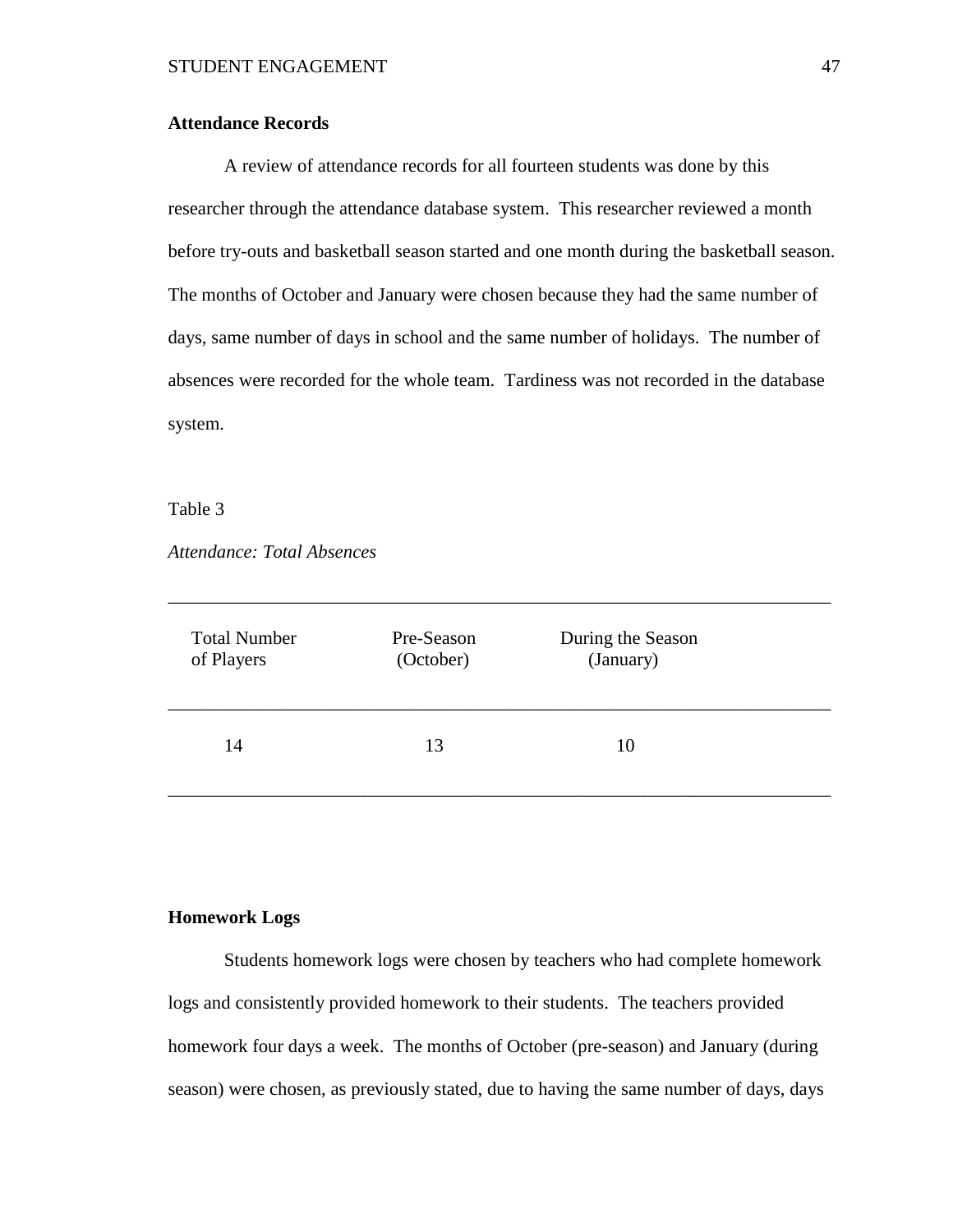**Attendance Records**

A review of attendance records for all fourteen students was done by this researcher through the attendance database system. This researcher reviewed a month before try-outs and basketball season started and one month during the basketball season. The months of October and January were chosen because they had the same number of days, same number of days in school and the same number of holidays. The number of absences were recorded for the whole team. Tardiness was not recorded in the database system.

Table 3

*Attendance: Total Absences*

| Total Number of Players | Pre-Season (October) | During the Season (January) |
|---|---|---|
| 14 | 13 | 10 |

**Homework Logs**

Students homework logs were chosen by teachers who had complete homework logs and consistently provided homework to their students. The teachers provided homework four days a week. The months of October (pre-season) and January (during season) were chosen, as previously stated, due to having the same number of days, days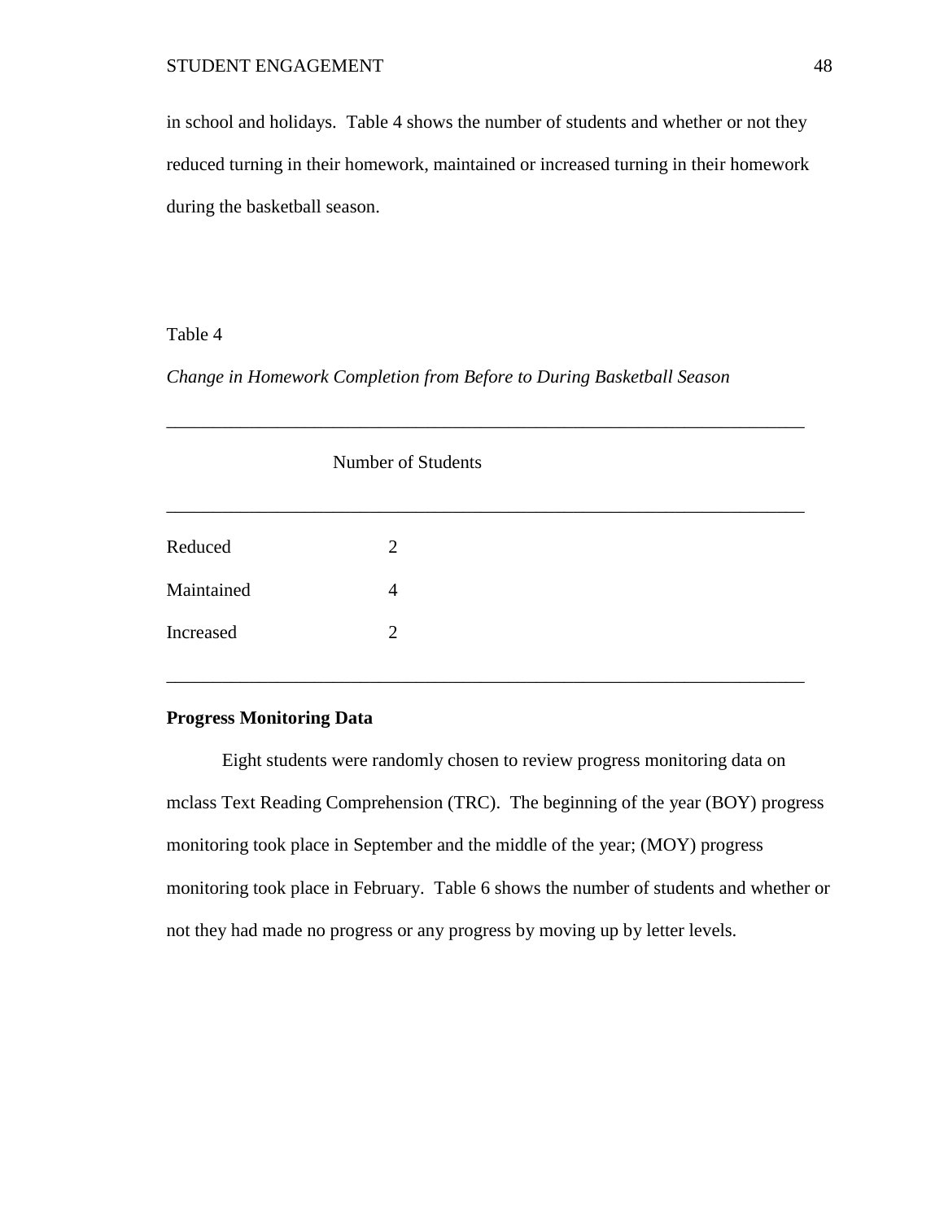in school and holidays. Table 4 shows the number of students and whether or not they reduced turning in their homework, maintained or increased turning in their homework during the basketball season.

Table 4

*Change in Homework Completion from Before to During Basketball Season*

| | Number of Students |
|---|---|
| Reduced | 2 |
| Maintained | 4 |
| Increased | 2 |

**Progress Monitoring Data**

Eight students were randomly chosen to review progress monitoring data on mclass Text Reading Comprehension (TRC). The beginning of the year (BOY) progress monitoring took place in September and the middle of the year; (MOY) progress monitoring took place in February. Table 6 shows the number of students and whether or not they had made no progress or any progress by moving up by letter levels.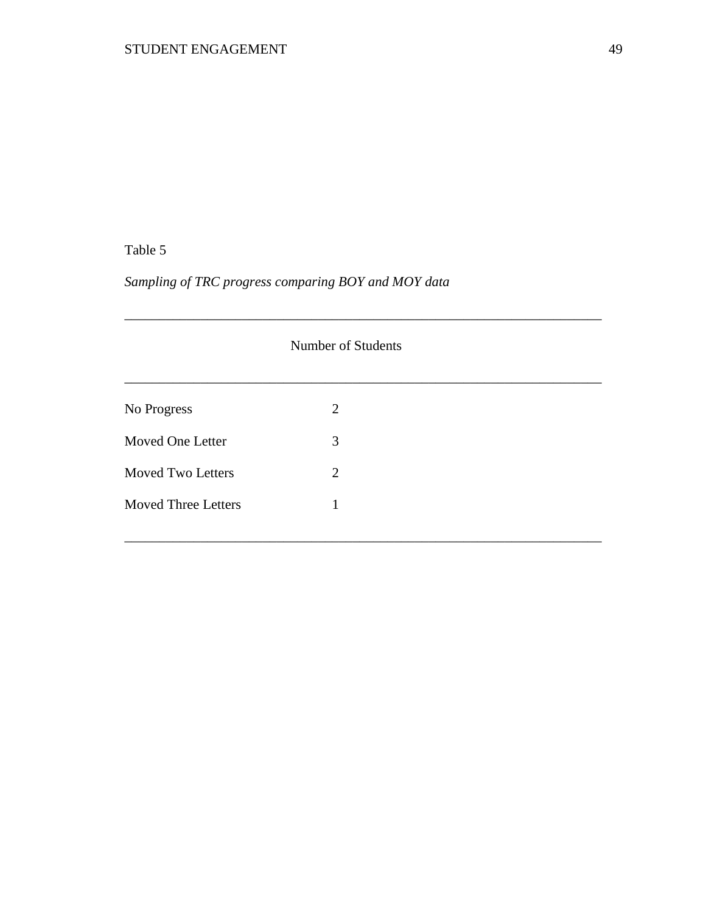Table 5

*Sampling of TRC progress comparing BOY and MOY data*

| | Number of Students |
|---|---|
| No Progress | 2 |
| Moved One Letter | 3 |
| Moved Two Letters | 2 |
| Moved Three Letters | 1 |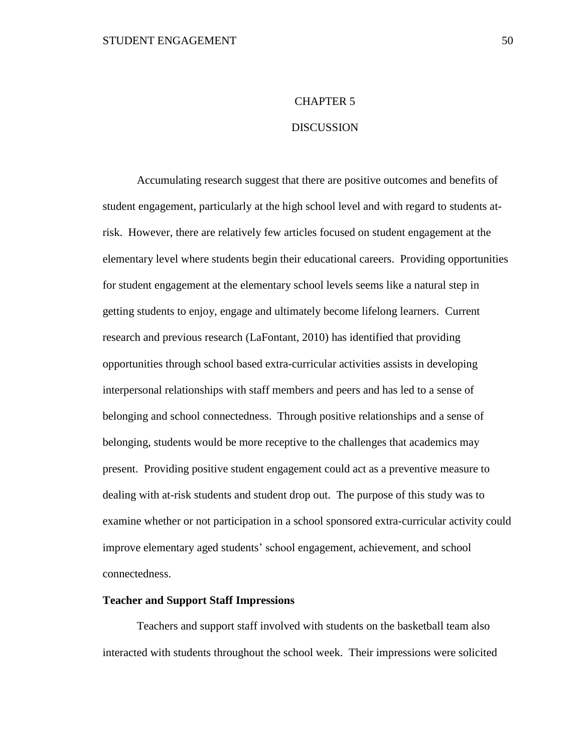# CHAPTER 5

# DISCUSSION

Accumulating research suggest that there are positive outcomes and benefits of student engagement, particularly at the high school level and with regard to students at-risk. However, there are relatively few articles focused on student engagement at the elementary level where students begin their educational careers. Providing opportunities for student engagement at the elementary school levels seems like a natural step in getting students to enjoy, engage and ultimately become lifelong learners. Current research and previous research (LaFontant, 2010) has identified that providing opportunities through school based extra-curricular activities assists in developing interpersonal relationships with staff members and peers and has led to a sense of belonging and school connectedness. Through positive relationships and a sense of belonging, students would be more receptive to the challenges that academics may present. Providing positive student engagement could act as a preventive measure to dealing with at-risk students and student drop out. The purpose of this study was to examine whether or not participation in a school sponsored extra-curricular activity could improve elementary aged students' school engagement, achievement, and school connectedness.

## Teacher and Support Staff Impressions

Teachers and support staff involved with students on the basketball team also interacted with students throughout the school week. Their impressions were solicited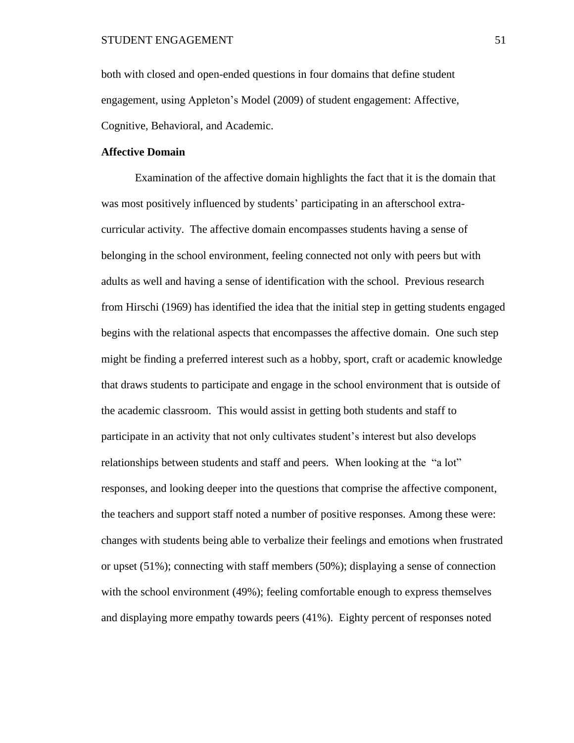both with closed and open-ended questions in four domains that define student engagement, using Appleton's Model (2009) of student engagement: Affective, Cognitive, Behavioral, and Academic.

**Affective Domain**

Examination of the affective domain highlights the fact that it is the domain that was most positively influenced by students' participating in an afterschool extra-curricular activity. The affective domain encompasses students having a sense of belonging in the school environment, feeling connected not only with peers but with adults as well and having a sense of identification with the school. Previous research from Hirschi (1969) has identified the idea that the initial step in getting students engaged begins with the relational aspects that encompasses the affective domain. One such step might be finding a preferred interest such as a hobby, sport, craft or academic knowledge that draws students to participate and engage in the school environment that is outside of the academic classroom. This would assist in getting both students and staff to participate in an activity that not only cultivates student's interest but also develops relationships between students and staff and peers. When looking at the "a lot" responses, and looking deeper into the questions that comprise the affective component, the teachers and support staff noted a number of positive responses. Among these were: changes with students being able to verbalize their feelings and emotions when frustrated or upset (51%); connecting with staff members (50%); displaying a sense of connection with the school environment (49%); feeling comfortable enough to express themselves and displaying more empathy towards peers (41%). Eighty percent of responses noted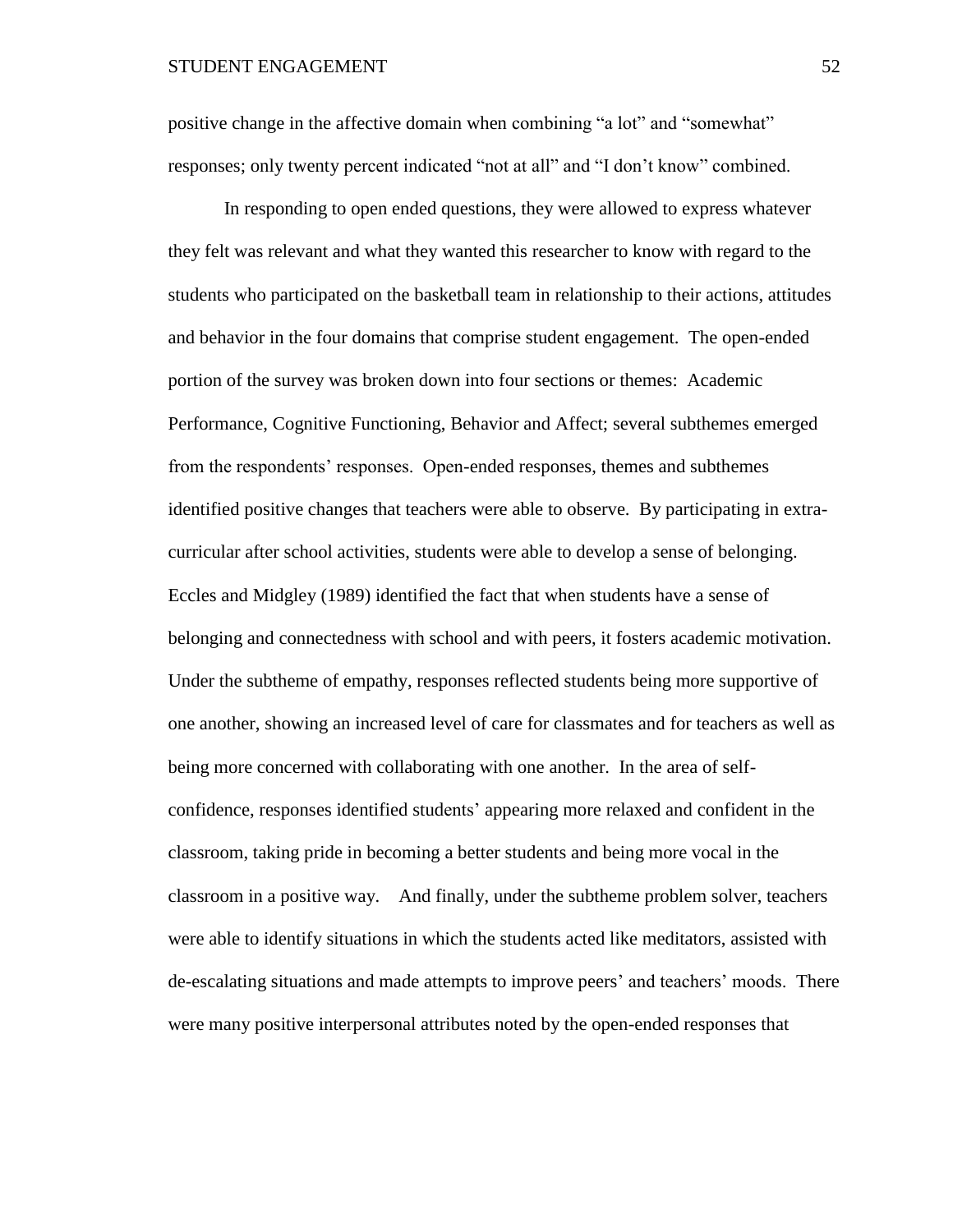positive change in the affective domain when combining "a lot" and "somewhat" responses; only twenty percent indicated "not at all" and "I don't know" combined.

In responding to open ended questions, they were allowed to express whatever they felt was relevant and what they wanted this researcher to know with regard to the students who participated on the basketball team in relationship to their actions, attitudes and behavior in the four domains that comprise student engagement. The open-ended portion of the survey was broken down into four sections or themes: Academic Performance, Cognitive Functioning, Behavior and Affect; several subthemes emerged from the respondents' responses. Open-ended responses, themes and subthemes identified positive changes that teachers were able to observe. By participating in extra-curricular after school activities, students were able to develop a sense of belonging. Eccles and Midgley (1989) identified the fact that when students have a sense of belonging and connectedness with school and with peers, it fosters academic motivation. Under the subtheme of empathy, responses reflected students being more supportive of one another, showing an increased level of care for classmates and for teachers as well as being more concerned with collaborating with one another. In the area of self-confidence, responses identified students' appearing more relaxed and confident in the classroom, taking pride in becoming a better students and being more vocal in the classroom in a positive way. And finally, under the subtheme problem solver, teachers were able to identify situations in which the students acted like meditators, assisted with de-escalating situations and made attempts to improve peers' and teachers' moods. There were many positive interpersonal attributes noted by the open-ended responses that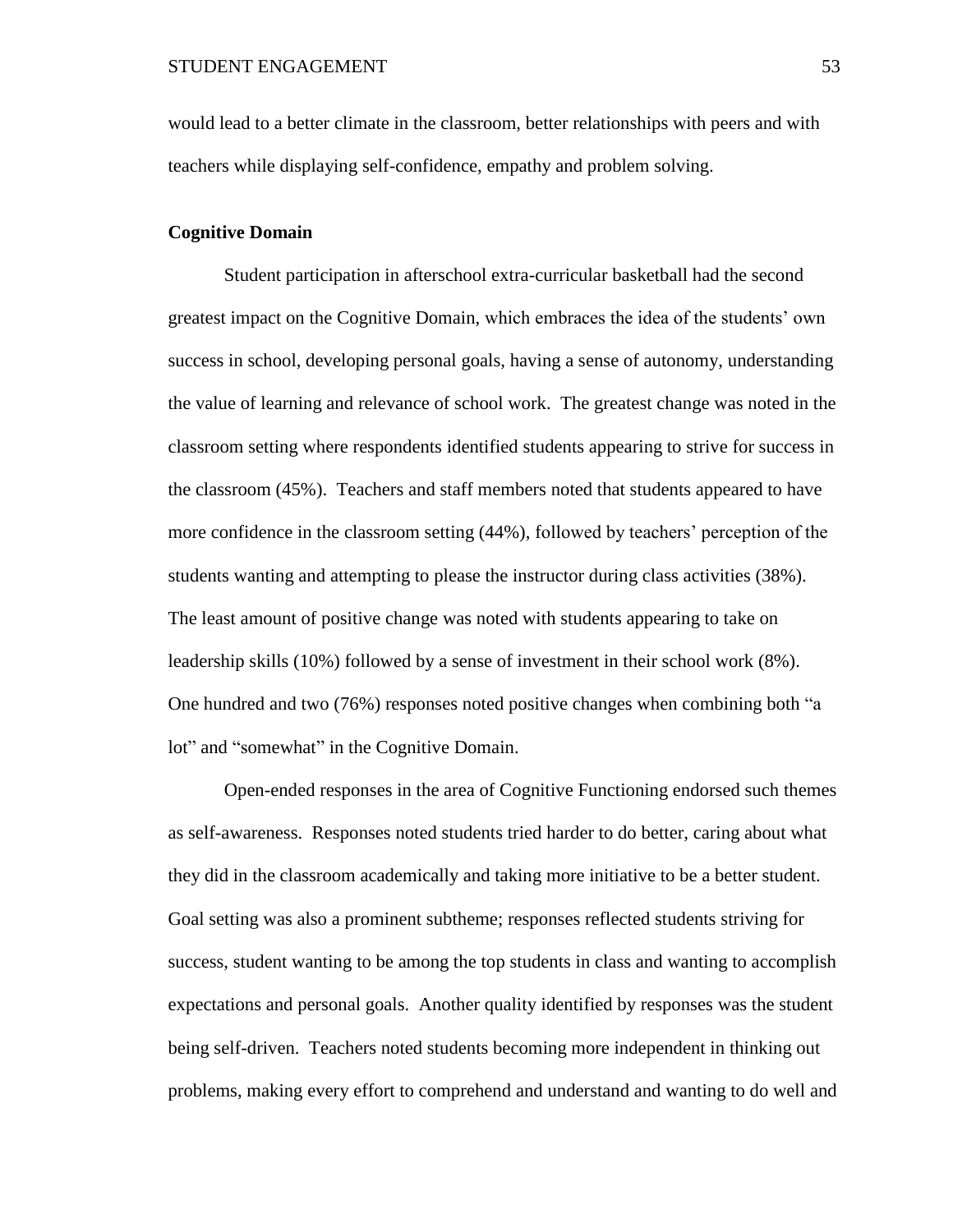would lead to a better climate in the classroom, better relationships with peers and with teachers while displaying self-confidence, empathy and problem solving.

**Cognitive Domain**

Student participation in afterschool extra-curricular basketball had the second greatest impact on the Cognitive Domain, which embraces the idea of the students' own success in school, developing personal goals, having a sense of autonomy, understanding the value of learning and relevance of school work. The greatest change was noted in the classroom setting where respondents identified students appearing to strive for success in the classroom (45%). Teachers and staff members noted that students appeared to have more confidence in the classroom setting (44%), followed by teachers' perception of the students wanting and attempting to please the instructor during class activities (38%). The least amount of positive change was noted with students appearing to take on leadership skills (10%) followed by a sense of investment in their school work (8%). One hundred and two (76%) responses noted positive changes when combining both "a lot" and "somewhat" in the Cognitive Domain.

Open-ended responses in the area of Cognitive Functioning endorsed such themes as self-awareness. Responses noted students tried harder to do better, caring about what they did in the classroom academically and taking more initiative to be a better student. Goal setting was also a prominent subtheme; responses reflected students striving for success, student wanting to be among the top students in class and wanting to accomplish expectations and personal goals. Another quality identified by responses was the student being self-driven. Teachers noted students becoming more independent in thinking out problems, making every effort to comprehend and understand and wanting to do well and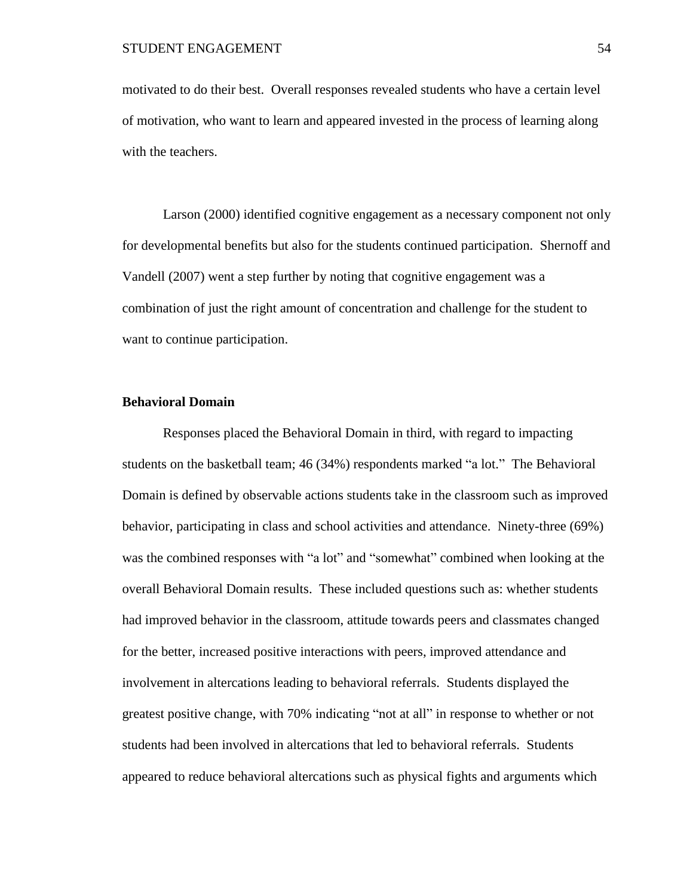motivated to do their best. Overall responses revealed students who have a certain level of motivation, who want to learn and appeared invested in the process of learning along with the teachers.

Larson (2000) identified cognitive engagement as a necessary component not only for developmental benefits but also for the students continued participation. Shernoff and Vandell (2007) went a step further by noting that cognitive engagement was a combination of just the right amount of concentration and challenge for the student to want to continue participation.

**Behavioral Domain**

Responses placed the Behavioral Domain in third, with regard to impacting students on the basketball team; 46 (34%) respondents marked "a lot." The Behavioral Domain is defined by observable actions students take in the classroom such as improved behavior, participating in class and school activities and attendance. Ninety-three (69%) was the combined responses with "a lot" and "somewhat" combined when looking at the overall Behavioral Domain results. These included questions such as: whether students had improved behavior in the classroom, attitude towards peers and classmates changed for the better, increased positive interactions with peers, improved attendance and involvement in altercations leading to behavioral referrals. Students displayed the greatest positive change, with 70% indicating "not at all" in response to whether or not students had been involved in altercations that led to behavioral referrals. Students appeared to reduce behavioral altercations such as physical fights and arguments which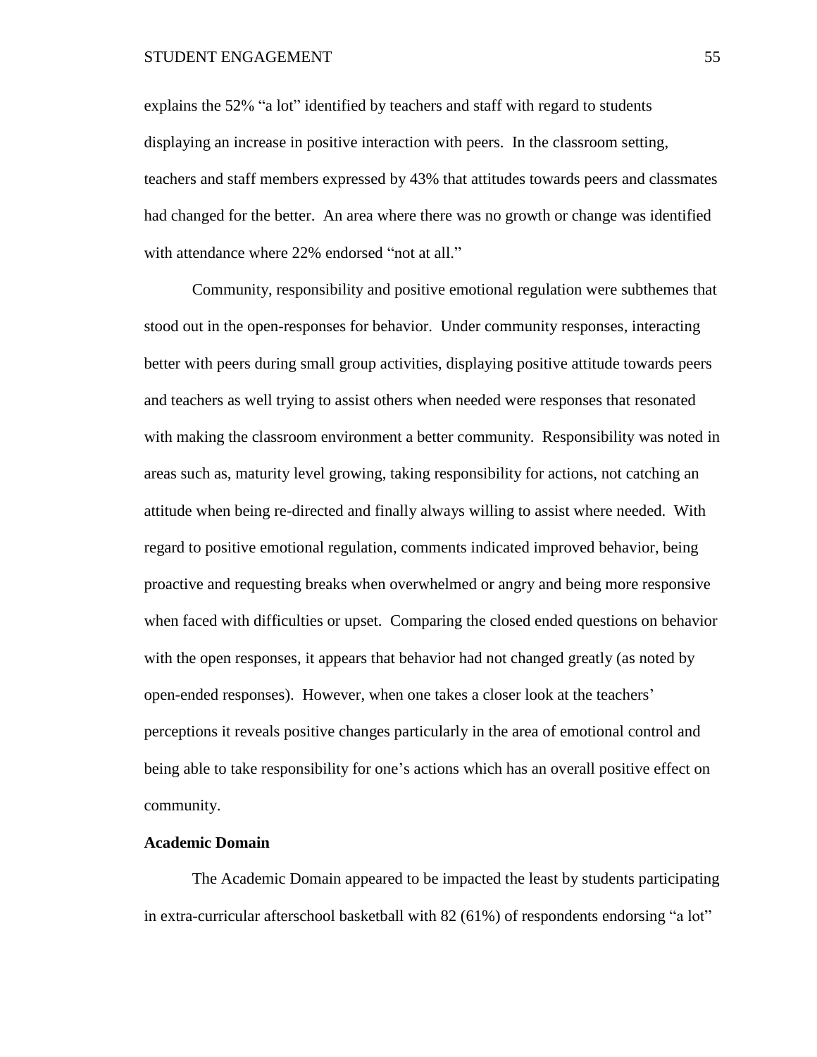explains the 52% “a lot” identified by teachers and staff with regard to students displaying an increase in positive interaction with peers. In the classroom setting, teachers and staff members expressed by 43% that attitudes towards peers and classmates had changed for the better. An area where there was no growth or change was identified with attendance where 22% endorsed “not at all.”

Community, responsibility and positive emotional regulation were subthemes that stood out in the open-responses for behavior. Under community responses, interacting better with peers during small group activities, displaying positive attitude towards peers and teachers as well trying to assist others when needed were responses that resonated with making the classroom environment a better community. Responsibility was noted in areas such as, maturity level growing, taking responsibility for actions, not catching an attitude when being re-directed and finally always willing to assist where needed. With regard to positive emotional regulation, comments indicated improved behavior, being proactive and requesting breaks when overwhelmed or angry and being more responsive when faced with difficulties or upset. Comparing the closed ended questions on behavior with the open responses, it appears that behavior had not changed greatly (as noted by open-ended responses). However, when one takes a closer look at the teachers' perceptions it reveals positive changes particularly in the area of emotional control and being able to take responsibility for one's actions which has an overall positive effect on community.

**Academic Domain**

The Academic Domain appeared to be impacted the least by students participating in extra-curricular afterschool basketball with 82 (61%) of respondents endorsing “a lot”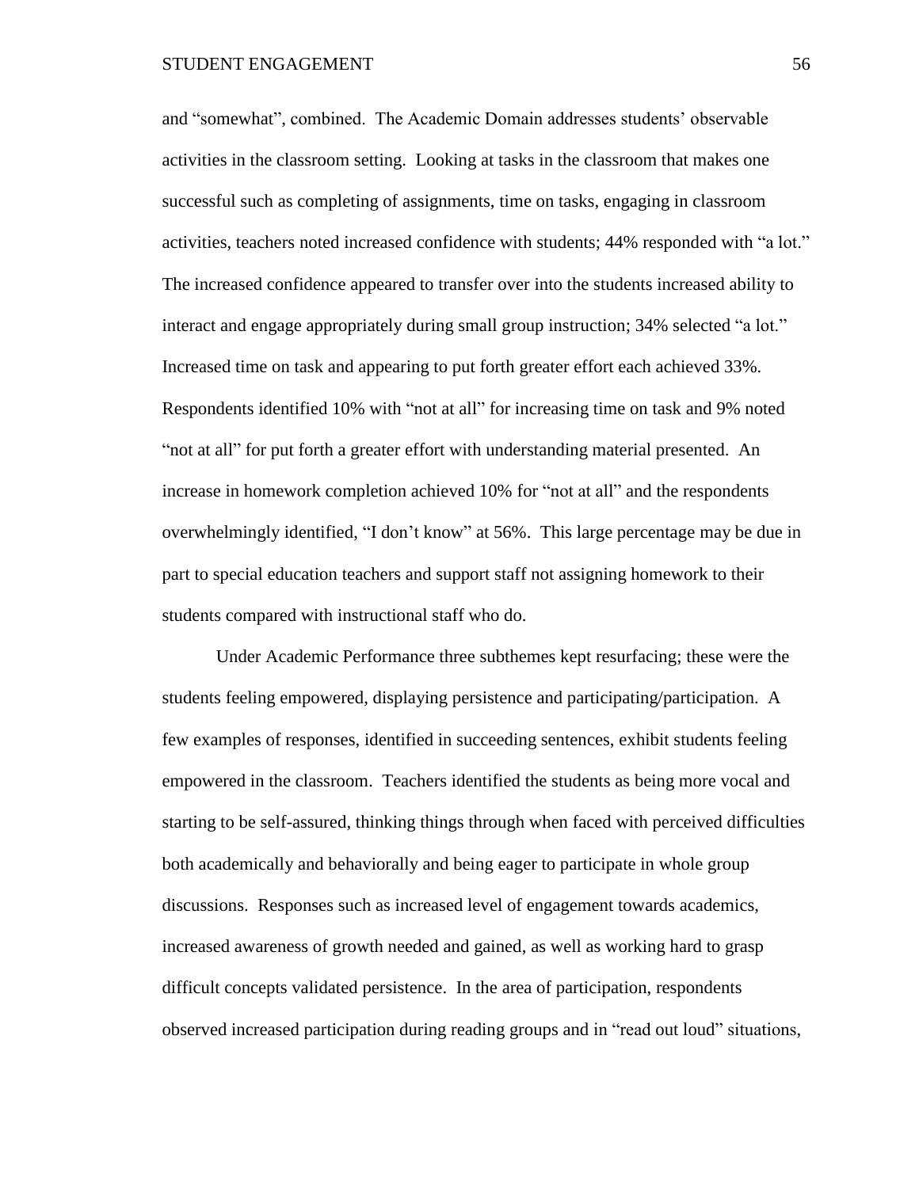and "somewhat", combined. The Academic Domain addresses students' observable activities in the classroom setting. Looking at tasks in the classroom that makes one successful such as completing of assignments, time on tasks, engaging in classroom activities, teachers noted increased confidence with students; 44% responded with "a lot." The increased confidence appeared to transfer over into the students increased ability to interact and engage appropriately during small group instruction; 34% selected "a lot." Increased time on task and appearing to put forth greater effort each achieved 33%. Respondents identified 10% with "not at all" for increasing time on task and 9% noted "not at all" for put forth a greater effort with understanding material presented. An increase in homework completion achieved 10% for "not at all" and the respondents overwhelmingly identified, "I don't know" at 56%. This large percentage may be due in part to special education teachers and support staff not assigning homework to their students compared with instructional staff who do.

Under Academic Performance three subthemes kept resurfacing; these were the students feeling empowered, displaying persistence and participating/participation. A few examples of responses, identified in succeeding sentences, exhibit students feeling empowered in the classroom. Teachers identified the students as being more vocal and starting to be self-assured, thinking things through when faced with perceived difficulties both academically and behaviorally and being eager to participate in whole group discussions. Responses such as increased level of engagement towards academics, increased awareness of growth needed and gained, as well as working hard to grasp difficult concepts validated persistence. In the area of participation, respondents observed increased participation during reading groups and in "read out loud" situations,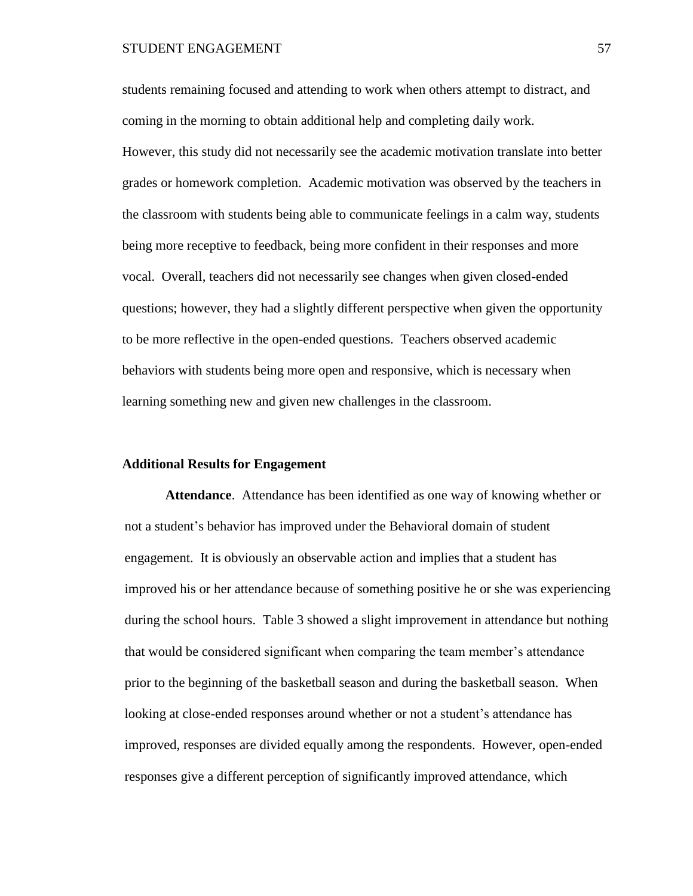students remaining focused and attending to work when others attempt to distract, and coming in the morning to obtain additional help and completing daily work.

However, this study did not necessarily see the academic motivation translate into better grades or homework completion. Academic motivation was observed by the teachers in the classroom with students being able to communicate feelings in a calm way, students being more receptive to feedback, being more confident in their responses and more vocal. Overall, teachers did not necessarily see changes when given closed-ended questions; however, they had a slightly different perspective when given the opportunity to be more reflective in the open-ended questions. Teachers observed academic behaviors with students being more open and responsive, which is necessary when learning something new and given new challenges in the classroom.

### Additional Results for Engagement

**Attendance**. Attendance has been identified as one way of knowing whether or not a student's behavior has improved under the Behavioral domain of student engagement. It is obviously an observable action and implies that a student has improved his or her attendance because of something positive he or she was experiencing during the school hours. Table 3 showed a slight improvement in attendance but nothing that would be considered significant when comparing the team member's attendance prior to the beginning of the basketball season and during the basketball season. When looking at close-ended responses around whether or not a student's attendance has improved, responses are divided equally among the respondents. However, open-ended responses give a different perception of significantly improved attendance, which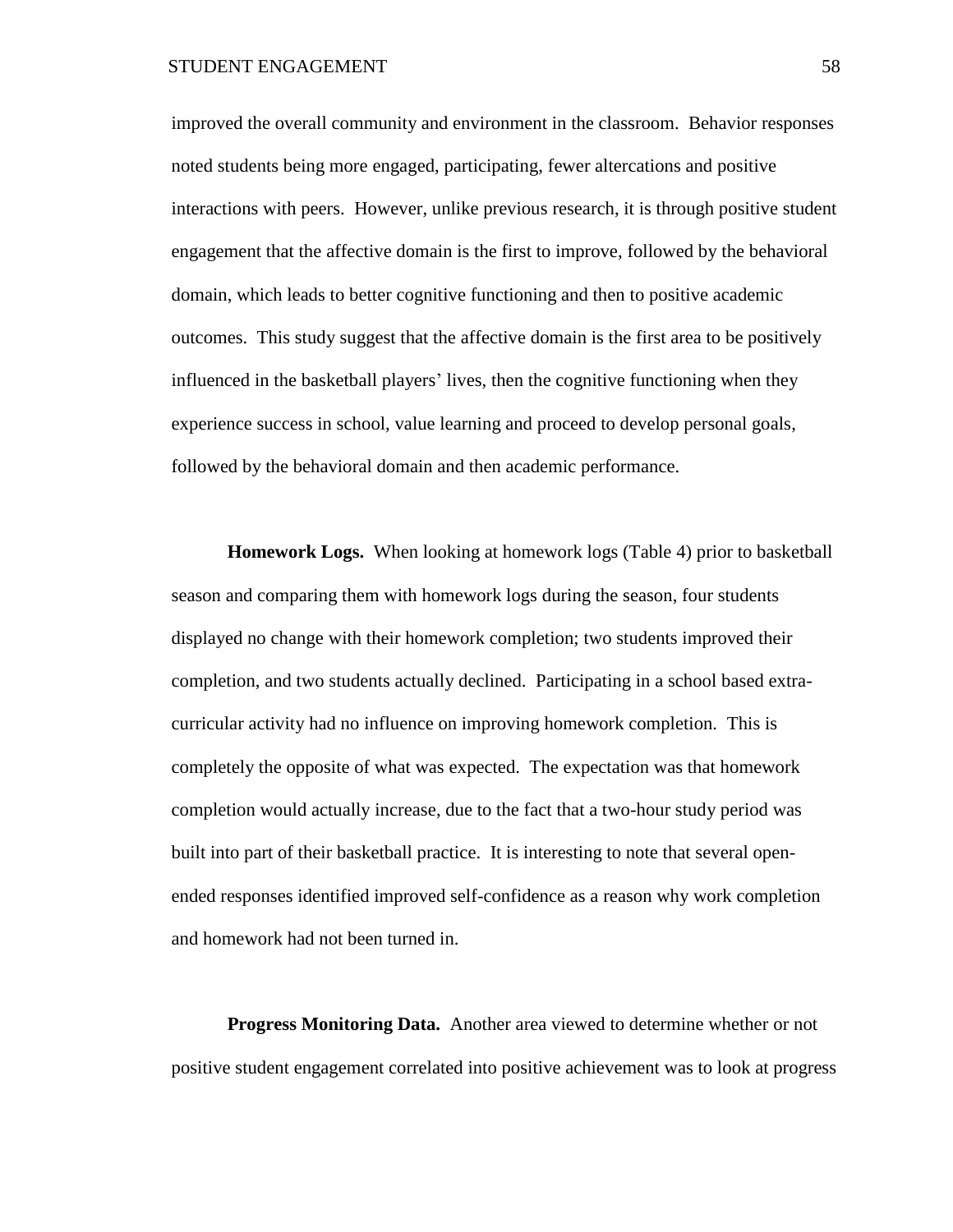improved the overall community and environment in the classroom. Behavior responses noted students being more engaged, participating, fewer altercations and positive interactions with peers. However, unlike previous research, it is through positive student engagement that the affective domain is the first to improve, followed by the behavioral domain, which leads to better cognitive functioning and then to positive academic outcomes. This study suggest that the affective domain is the first area to be positively influenced in the basketball players' lives, then the cognitive functioning when they experience success in school, value learning and proceed to develop personal goals, followed by the behavioral domain and then academic performance.

**Homework Logs.** When looking at homework logs (Table 4) prior to basketball season and comparing them with homework logs during the season, four students displayed no change with their homework completion; two students improved their completion, and two students actually declined. Participating in a school based extra-curricular activity had no influence on improving homework completion. This is completely the opposite of what was expected. The expectation was that homework completion would actually increase, due to the fact that a two-hour study period was built into part of their basketball practice. It is interesting to note that several open-ended responses identified improved self-confidence as a reason why work completion and homework had not been turned in.

**Progress Monitoring Data.** Another area viewed to determine whether or not positive student engagement correlated into positive achievement was to look at progress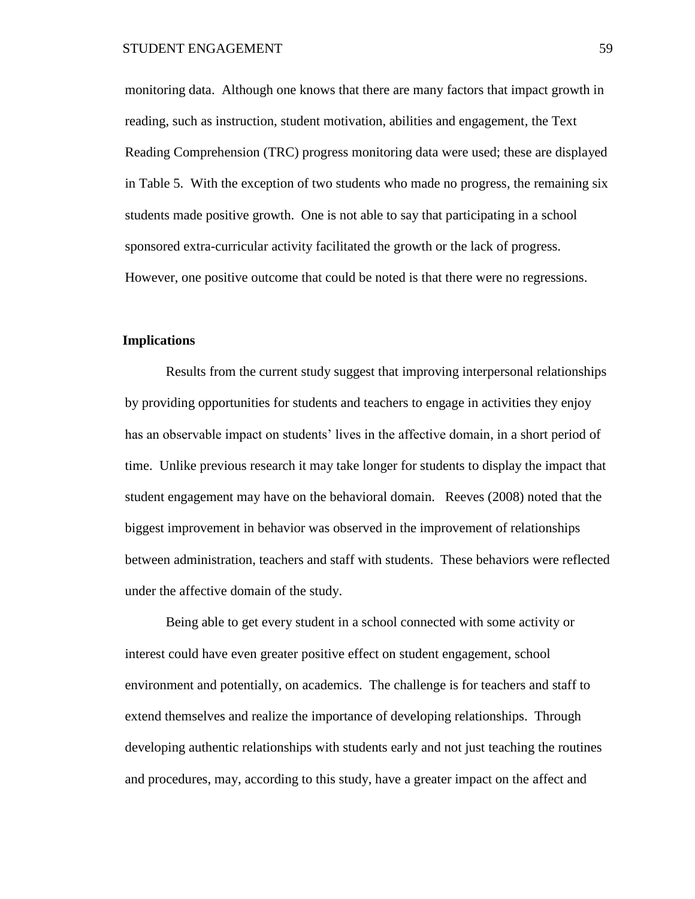monitoring data. Although one knows that there are many factors that impact growth in reading, such as instruction, student motivation, abilities and engagement, the Text Reading Comprehension (TRC) progress monitoring data were used; these are displayed in Table 5. With the exception of two students who made no progress, the remaining six students made positive growth. One is not able to say that participating in a school sponsored extra-curricular activity facilitated the growth or the lack of progress. However, one positive outcome that could be noted is that there were no regressions.

## Implications

Results from the current study suggest that improving interpersonal relationships by providing opportunities for students and teachers to engage in activities they enjoy has an observable impact on students' lives in the affective domain, in a short period of time. Unlike previous research it may take longer for students to display the impact that student engagement may have on the behavioral domain. Reeves (2008) noted that the biggest improvement in behavior was observed in the improvement of relationships between administration, teachers and staff with students. These behaviors were reflected under the affective domain of the study.

Being able to get every student in a school connected with some activity or interest could have even greater positive effect on student engagement, school environment and potentially, on academics. The challenge is for teachers and staff to extend themselves and realize the importance of developing relationships. Through developing authentic relationships with students early and not just teaching the routines and procedures, may, according to this study, have a greater impact on the affect and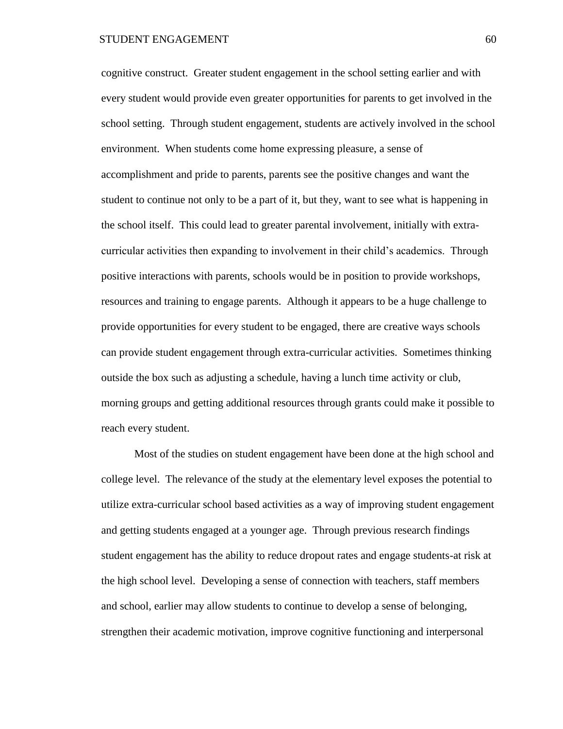cognitive construct. Greater student engagement in the school setting earlier and with every student would provide even greater opportunities for parents to get involved in the school setting. Through student engagement, students are actively involved in the school environment. When students come home expressing pleasure, a sense of accomplishment and pride to parents, parents see the positive changes and want the student to continue not only to be a part of it, but they, want to see what is happening in the school itself. This could lead to greater parental involvement, initially with extra-curricular activities then expanding to involvement in their child's academics. Through positive interactions with parents, schools would be in position to provide workshops, resources and training to engage parents. Although it appears to be a huge challenge to provide opportunities for every student to be engaged, there are creative ways schools can provide student engagement through extra-curricular activities. Sometimes thinking outside the box such as adjusting a schedule, having a lunch time activity or club, morning groups and getting additional resources through grants could make it possible to reach every student.

Most of the studies on student engagement have been done at the high school and college level. The relevance of the study at the elementary level exposes the potential to utilize extra-curricular school based activities as a way of improving student engagement and getting students engaged at a younger age. Through previous research findings student engagement has the ability to reduce dropout rates and engage students-at risk at the high school level. Developing a sense of connection with teachers, staff members and school, earlier may allow students to continue to develop a sense of belonging, strengthen their academic motivation, improve cognitive functioning and interpersonal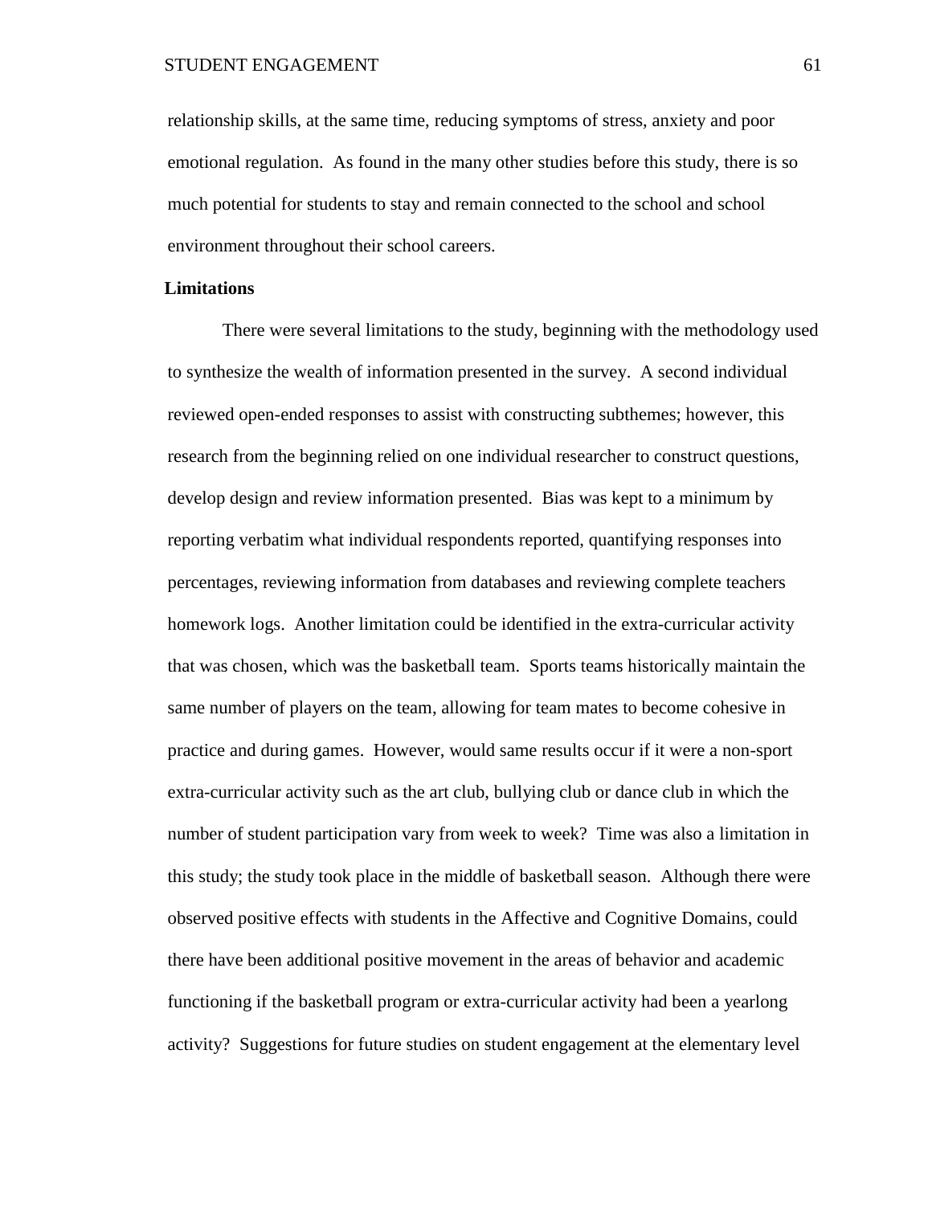relationship skills, at the same time, reducing symptoms of stress, anxiety and poor emotional regulation. As found in the many other studies before this study, there is so much potential for students to stay and remain connected to the school and school environment throughout their school careers.

## Limitations

There were several limitations to the study, beginning with the methodology used to synthesize the wealth of information presented in the survey. A second individual reviewed open-ended responses to assist with constructing subthemes; however, this research from the beginning relied on one individual researcher to construct questions, develop design and review information presented. Bias was kept to a minimum by reporting verbatim what individual respondents reported, quantifying responses into percentages, reviewing information from databases and reviewing complete teachers homework logs. Another limitation could be identified in the extra-curricular activity that was chosen, which was the basketball team. Sports teams historically maintain the same number of players on the team, allowing for team mates to become cohesive in practice and during games. However, would same results occur if it were a non-sport extra-curricular activity such as the art club, bullying club or dance club in which the number of student participation vary from week to week? Time was also a limitation in this study; the study took place in the middle of basketball season. Although there were observed positive effects with students in the Affective and Cognitive Domains, could there have been additional positive movement in the areas of behavior and academic functioning if the basketball program or extra-curricular activity had been a yearlong activity? Suggestions for future studies on student engagement at the elementary level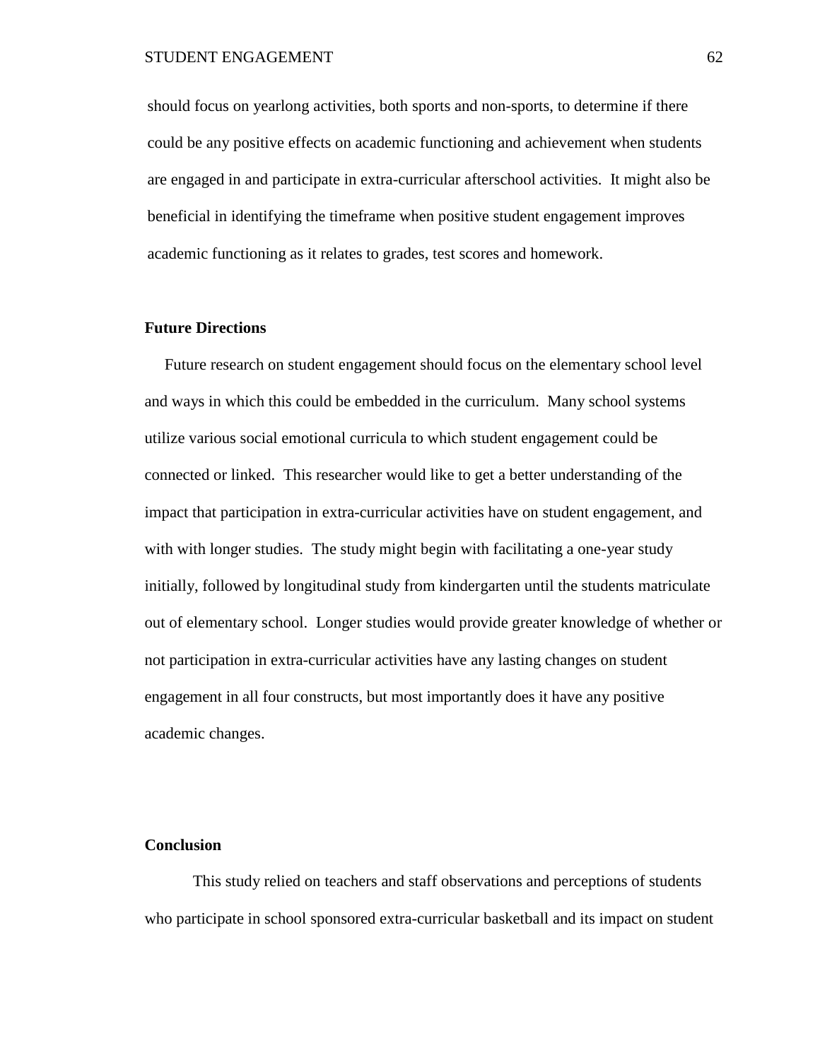should focus on yearlong activities, both sports and non-sports, to determine if there could be any positive effects on academic functioning and achievement when students are engaged in and participate in extra-curricular afterschool activities. It might also be beneficial in identifying the timeframe when positive student engagement improves academic functioning as it relates to grades, test scores and homework.

**Future Directions**

Future research on student engagement should focus on the elementary school level and ways in which this could be embedded in the curriculum. Many school systems utilize various social emotional curricula to which student engagement could be connected or linked. This researcher would like to get a better understanding of the impact that participation in extra-curricular activities have on student engagement, and with with longer studies. The study might begin with facilitating a one-year study initially, followed by longitudinal study from kindergarten until the students matriculate out of elementary school. Longer studies would provide greater knowledge of whether or not participation in extra-curricular activities have any lasting changes on student engagement in all four constructs, but most importantly does it have any positive academic changes.

**Conclusion**

This study relied on teachers and staff observations and perceptions of students who participate in school sponsored extra-curricular basketball and its impact on student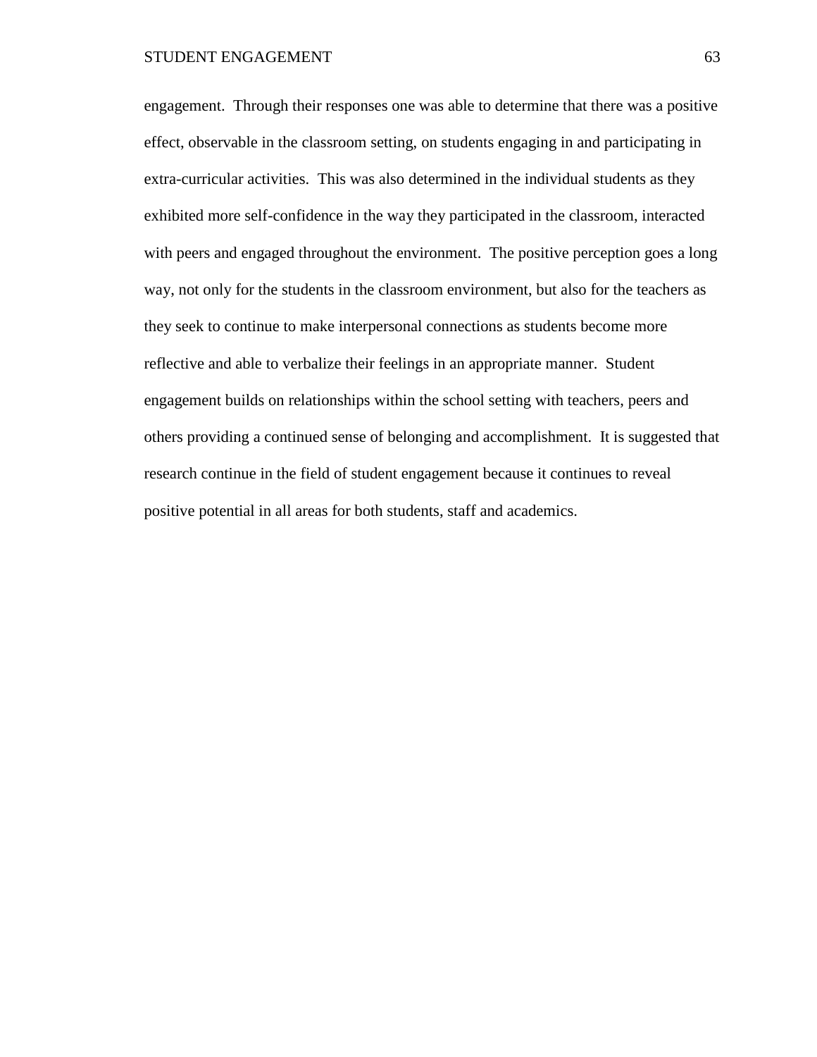engagement.  Through their responses one was able to determine that there was a positive effect, observable in the classroom setting, on students engaging in and participating in extra-curricular activities.  This was also determined in the individual students as they exhibited more self-confidence in the way they participated in the classroom, interacted with peers and engaged throughout the environment.  The positive perception goes a long way, not only for the students in the classroom environment, but also for the teachers as they seek to continue to make interpersonal connections as students become more reflective and able to verbalize their feelings in an appropriate manner.  Student engagement builds on relationships within the school setting with teachers, peers and others providing a continued sense of belonging and accomplishment.  It is suggested that research continue in the field of student engagement because it continues to reveal positive potential in all areas for both students, staff and academics.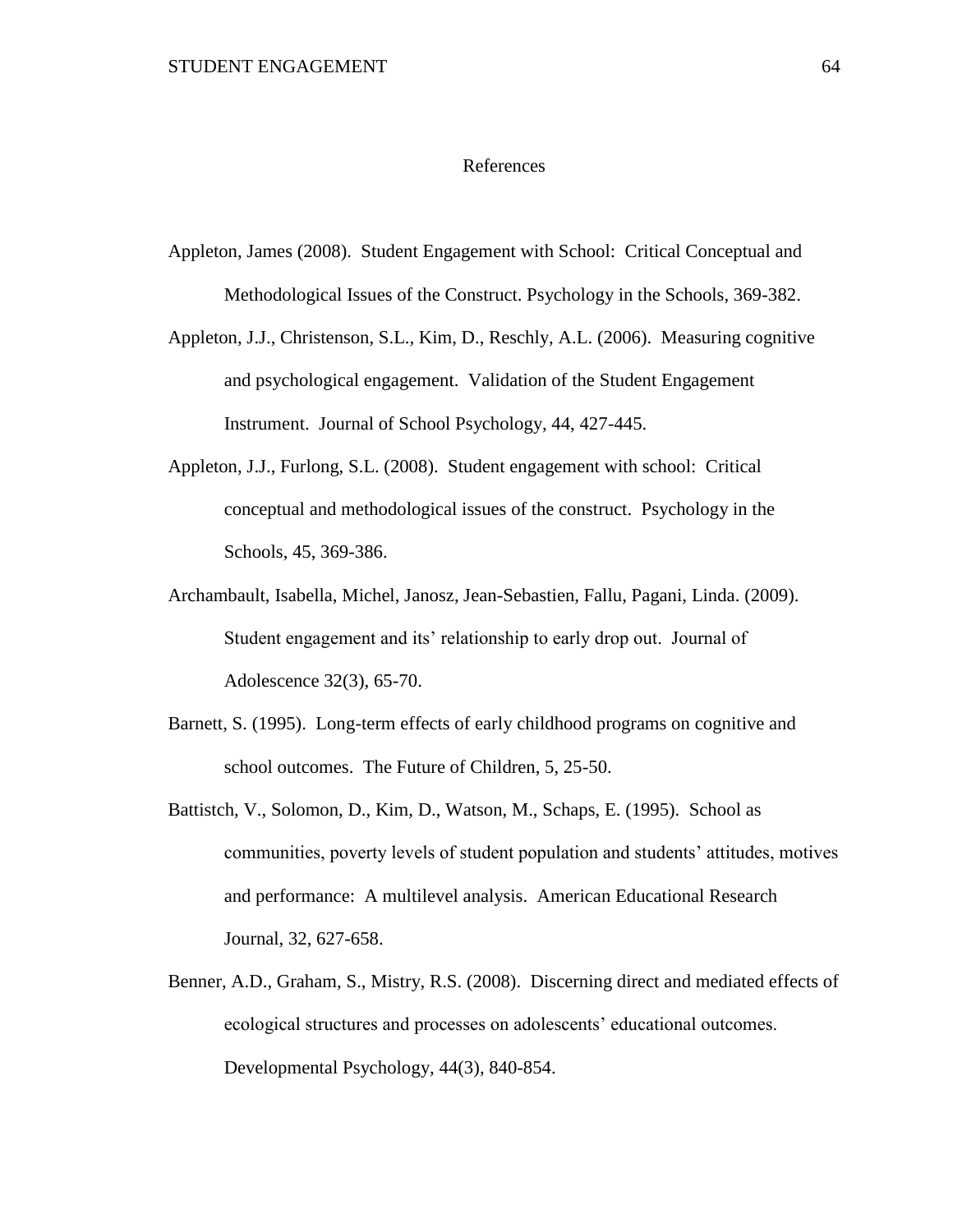# References

Appleton, James (2008). Student Engagement with School: Critical Conceptual and Methodological Issues of the Construct. Psychology in the Schools, 369-382.

Appleton, J.J., Christenson, S.L., Kim, D., Reschly, A.L. (2006). Measuring cognitive and psychological engagement. Validation of the Student Engagement Instrument. Journal of School Psychology, 44, 427-445.

Appleton, J.J., Furlong, S.L. (2008). Student engagement with school: Critical conceptual and methodological issues of the construct. Psychology in the Schools, 45, 369-386.

Archambault, Isabella, Michel, Janosz, Jean-Sebastien, Fallu, Pagani, Linda. (2009). Student engagement and its' relationship to early drop out. Journal of Adolescence 32(3), 65-70.

Barnett, S. (1995). Long-term effects of early childhood programs on cognitive and school outcomes. The Future of Children, 5, 25-50.

Battistch, V., Solomon, D., Kim, D., Watson, M., Schaps, E. (1995). School as communities, poverty levels of student population and students' attitudes, motives and performance: A multilevel analysis. American Educational Research Journal, 32, 627-658.

Benner, A.D., Graham, S., Mistry, R.S. (2008). Discerning direct and mediated effects of ecological structures and processes on adolescents' educational outcomes. Developmental Psychology, 44(3), 840-854.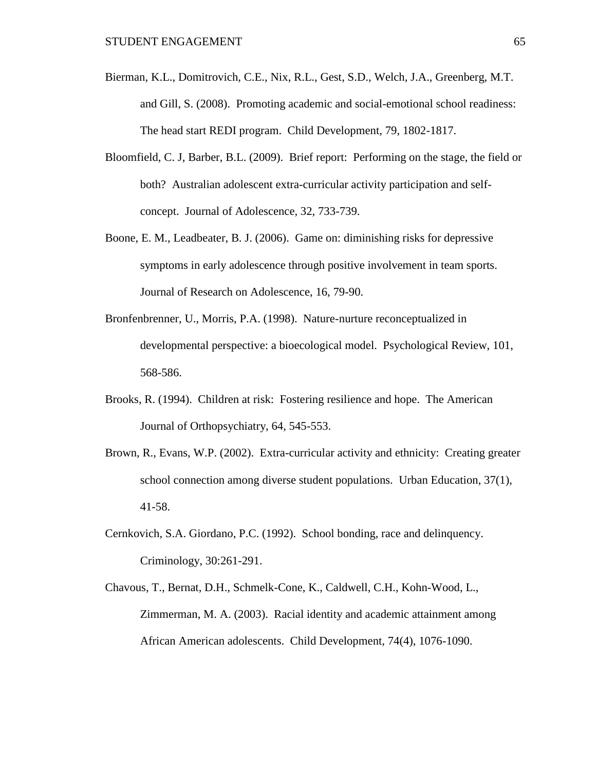Bierman, K.L., Domitrovich, C.E., Nix, R.L., Gest, S.D., Welch, J.A., Greenberg, M.T. and Gill, S. (2008). Promoting academic and social-emotional school readiness: The head start REDI program. Child Development, 79, 1802-1817.

Bloomfield, C. J, Barber, B.L. (2009). Brief report: Performing on the stage, the field or both? Australian adolescent extra-curricular activity participation and self-concept. Journal of Adolescence, 32, 733-739.

Boone, E. M., Leadbeater, B. J. (2006). Game on: diminishing risks for depressive symptoms in early adolescence through positive involvement in team sports. Journal of Research on Adolescence, 16, 79-90.

Bronfenbrenner, U., Morris, P.A. (1998). Nature-nurture reconceptualized in developmental perspective: a bioecological model. Psychological Review, 101, 568-586.

Brooks, R. (1994). Children at risk: Fostering resilience and hope. The American Journal of Orthopsychiatry, 64, 545-553.

Brown, R., Evans, W.P. (2002). Extra-curricular activity and ethnicity: Creating greater school connection among diverse student populations. Urban Education, 37(1), 41-58.

Cernkovich, S.A. Giordano, P.C. (1992). School bonding, race and delinquency. Criminology, 30:261-291.

Chavous, T., Bernat, D.H., Schmelk-Cone, K., Caldwell, C.H., Kohn-Wood, L., Zimmerman, M. A. (2003). Racial identity and academic attainment among African American adolescents. Child Development, 74(4), 1076-1090.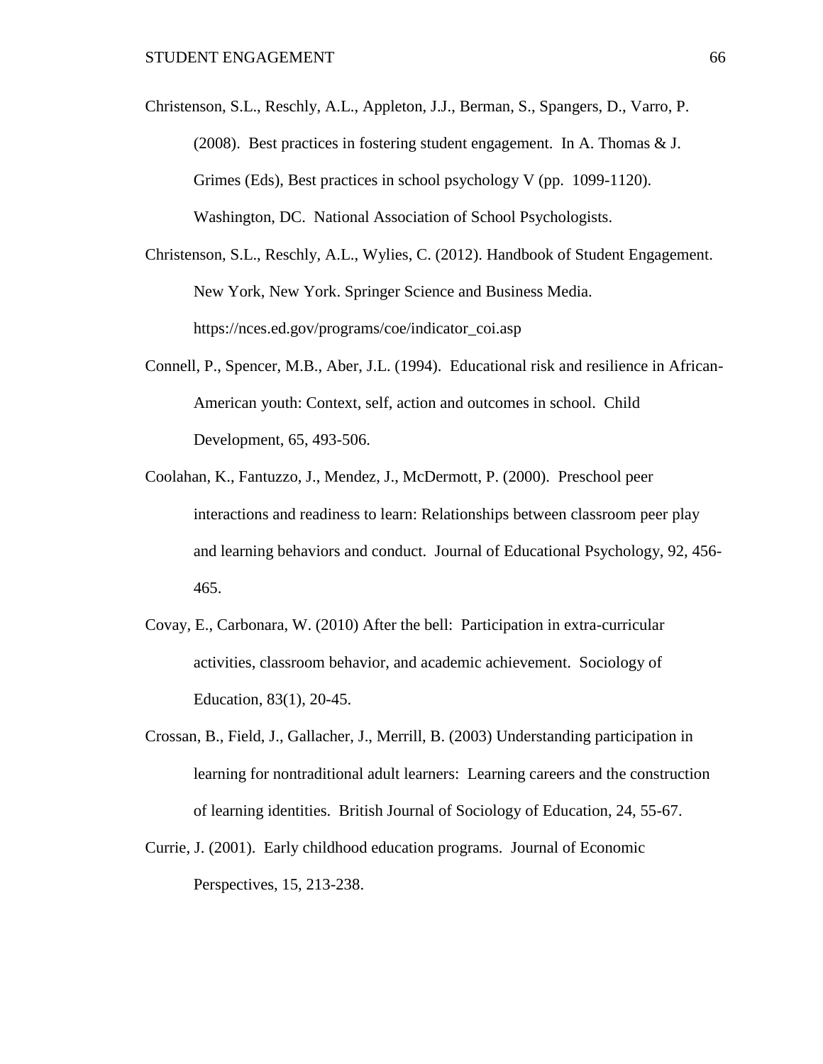Christenson, S.L., Reschly, A.L., Appleton, J.J., Berman, S., Spangers, D., Varro, P. (2008). Best practices in fostering student engagement. In A. Thomas & J. Grimes (Eds), Best practices in school psychology V (pp. 1099-1120). Washington, DC. National Association of School Psychologists.

Christenson, S.L., Reschly, A.L., Wylies, C. (2012). Handbook of Student Engagement. New York, New York. Springer Science and Business Media. https://nces.ed.gov/programs/coe/indicator_coi.asp

Connell, P., Spencer, M.B., Aber, J.L. (1994). Educational risk and resilience in African-American youth: Context, self, action and outcomes in school. Child Development, 65, 493-506.

Coolahan, K., Fantuzzo, J., Mendez, J., McDermott, P. (2000). Preschool peer interactions and readiness to learn: Relationships between classroom peer play and learning behaviors and conduct. Journal of Educational Psychology, 92, 456-465.

Covay, E., Carbonara, W. (2010) After the bell: Participation in extra-curricular activities, classroom behavior, and academic achievement. Sociology of Education, 83(1), 20-45.

Crossan, B., Field, J., Gallacher, J., Merrill, B. (2003) Understanding participation in learning for nontraditional adult learners: Learning careers and the construction of learning identities. British Journal of Sociology of Education, 24, 55-67.

Currie, J. (2001). Early childhood education programs. Journal of Economic Perspectives, 15, 213-238.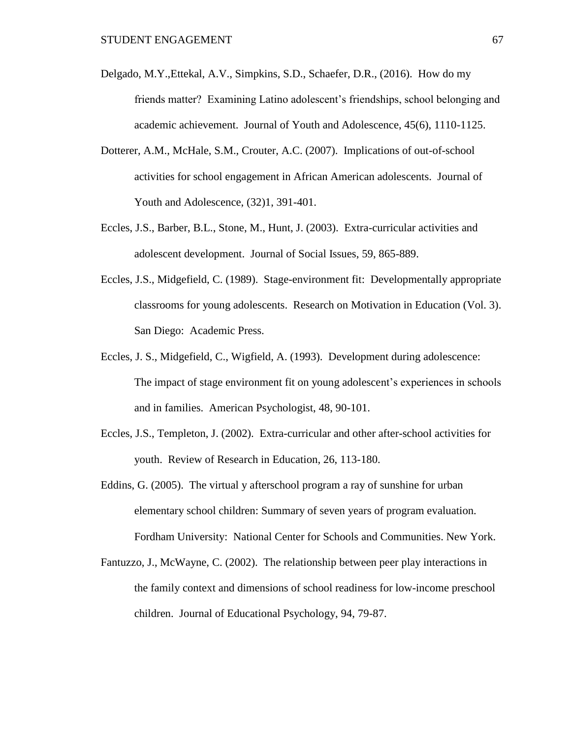Delgado, M.Y.,Ettekal, A.V., Simpkins, S.D., Schaefer, D.R., (2016). How do my friends matter? Examining Latino adolescent's friendships, school belonging and academic achievement. Journal of Youth and Adolescence, 45(6), 1110-1125.

Dotterer, A.M., McHale, S.M., Crouter, A.C. (2007). Implications of out-of-school activities for school engagement in African American adolescents. Journal of Youth and Adolescence, (32)1, 391-401.

Eccles, J.S., Barber, B.L., Stone, M., Hunt, J. (2003). Extra-curricular activities and adolescent development. Journal of Social Issues, 59, 865-889.

Eccles, J.S., Midgefield, C. (1989). Stage-environment fit: Developmentally appropriate classrooms for young adolescents. Research on Motivation in Education (Vol. 3). San Diego: Academic Press.

Eccles, J. S., Midgefield, C., Wigfield, A. (1993). Development during adolescence: The impact of stage environment fit on young adolescent's experiences in schools and in families. American Psychologist, 48, 90-101.

Eccles, J.S., Templeton, J. (2002). Extra-curricular and other after-school activities for youth. Review of Research in Education, 26, 113-180.

Eddins, G. (2005). The virtual y afterschool program a ray of sunshine for urban elementary school children: Summary of seven years of program evaluation. Fordham University: National Center for Schools and Communities. New York.

Fantuzzo, J., McWayne, C. (2002). The relationship between peer play interactions in the family context and dimensions of school readiness for low-income preschool children. Journal of Educational Psychology, 94, 79-87.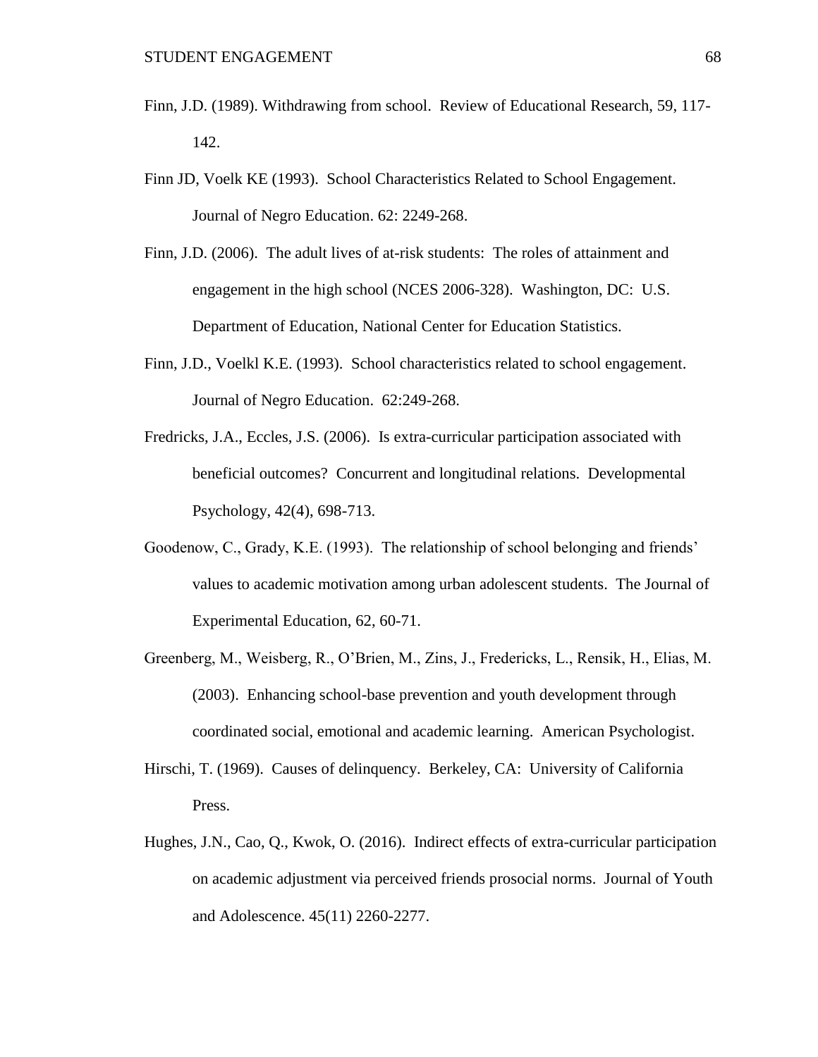Finn, J.D. (1989). Withdrawing from school. Review of Educational Research, 59, 117-142.

Finn JD, Voelk KE (1993). School Characteristics Related to School Engagement. Journal of Negro Education. 62: 2249-268.

Finn, J.D. (2006). The adult lives of at-risk students: The roles of attainment and engagement in the high school (NCES 2006-328). Washington, DC: U.S. Department of Education, National Center for Education Statistics.

Finn, J.D., Voelkl K.E. (1993). School characteristics related to school engagement. Journal of Negro Education. 62:249-268.

Fredricks, J.A., Eccles, J.S. (2006). Is extra-curricular participation associated with beneficial outcomes? Concurrent and longitudinal relations. Developmental Psychology, 42(4), 698-713.

Goodenow, C., Grady, K.E. (1993). The relationship of school belonging and friends' values to academic motivation among urban adolescent students. The Journal of Experimental Education, 62, 60-71.

Greenberg, M., Weisberg, R., O'Brien, M., Zins, J., Fredericks, L., Rensik, H., Elias, M. (2003). Enhancing school-base prevention and youth development through coordinated social, emotional and academic learning. American Psychologist.

Hirschi, T. (1969). Causes of delinquency. Berkeley, CA: University of California Press.

Hughes, J.N., Cao, Q., Kwok, O. (2016). Indirect effects of extra-curricular participation on academic adjustment via perceived friends prosocial norms. Journal of Youth and Adolescence. 45(11) 2260-2277.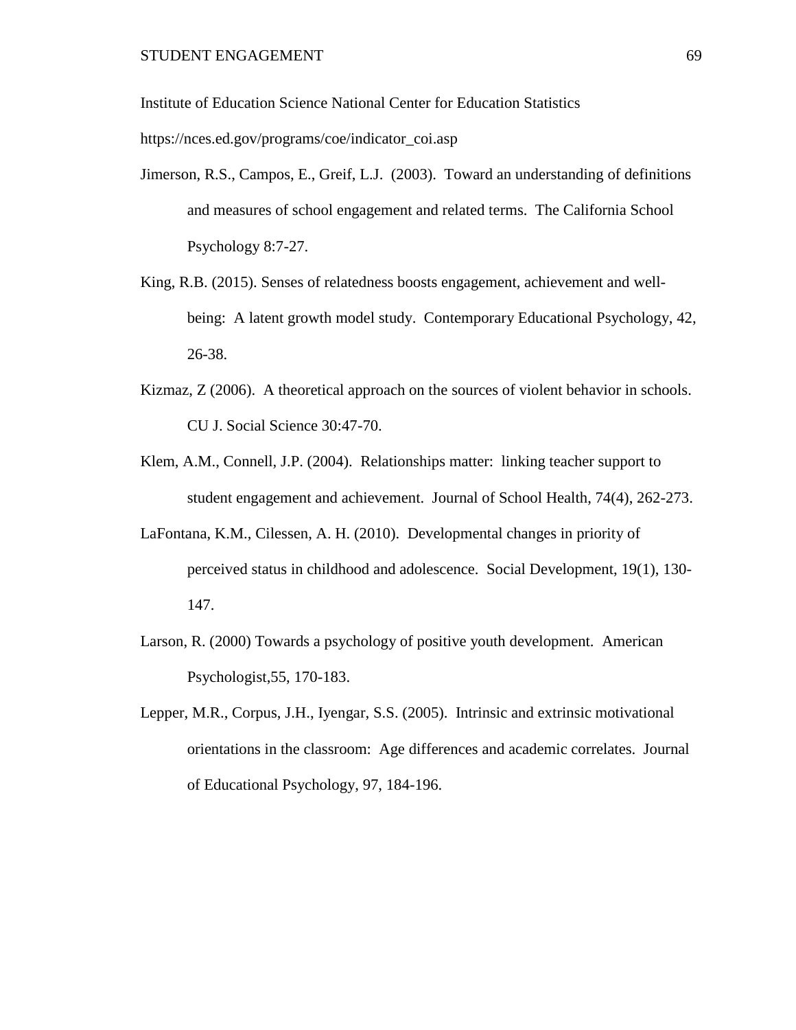Institute of Education Science National Center for Education Statistics https://nces.ed.gov/programs/coe/indicator_coi.asp

Jimerson, R.S., Campos, E., Greif, L.J. (2003). Toward an understanding of definitions and measures of school engagement and related terms. The California School Psychology 8:7-27.

King, R.B. (2015). Senses of relatedness boosts engagement, achievement and well-being: A latent growth model study. Contemporary Educational Psychology, 42, 26-38.

Kizmaz, Z (2006). A theoretical approach on the sources of violent behavior in schools. CU J. Social Science 30:47-70.

Klem, A.M., Connell, J.P. (2004). Relationships matter: linking teacher support to student engagement and achievement. Journal of School Health, 74(4), 262-273.

LaFontana, K.M., Cilessen, A. H. (2010). Developmental changes in priority of perceived status in childhood and adolescence. Social Development, 19(1), 130-147.

Larson, R. (2000) Towards a psychology of positive youth development. American Psychologist,55, 170-183.

Lepper, M.R., Corpus, J.H., Iyengar, S.S. (2005). Intrinsic and extrinsic motivational orientations in the classroom: Age differences and academic correlates. Journal of Educational Psychology, 97, 184-196.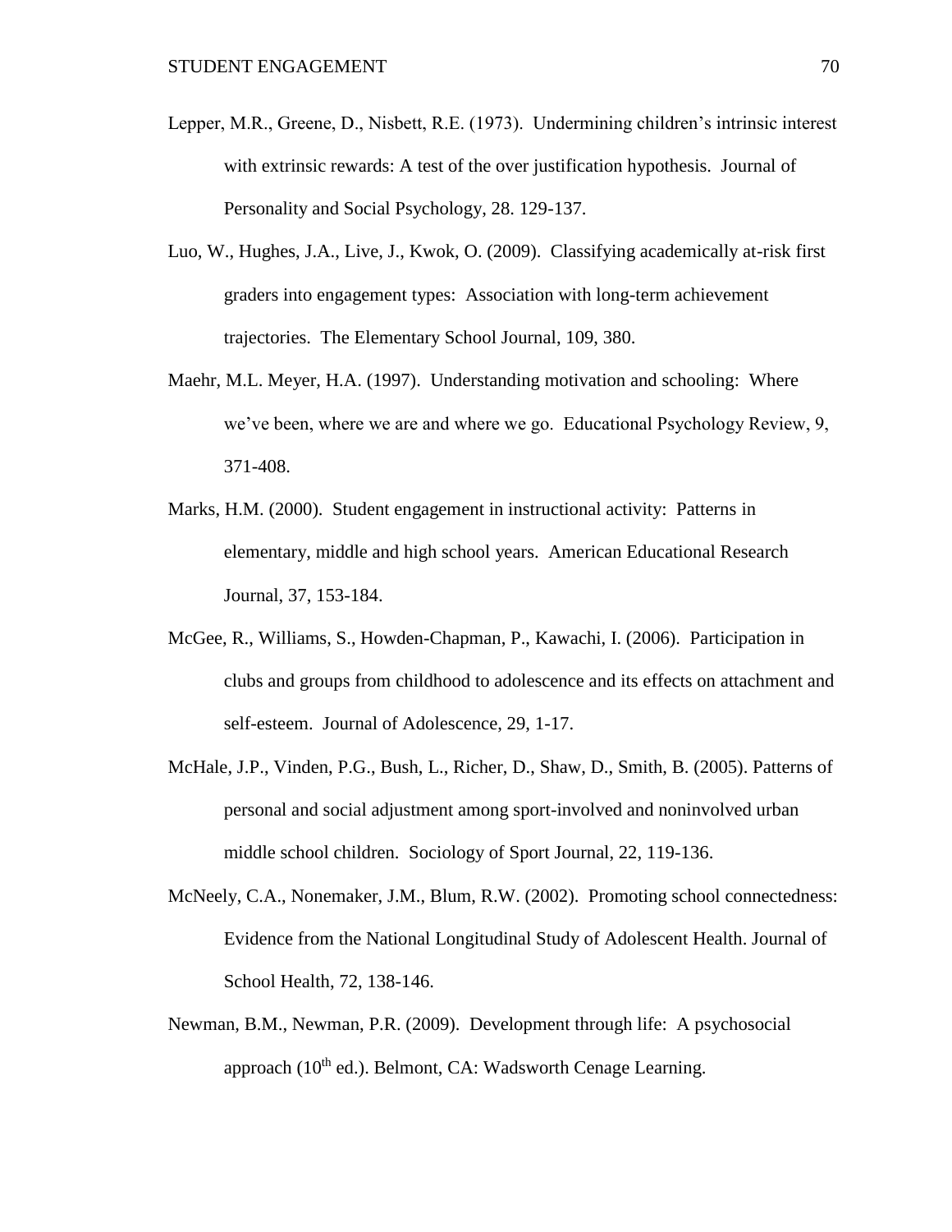Lepper, M.R., Greene, D., Nisbett, R.E. (1973). Undermining children's intrinsic interest with extrinsic rewards: A test of the over justification hypothesis. Journal of Personality and Social Psychology, 28. 129-137.

Luo, W., Hughes, J.A., Live, J., Kwok, O. (2009). Classifying academically at-risk first graders into engagement types: Association with long-term achievement trajectories. The Elementary School Journal, 109, 380.

Maehr, M.L. Meyer, H.A. (1997). Understanding motivation and schooling: Where we've been, where we are and where we go. Educational Psychology Review, 9, 371-408.

Marks, H.M. (2000). Student engagement in instructional activity: Patterns in elementary, middle and high school years. American Educational Research Journal, 37, 153-184.

McGee, R., Williams, S., Howden-Chapman, P., Kawachi, I. (2006). Participation in clubs and groups from childhood to adolescence and its effects on attachment and self-esteem. Journal of Adolescence, 29, 1-17.

McHale, J.P., Vinden, P.G., Bush, L., Richer, D., Shaw, D., Smith, B. (2005). Patterns of personal and social adjustment among sport-involved and noninvolved urban middle school children. Sociology of Sport Journal, 22, 119-136.

McNeely, C.A., Nonemaker, J.M., Blum, R.W. (2002). Promoting school connectedness: Evidence from the National Longitudinal Study of Adolescent Health. Journal of School Health, 72, 138-146.

Newman, B.M., Newman, P.R. (2009). Development through life: A psychosocial approach (10th ed.). Belmont, CA: Wadsworth Cenage Learning.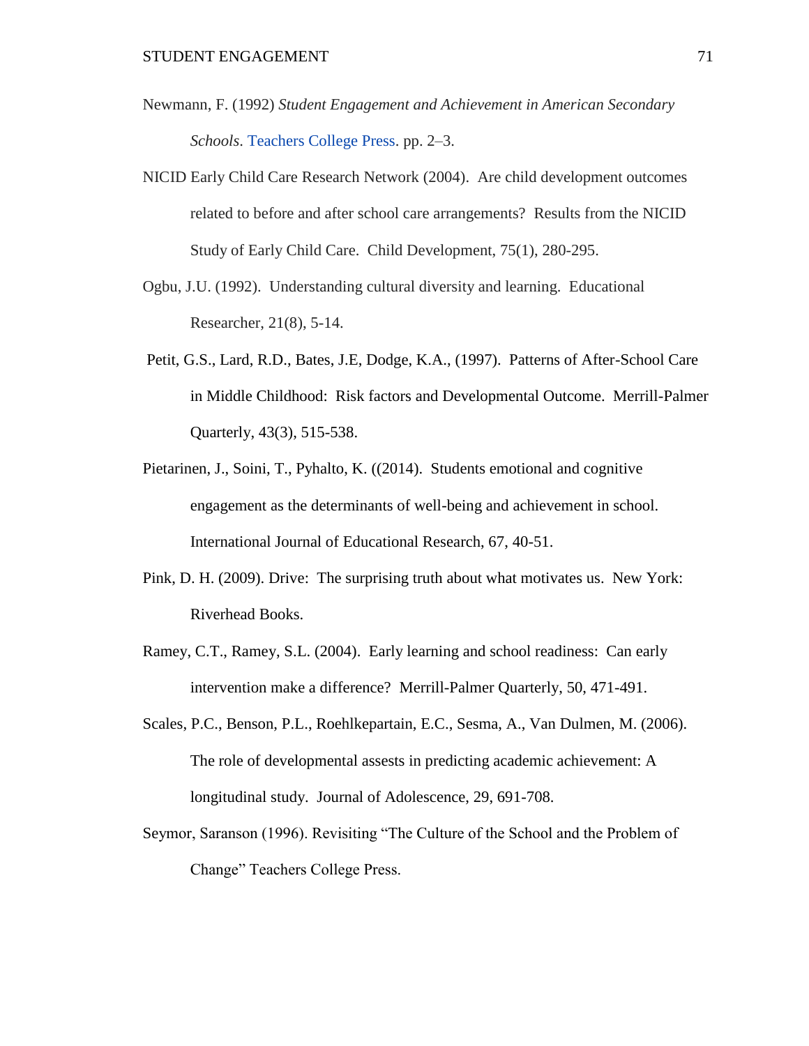Newmann, F. (1992) *Student Engagement and Achievement in American Secondary Schools*. Teachers College Press. pp. 2–3.

NICID Early Child Care Research Network (2004). Are child development outcomes related to before and after school care arrangements? Results from the NICID Study of Early Child Care. Child Development, 75(1), 280-295.

Ogbu, J.U. (1992). Understanding cultural diversity and learning. Educational Researcher, 21(8), 5-14.

Petit, G.S., Lard, R.D., Bates, J.E, Dodge, K.A., (1997). Patterns of After-School Care in Middle Childhood: Risk factors and Developmental Outcome. Merrill-Palmer Quarterly, 43(3), 515-538.

Pietarinen, J., Soini, T., Pyhalto, K. ((2014). Students emotional and cognitive engagement as the determinants of well-being and achievement in school. International Journal of Educational Research, 67, 40-51.

Pink, D. H. (2009). Drive: The surprising truth about what motivates us. New York: Riverhead Books.

Ramey, C.T., Ramey, S.L. (2004). Early learning and school readiness: Can early intervention make a difference? Merrill-Palmer Quarterly, 50, 471-491.

Scales, P.C., Benson, P.L., Roehlkepartain, E.C., Sesma, A., Van Dulmen, M. (2006). The role of developmental assests in predicting academic achievement: A longitudinal study. Journal of Adolescence, 29, 691-708.

Seymor, Saranson (1996). Revisiting "The Culture of the School and the Problem of Change" Teachers College Press.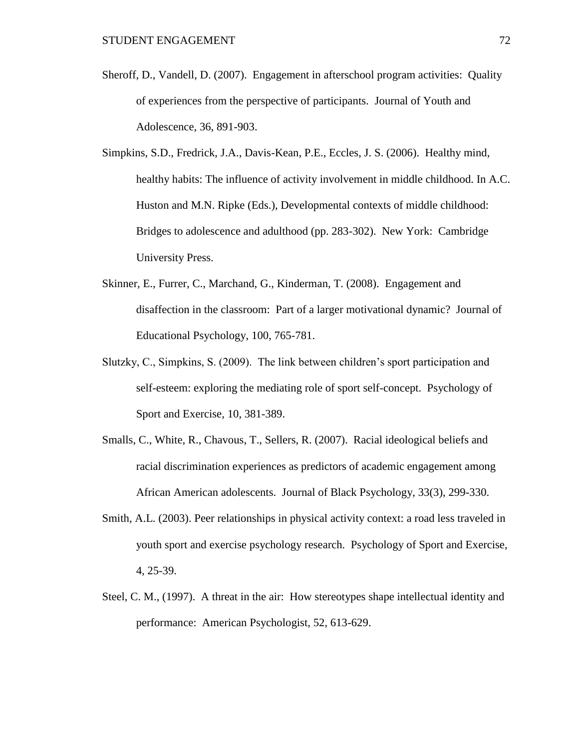Sheroff, D., Vandell, D. (2007). Engagement in afterschool program activities: Quality of experiences from the perspective of participants. Journal of Youth and Adolescence, 36, 891-903.

Simpkins, S.D., Fredrick, J.A., Davis-Kean, P.E., Eccles, J. S. (2006). Healthy mind, healthy habits: The influence of activity involvement in middle childhood. In A.C. Huston and M.N. Ripke (Eds.), Developmental contexts of middle childhood: Bridges to adolescence and adulthood (pp. 283-302). New York: Cambridge University Press.

Skinner, E., Furrer, C., Marchand, G., Kinderman, T. (2008). Engagement and disaffection in the classroom: Part of a larger motivational dynamic? Journal of Educational Psychology, 100, 765-781.

Slutzky, C., Simpkins, S. (2009). The link between children's sport participation and self-esteem: exploring the mediating role of sport self-concept. Psychology of Sport and Exercise, 10, 381-389.

Smalls, C., White, R., Chavous, T., Sellers, R. (2007). Racial ideological beliefs and racial discrimination experiences as predictors of academic engagement among African American adolescents. Journal of Black Psychology, 33(3), 299-330.

Smith, A.L. (2003). Peer relationships in physical activity context: a road less traveled in youth sport and exercise psychology research. Psychology of Sport and Exercise, 4, 25-39.

Steel, C. M., (1997). A threat in the air: How stereotypes shape intellectual identity and performance: American Psychologist, 52, 613-629.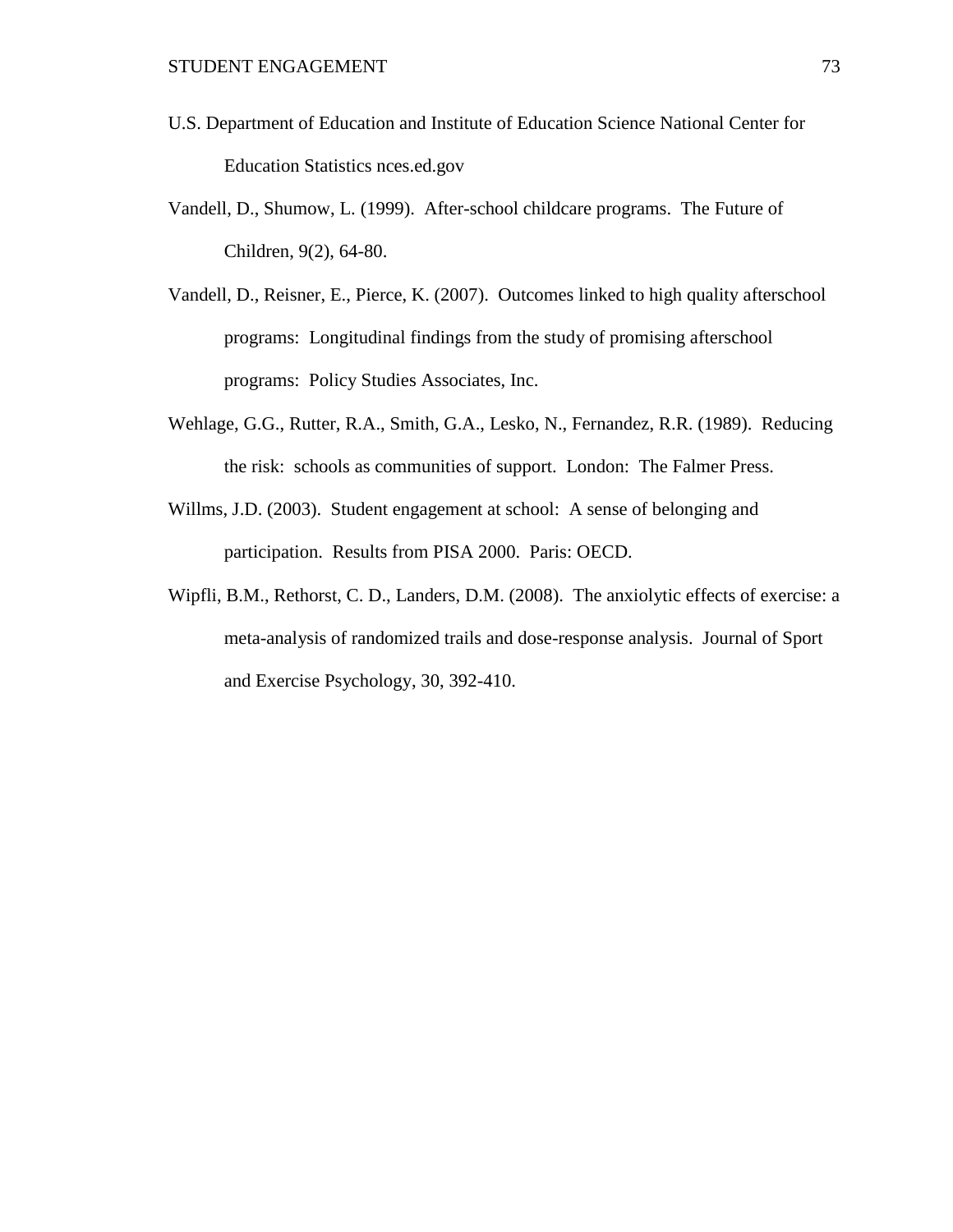U.S. Department of Education and Institute of Education Science National Center for Education Statistics nces.ed.gov

Vandell, D., Shumow, L. (1999). After-school childcare programs. The Future of Children, 9(2), 64-80.

Vandell, D., Reisner, E., Pierce, K. (2007). Outcomes linked to high quality afterschool programs: Longitudinal findings from the study of promising afterschool programs: Policy Studies Associates, Inc.

Wehlage, G.G., Rutter, R.A., Smith, G.A., Lesko, N., Fernandez, R.R. (1989). Reducing the risk: schools as communities of support. London: The Falmer Press.

Willms, J.D. (2003). Student engagement at school: A sense of belonging and participation. Results from PISA 2000. Paris: OECD.

Wipfli, B.M., Rethorst, C. D., Landers, D.M. (2008). The anxiolytic effects of exercise: a meta-analysis of randomized trails and dose-response analysis. Journal of Sport and Exercise Psychology, 30, 392-410.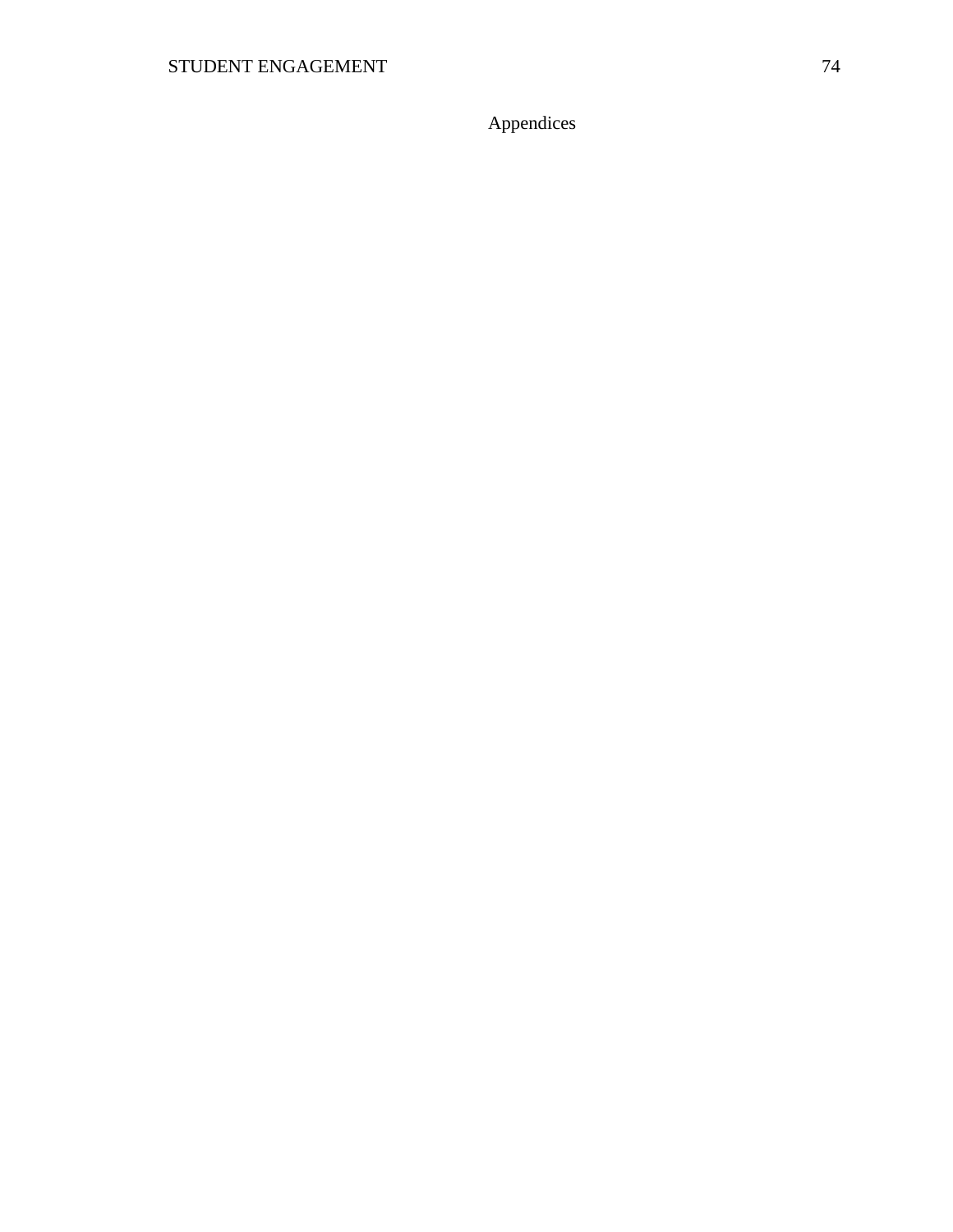# Appendices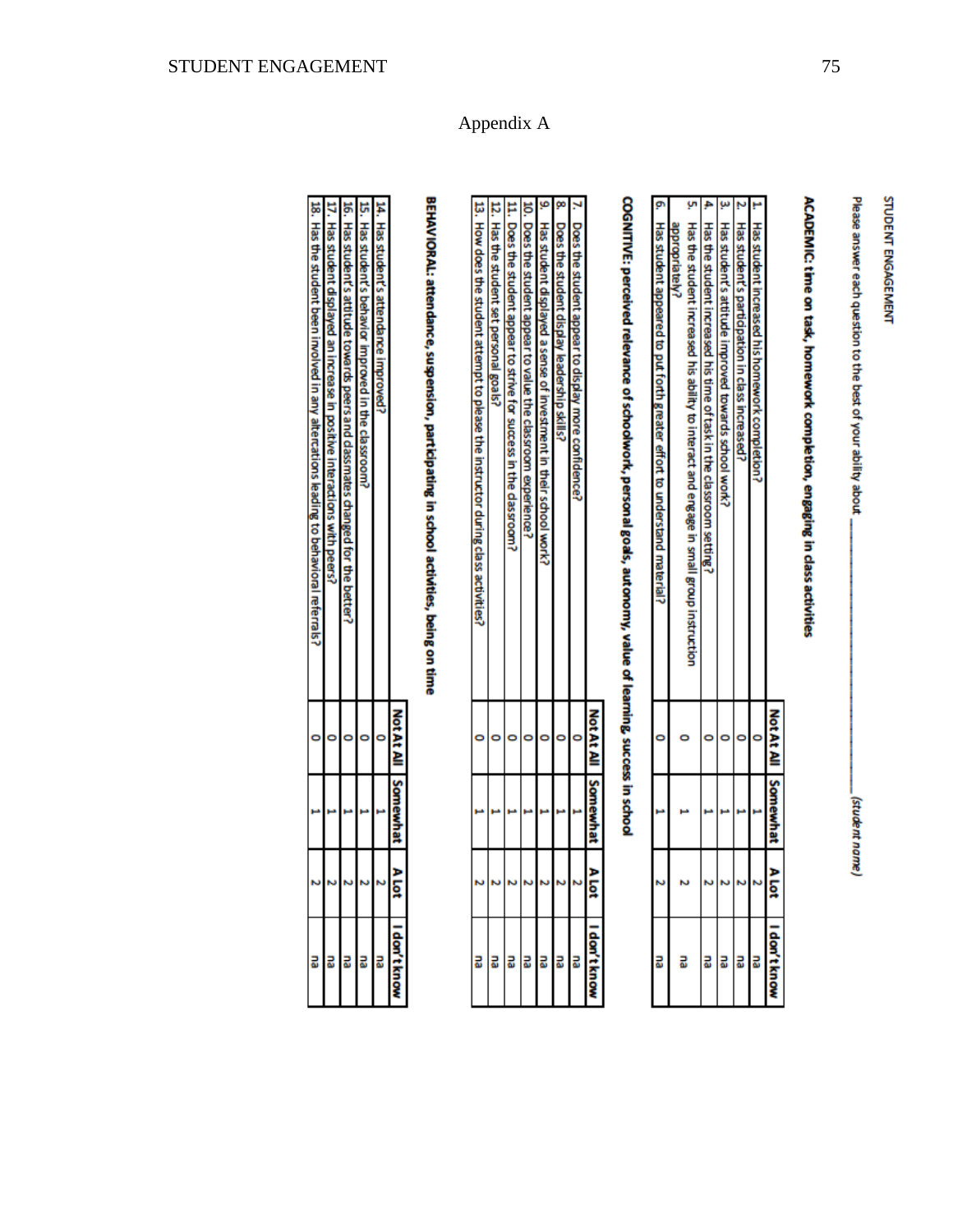# Appendix A

STUDENT ENGAGEMENT

Please answer each question to the best of your ability about ____________________ *(student name)*

**ACADEMIC: time on task, homework completion, engaging in class activities**

| | Not At All | Somewhat | A Lot | I don't know |
|---|---|---|---|---|
| 1. Has student increased his homework completion? | 0 | 1 | 2 | na |
| 2. Has student's participation in class increased? | 0 | 1 | 2 | na |
| 3. Has student's attitude improved towards school work? | 0 | 1 | 2 | na |
| 4. Has the student increased his time of task in the classroom setting? | 0 | 1 | 2 | na |
| 5. Has the student increased his ability to interact and engage in small group instruction appropriately? | 0 | 1 | 2 | na |
| 6. Has student appeared to put forth greater effort to understand material? | 0 | 1 | 2 | na |

**COGNITIVE: perceived relevance of schoolwork, personal goals, autonomy, value of learning, success in school**

| | Not At All | Somewhat | A Lot | I don't know |
|---|---|---|---|---|
| 7. Does the student appear to display more confidence? | 0 | 1 | 2 | na |
| 8. Does the student display leadership skills? | 0 | 1 | 2 | na |
| 9. Has student displayed a sense of investment in their school work? | 0 | 1 | 2 | na |
| 10. Does the student appear to value the classroom experience? | 0 | 1 | 2 | na |
| 11. Does the student appear to strive for success in the classroom? | 0 | 1 | 2 | na |
| 12. Has the student set personal goals? | 0 | 1 | 2 | na |
| 13. How does the student attempt to please the instructor during class activities? | 0 | 1 | 2 | na |

**BEHAVIORAL: attendance, suspension, participating in school activities, being on time**

| | Not At All | Somewhat | A Lot | I don't know |
|---|---|---|---|---|
| 14. Has student's attendance improved? | 0 | 1 | 2 | na |
| 15. Has student's behavior improved in the classroom? | 0 | 1 | 2 | na |
| 16. Has student's attitude towards peers and classmates changed for the better? | 0 | 1 | 2 | na |
| 17. Has student displayed an increase in positive interactions with peers? | 0 | 1 | 2 | na |
| 18. Has the student been involved in any altercations leading to behavioral referrals? | 0 | 1 | 2 | na |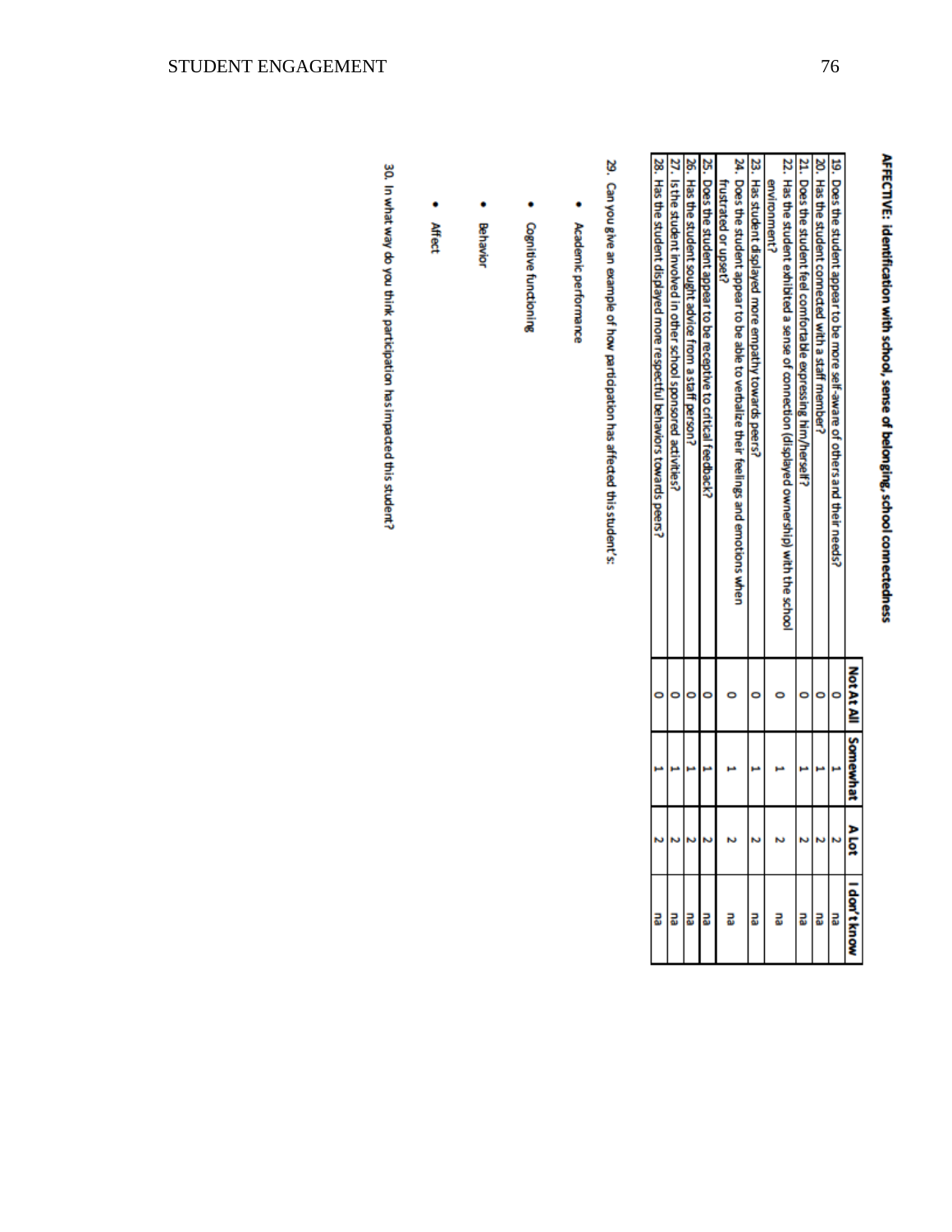**AFFECTIVE: identification with school, sense of belonging, school connectedness**

| | Not At All | Somewhat | A Lot | I don't know |
|---|---|---|---|---|
| 19. Does the student appear to be more self-aware of others and their needs? | 0 | 1 | 2 | na |
| 20. Has the student connected with a staff member? | 0 | 1 | 2 | na |
| 21. Does the student feel comfortable expressing him/herself? | 0 | 1 | 2 | na |
| 22. Has the student exhibited a sense of connection (displayed ownership) with the school environment? | 0 | 1 | 2 | na |
| 23. Has student displayed more empathy towards peers? | 0 | 1 | 2 | na |
| 24. Does the student appear to be able to verbalize their feelings and emotions when frustrated or upset? | 0 | 1 | 2 | na |
| 25. Does the student appear to be receptive to critical feedback? | 0 | 1 | 2 | na |
| 26. Has the student sought advice from a staff person? | 0 | 1 | 2 | na |
| 27. Is the student involved in other school sponsored activities? | 0 | 1 | 2 | na |
| 28. Has the student displayed more respectful behaviors towards peers? | 0 | 1 | 2 | na |

29. Can you give an example of how participation has affected this student's:

- Academic performance
- Cognitive functioning
- Behavior
- Affect

30. In what way do you think participation has impacted this student?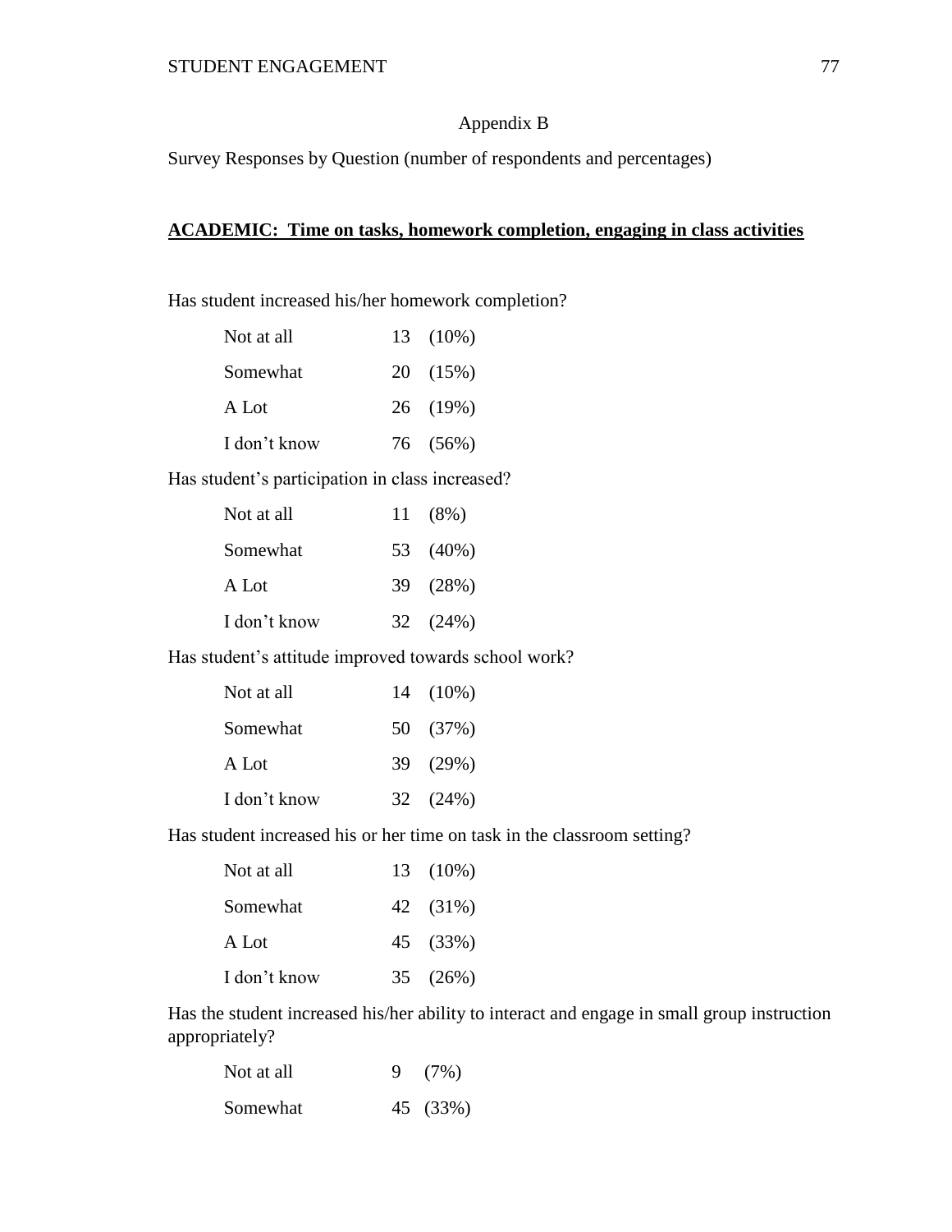# Appendix B

Survey Responses by Question (number of respondents and percentages)

**<u>ACADEMIC: Time on tasks, homework completion, engaging in class activities</u>**

Has student increased his/her homework completion?

| | | |
|---|---|---|
| Not at all | 13 | (10%) |
| Somewhat | 20 | (15%) |
| A Lot | 26 | (19%) |
| I don't know | 76 | (56%) |

Has student's participation in class increased?

| | | |
|---|---|---|
| Not at all | 11 | (8%) |
| Somewhat | 53 | (40%) |
| A Lot | 39 | (28%) |
| I don't know | 32 | (24%) |

Has student's attitude improved towards school work?

| | | |
|---|---|---|
| Not at all | 14 | (10%) |
| Somewhat | 50 | (37%) |
| A Lot | 39 | (29%) |
| I don't know | 32 | (24%) |

Has student increased his or her time on task in the classroom setting?

| | | |
|---|---|---|
| Not at all | 13 | (10%) |
| Somewhat | 42 | (31%) |
| A Lot | 45 | (33%) |
| I don't know | 35 | (26%) |

Has the student increased his/her ability to interact and engage in small group instruction appropriately?

| | | |
|---|---|---|
| Not at all | 9 | (7%) |
| Somewhat | 45 | (33%) |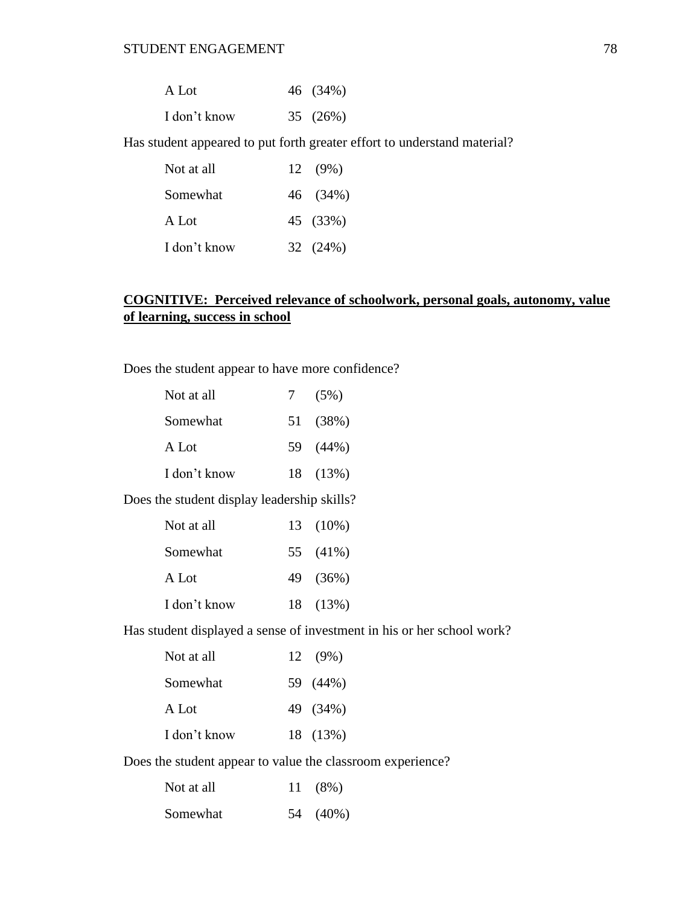| | |
|---|---|
| A Lot | 46 (34%) |
| I don't know | 35 (26%) |

Has student appeared to put forth greater effort to understand material?

| | |
|---|---|
| Not at all | 12 (9%) |
| Somewhat | 46 (34%) |
| A Lot | 45 (33%) |
| I don't know | 32 (24%) |

**COGNITIVE: Perceived relevance of schoolwork, personal goals, autonomy, value of learning, success in school**

Does the student appear to have more confidence?

| | |
|---|---|
| Not at all | 7 (5%) |
| Somewhat | 51 (38%) |
| A Lot | 59 (44%) |
| I don't know | 18 (13%) |

Does the student display leadership skills?

| | |
|---|---|
| Not at all | 13 (10%) |
| Somewhat | 55 (41%) |
| A Lot | 49 (36%) |
| I don't know | 18 (13%) |

Has student displayed a sense of investment in his or her school work?

| | |
|---|---|
| Not at all | 12 (9%) |
| Somewhat | 59 (44%) |
| A Lot | 49 (34%) |
| I don't know | 18 (13%) |

Does the student appear to value the classroom experience?

| | |
|---|---|
| Not at all | 11 (8%) |
| Somewhat | 54 (40%) |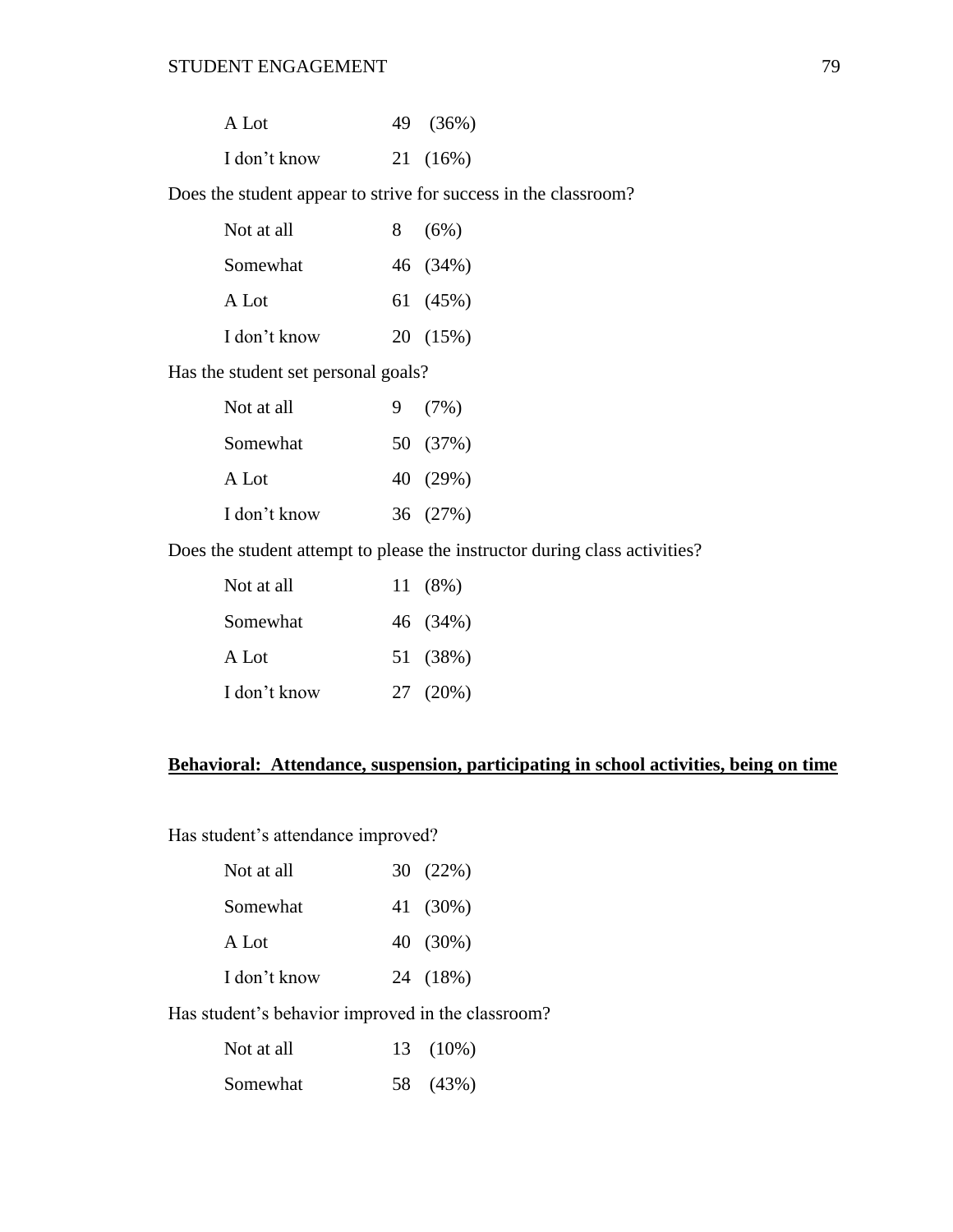| | |
|---|---|
| A Lot | 49 (36%) |
| I don't know | 21 (16%) |

Does the student appear to strive for success in the classroom?

| | |
|---|---|
| Not at all | 8 (6%) |
| Somewhat | 46 (34%) |
| A Lot | 61 (45%) |
| I don't know | 20 (15%) |

Has the student set personal goals?

| | |
|---|---|
| Not at all | 9 (7%) |
| Somewhat | 50 (37%) |
| A Lot | 40 (29%) |
| I don't know | 36 (27%) |

Does the student attempt to please the instructor during class activities?

| | |
|---|---|
| Not at all | 11 (8%) |
| Somewhat | 46 (34%) |
| A Lot | 51 (38%) |
| I don't know | 27 (20%) |

**Behavioral: Attendance, suspension, participating in school activities, being on time**

Has student's attendance improved?

| | |
|---|---|
| Not at all | 30 (22%) |
| Somewhat | 41 (30%) |
| A Lot | 40 (30%) |
| I don't know | 24 (18%) |

Has student's behavior improved in the classroom?

| | |
|---|---|
| Not at all | 13 (10%) |
| Somewhat | 58 (43%) |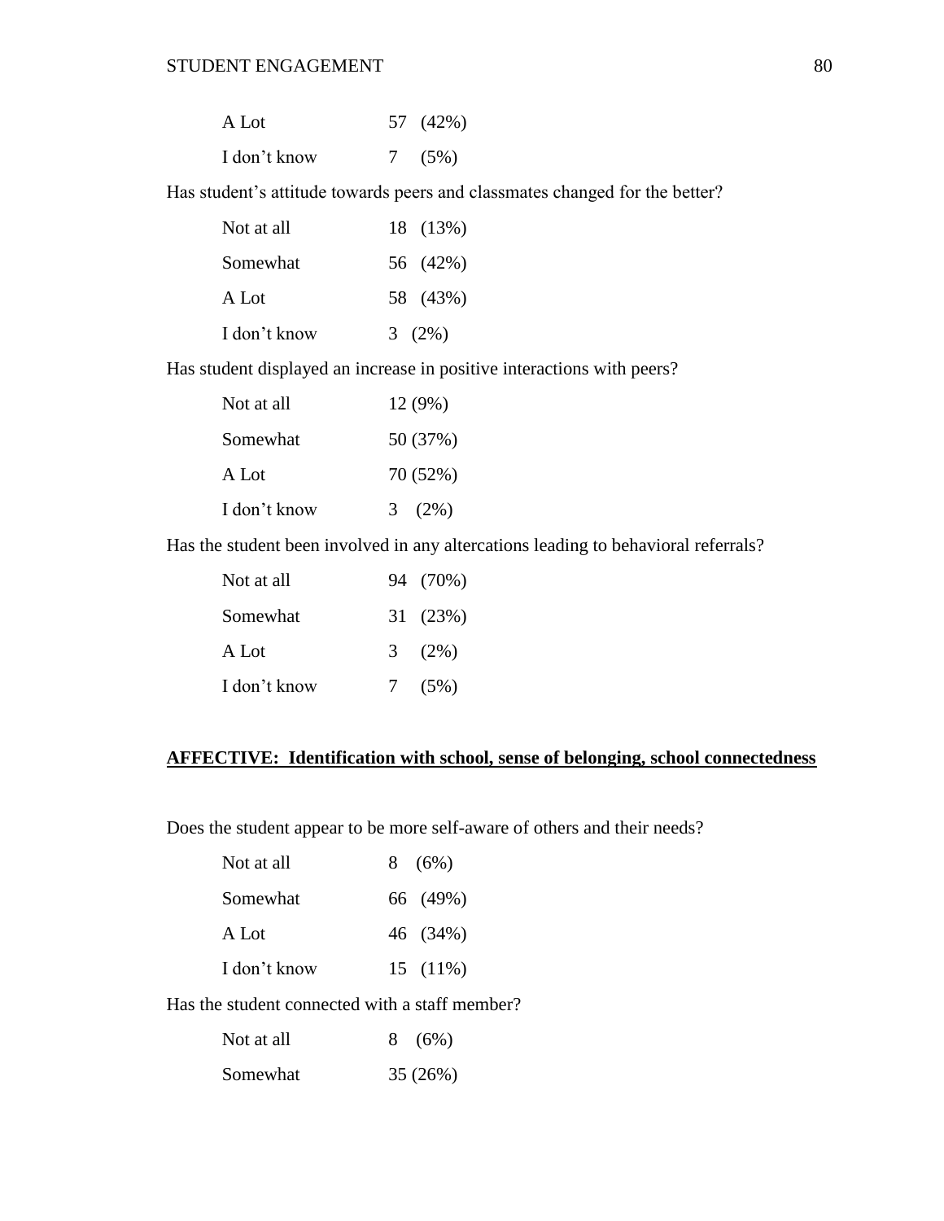A Lot 57 (42%)

I don't know 7 (5%)

Has student's attitude towards peers and classmates changed for the better?

Not at all 18 (13%)

Somewhat 56 (42%)

A Lot 58 (43%)

I don't know 3 (2%)

Has student displayed an increase in positive interactions with peers?

Not at all 12 (9%)

Somewhat 50 (37%)

A Lot 70 (52%)

I don't know 3 (2%)

Has the student been involved in any altercations leading to behavioral referrals?

Not at all 94 (70%)

Somewhat 31 (23%)

A Lot 3 (2%)

I don't know 7 (5%)

**AFFECTIVE: Identification with school, sense of belonging, school connectedness**

Does the student appear to be more self-aware of others and their needs?

Not at all 8 (6%)

Somewhat 66 (49%)

A Lot 46 (34%)

I don't know 15 (11%)

Has the student connected with a staff member?

Not at all 8 (6%)

Somewhat 35 (26%)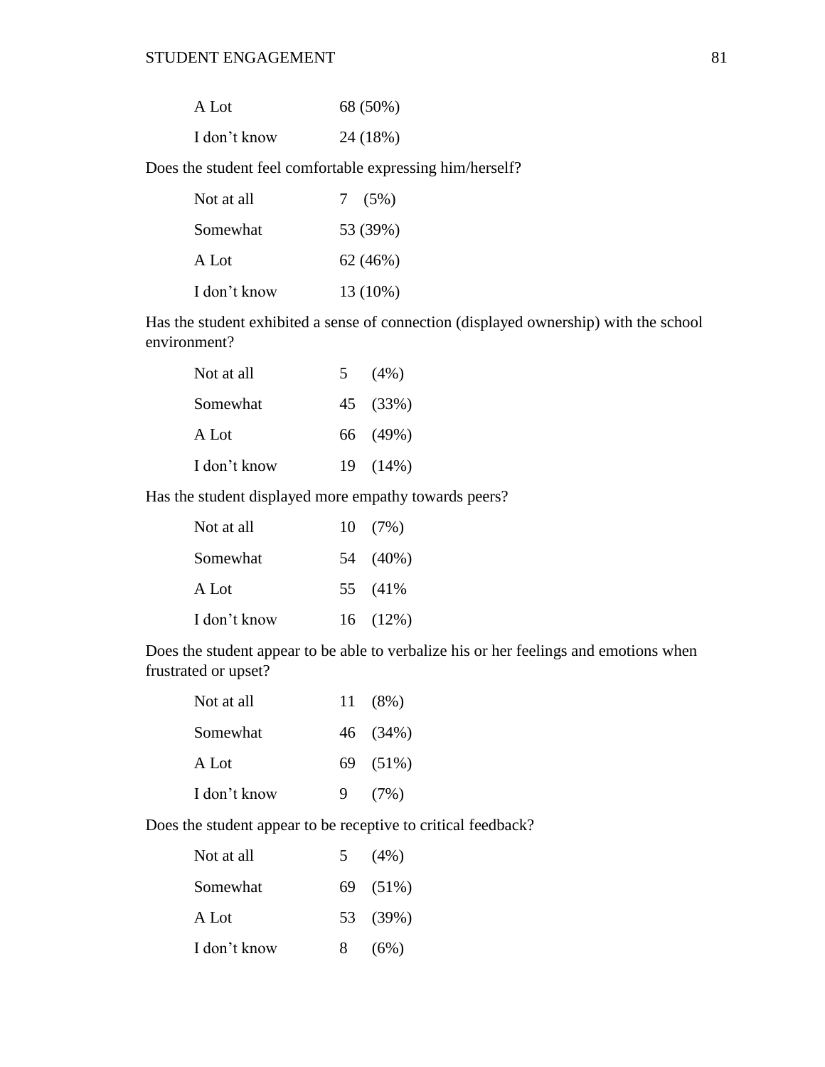| | |
|---|---|
| A Lot | 68 (50%) |
| I don't know | 24 (18%) |

Does the student feel comfortable expressing him/herself?

| | |
|---|---|
| Not at all | 7 (5%) |
| Somewhat | 53 (39%) |
| A Lot | 62 (46%) |
| I don't know | 13 (10%) |

Has the student exhibited a sense of connection (displayed ownership) with the school environment?

| | |
|---|---|
| Not at all | 5 (4%) |
| Somewhat | 45 (33%) |
| A Lot | 66 (49%) |
| I don't know | 19 (14%) |

Has the student displayed more empathy towards peers?

| | |
|---|---|
| Not at all | 10 (7%) |
| Somewhat | 54 (40%) |
| A Lot | 55 (41% |
| I don't know | 16 (12%) |

Does the student appear to be able to verbalize his or her feelings and emotions when frustrated or upset?

| | |
|---|---|
| Not at all | 11 (8%) |
| Somewhat | 46 (34%) |
| A Lot | 69 (51%) |
| I don't know | 9 (7%) |

Does the student appear to be receptive to critical feedback?

| | |
|---|---|
| Not at all | 5 (4%) |
| Somewhat | 69 (51%) |
| A Lot | 53 (39%) |
| I don't know | 8 (6%) |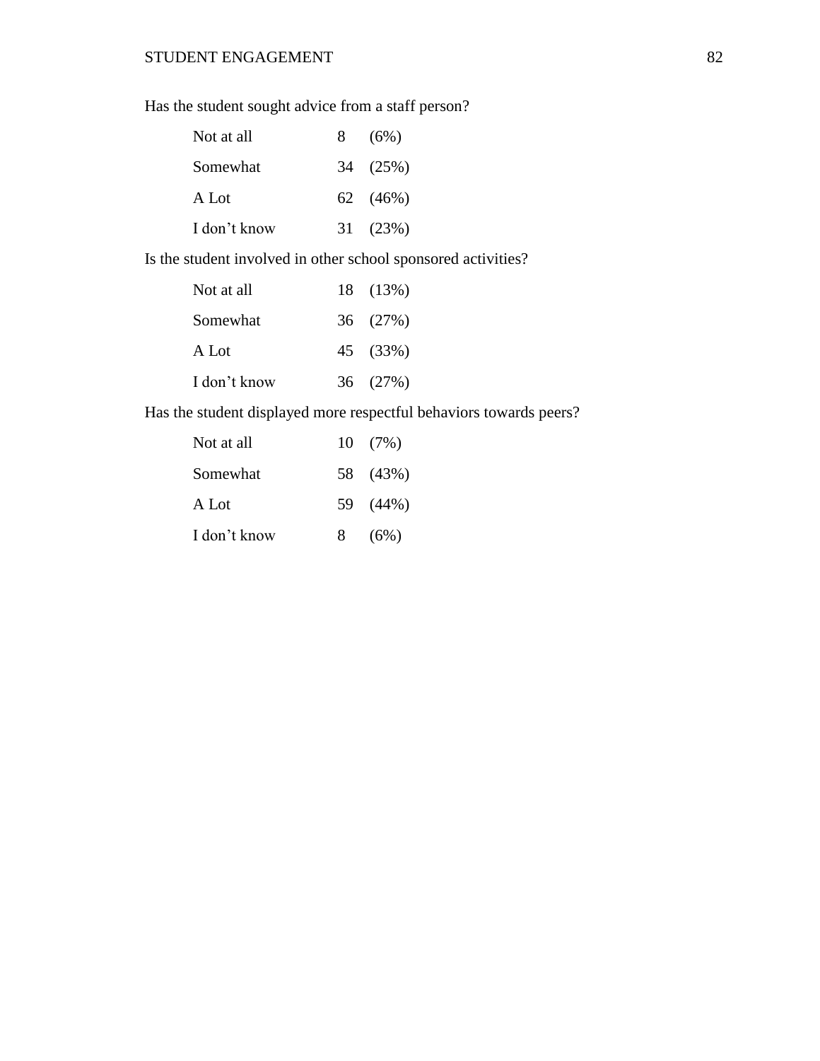Has the student sought advice from a staff person?

| | | |
|---|---|---|
| Not at all | 8 | (6%) |
| Somewhat | 34 | (25%) |
| A Lot | 62 | (46%) |
| I don’t know | 31 | (23%) |

Is the student involved in other school sponsored activities?

| | | |
|---|---|---|
| Not at all | 18 | (13%) |
| Somewhat | 36 | (27%) |
| A Lot | 45 | (33%) |
| I don’t know | 36 | (27%) |

Has the student displayed more respectful behaviors towards peers?

| | | |
|---|---|---|
| Not at all | 10 | (7%) |
| Somewhat | 58 | (43%) |
| A Lot | 59 | (44%) |
| I don’t know | 8 | (6%) |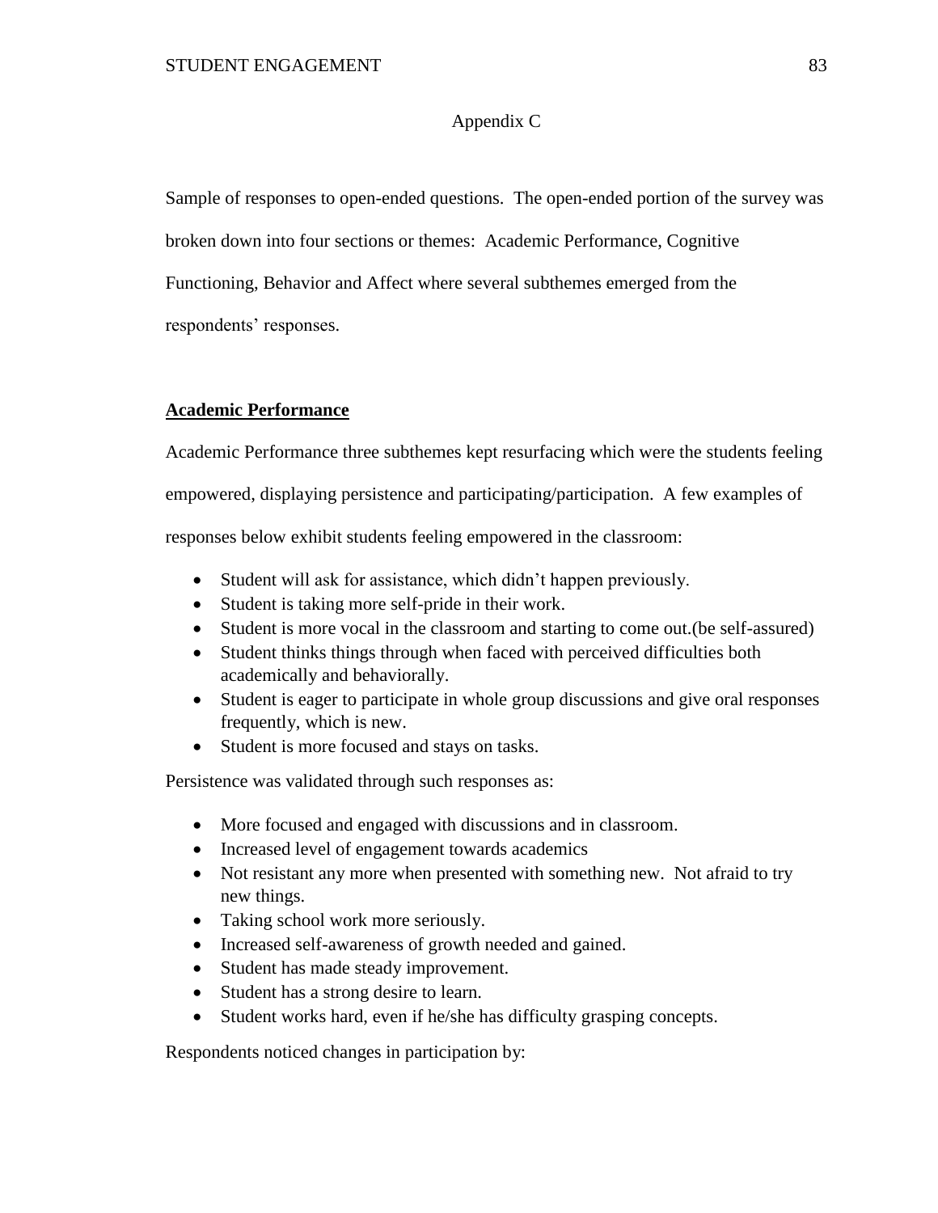## Appendix C

Sample of responses to open-ended questions. The open-ended portion of the survey was broken down into four sections or themes: Academic Performance, Cognitive Functioning, Behavior and Affect where several subthemes emerged from the respondents' responses.

### Academic Performance

Academic Performance three subthemes kept resurfacing which were the students feeling empowered, displaying persistence and participating/participation. A few examples of responses below exhibit students feeling empowered in the classroom:

- Student will ask for assistance, which didn't happen previously.
- Student is taking more self-pride in their work.
- Student is more vocal in the classroom and starting to come out.(be self-assured)
- Student thinks things through when faced with perceived difficulties both academically and behaviorally.
- Student is eager to participate in whole group discussions and give oral responses frequently, which is new.
- Student is more focused and stays on tasks.

Persistence was validated through such responses as:

- More focused and engaged with discussions and in classroom.
- Increased level of engagement towards academics
- Not resistant any more when presented with something new. Not afraid to try new things.
- Taking school work more seriously.
- Increased self-awareness of growth needed and gained.
- Student has made steady improvement.
- Student has a strong desire to learn.
- Student works hard, even if he/she has difficulty grasping concepts.

Respondents noticed changes in participation by: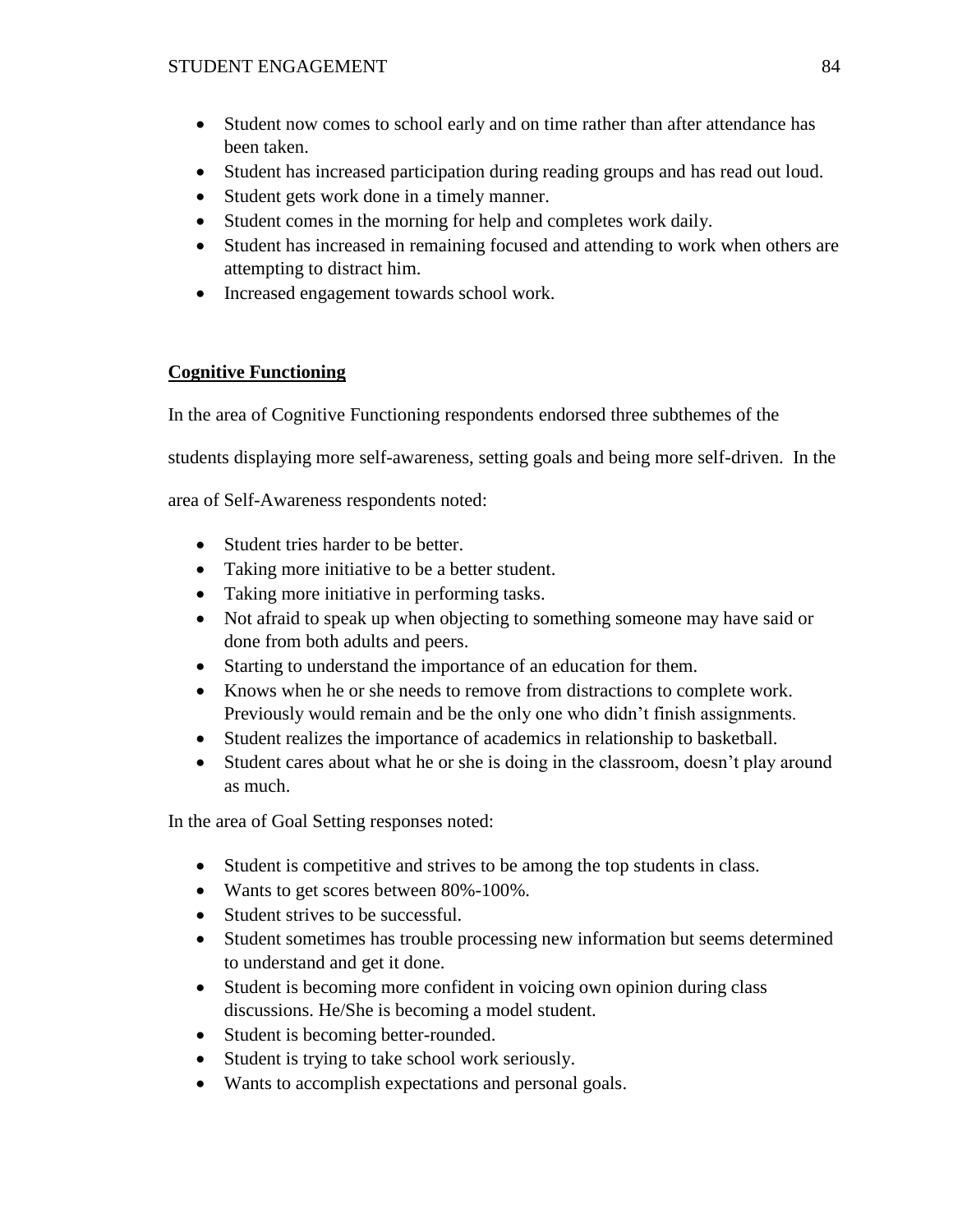- Student now comes to school early and on time rather than after attendance has been taken.
- Student has increased participation during reading groups and has read out loud.
- Student gets work done in a timely manner.
- Student comes in the morning for help and completes work daily.
- Student has increased in remaining focused and attending to work when others are attempting to distract him.
- Increased engagement towards school work.

**Cognitive Functioning**

In the area of Cognitive Functioning respondents endorsed three subthemes of the students displaying more self-awareness, setting goals and being more self-driven. In the area of Self-Awareness respondents noted:

- Student tries harder to be better.
- Taking more initiative to be a better student.
- Taking more initiative in performing tasks.
- Not afraid to speak up when objecting to something someone may have said or done from both adults and peers.
- Starting to understand the importance of an education for them.
- Knows when he or she needs to remove from distractions to complete work. Previously would remain and be the only one who didn't finish assignments.
- Student realizes the importance of academics in relationship to basketball.
- Student cares about what he or she is doing in the classroom, doesn't play around as much.

In the area of Goal Setting responses noted:

- Student is competitive and strives to be among the top students in class.
- Wants to get scores between 80%-100%.
- Student strives to be successful.
- Student sometimes has trouble processing new information but seems determined to understand and get it done.
- Student is becoming more confident in voicing own opinion during class discussions. He/She is becoming a model student.
- Student is becoming better-rounded.
- Student is trying to take school work seriously.
- Wants to accomplish expectations and personal goals.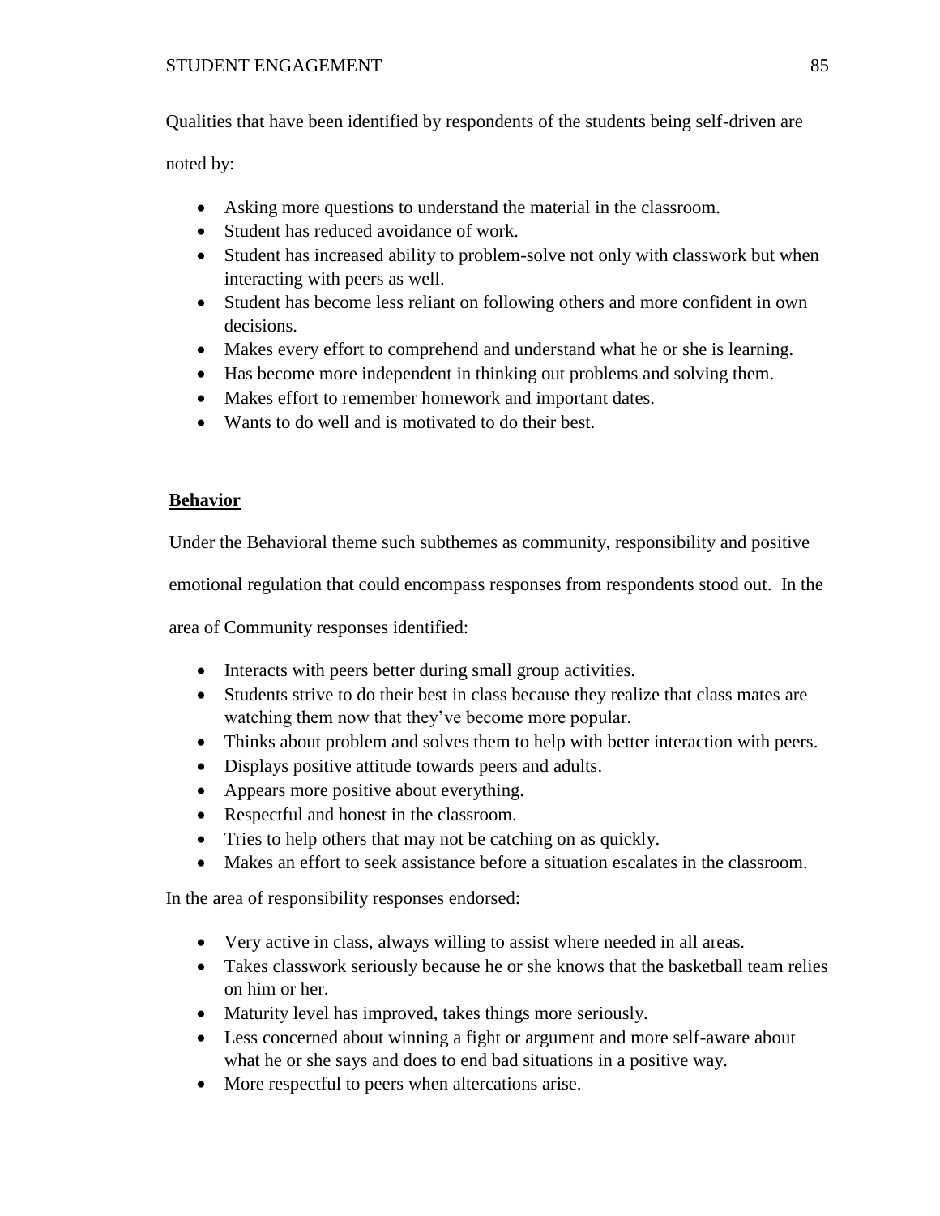Qualities that have been identified by respondents of the students being self-driven are noted by:

- Asking more questions to understand the material in the classroom.
- Student has reduced avoidance of work.
- Student has increased ability to problem-solve not only with classwork but when interacting with peers as well.
- Student has become less reliant on following others and more confident in own decisions.
- Makes every effort to comprehend and understand what he or she is learning.
- Has become more independent in thinking out problems and solving them.
- Makes effort to remember homework and important dates.
- Wants to do well and is motivated to do their best.

**Behavior**

Under the Behavioral theme such subthemes as community, responsibility and positive emotional regulation that could encompass responses from respondents stood out. In the area of Community responses identified:

- Interacts with peers better during small group activities.
- Students strive to do their best in class because they realize that class mates are watching them now that they've become more popular.
- Thinks about problem and solves them to help with better interaction with peers.
- Displays positive attitude towards peers and adults.
- Appears more positive about everything.
- Respectful and honest in the classroom.
- Tries to help others that may not be catching on as quickly.
- Makes an effort to seek assistance before a situation escalates in the classroom.

In the area of responsibility responses endorsed:

- Very active in class, always willing to assist where needed in all areas.
- Takes classwork seriously because he or she knows that the basketball team relies on him or her.
- Maturity level has improved, takes things more seriously.
- Less concerned about winning a fight or argument and more self-aware about what he or she says and does to end bad situations in a positive way.
- More respectful to peers when altercations arise.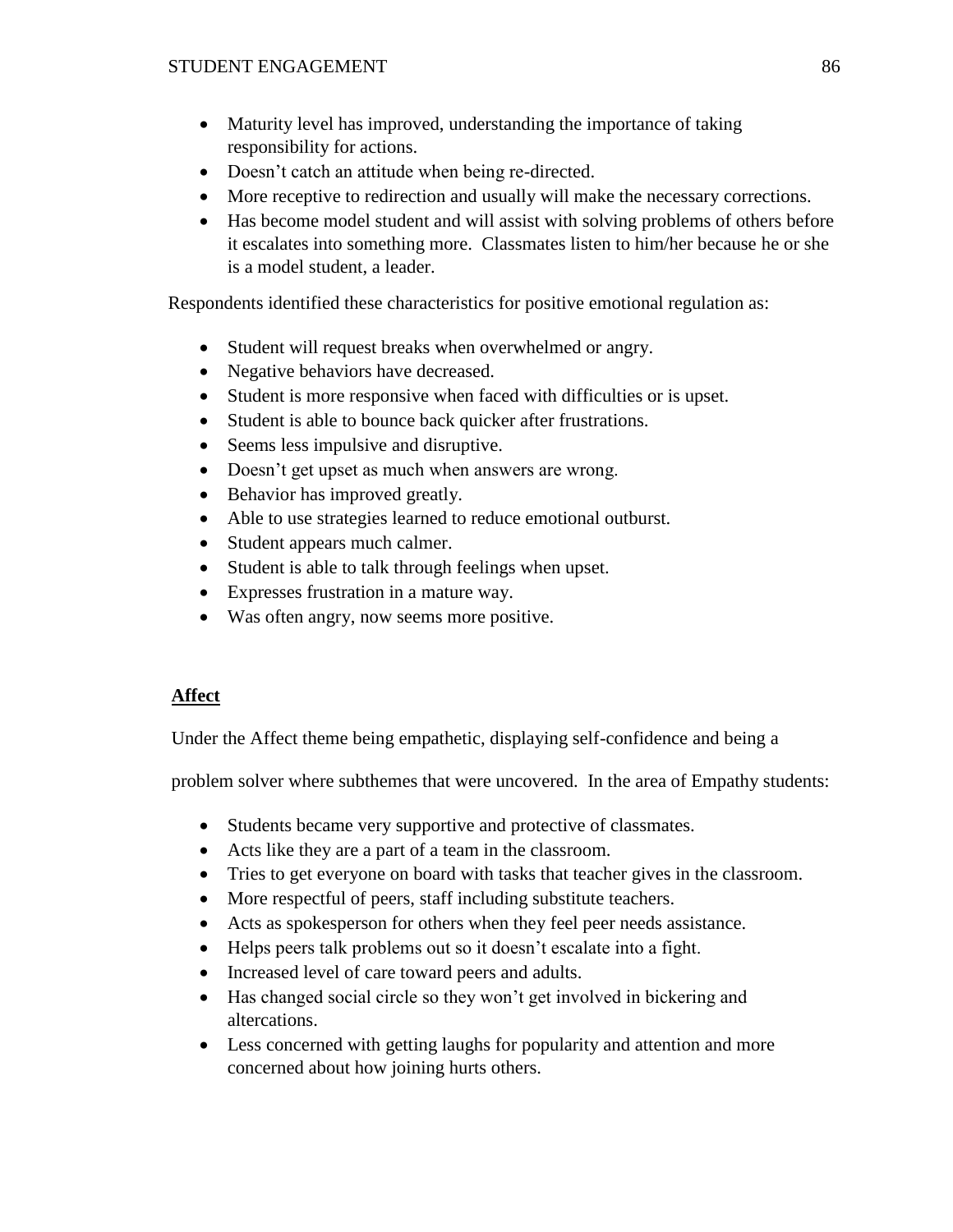- Maturity level has improved, understanding the importance of taking responsibility for actions.
- Doesn't catch an attitude when being re-directed.
- More receptive to redirection and usually will make the necessary corrections.
- Has become model student and will assist with solving problems of others before it escalates into something more. Classmates listen to him/her because he or she is a model student, a leader.

Respondents identified these characteristics for positive emotional regulation as:

- Student will request breaks when overwhelmed or angry.
- Negative behaviors have decreased.
- Student is more responsive when faced with difficulties or is upset.
- Student is able to bounce back quicker after frustrations.
- Seems less impulsive and disruptive.
- Doesn't get upset as much when answers are wrong.
- Behavior has improved greatly.
- Able to use strategies learned to reduce emotional outburst.
- Student appears much calmer.
- Student is able to talk through feelings when upset.
- Expresses frustration in a mature way.
- Was often angry, now seems more positive.

**Affect**

Under the Affect theme being empathetic, displaying self-confidence and being a problem solver where subthemes that were uncovered. In the area of Empathy students:

- Students became very supportive and protective of classmates.
- Acts like they are a part of a team in the classroom.
- Tries to get everyone on board with tasks that teacher gives in the classroom.
- More respectful of peers, staff including substitute teachers.
- Acts as spokesperson for others when they feel peer needs assistance.
- Helps peers talk problems out so it doesn't escalate into a fight.
- Increased level of care toward peers and adults.
- Has changed social circle so they won't get involved in bickering and altercations.
- Less concerned with getting laughs for popularity and attention and more concerned about how joining hurts others.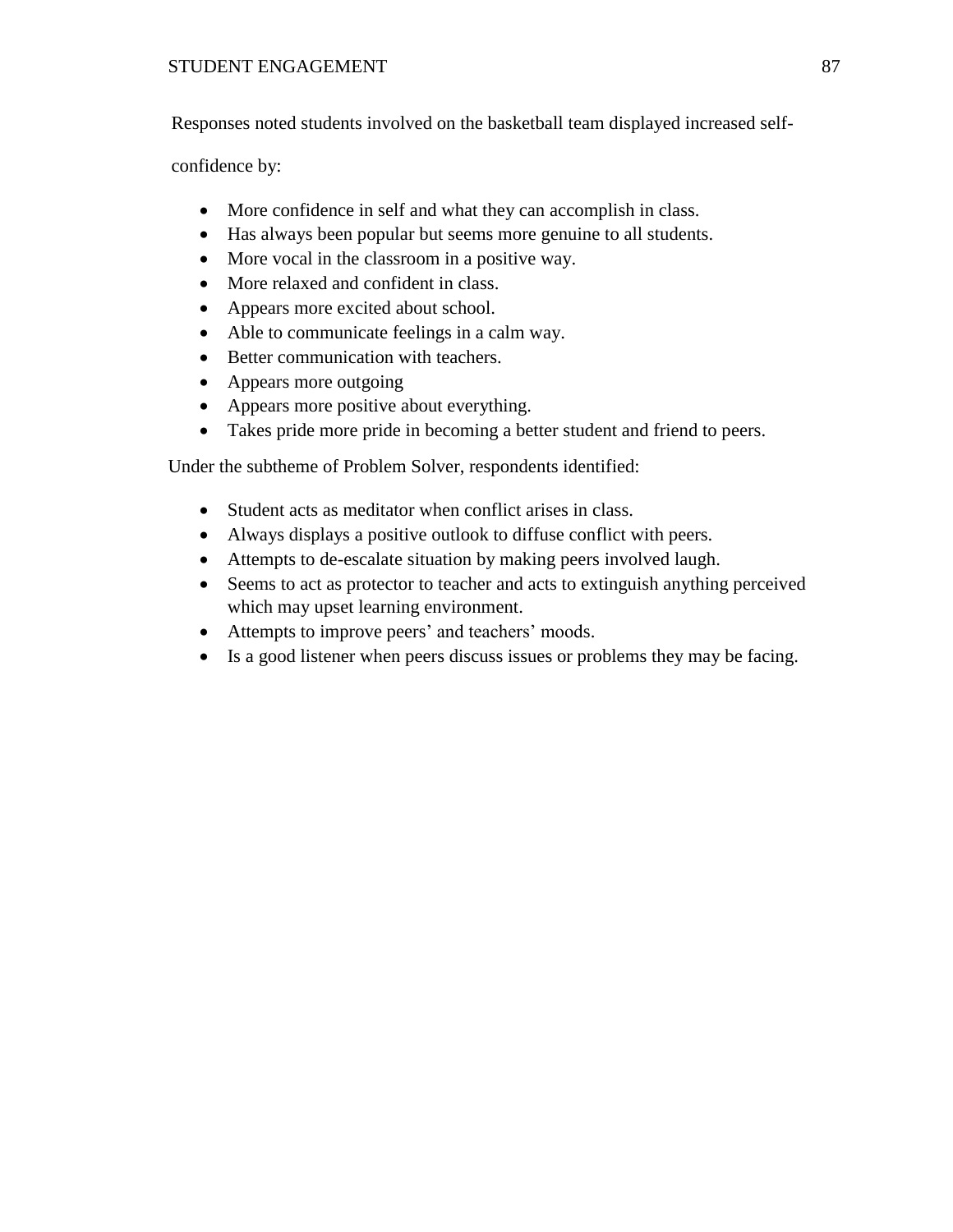Responses noted students involved on the basketball team displayed increased self-confidence by:

- More confidence in self and what they can accomplish in class.
- Has always been popular but seems more genuine to all students.
- More vocal in the classroom in a positive way.
- More relaxed and confident in class.
- Appears more excited about school.
- Able to communicate feelings in a calm way.
- Better communication with teachers.
- Appears more outgoing
- Appears more positive about everything.
- Takes pride more pride in becoming a better student and friend to peers.

Under the subtheme of Problem Solver, respondents identified:

- Student acts as meditator when conflict arises in class.
- Always displays a positive outlook to diffuse conflict with peers.
- Attempts to de-escalate situation by making peers involved laugh.
- Seems to act as protector to teacher and acts to extinguish anything perceived which may upset learning environment.
- Attempts to improve peers' and teachers' moods.
- Is a good listener when peers discuss issues or problems they may be facing.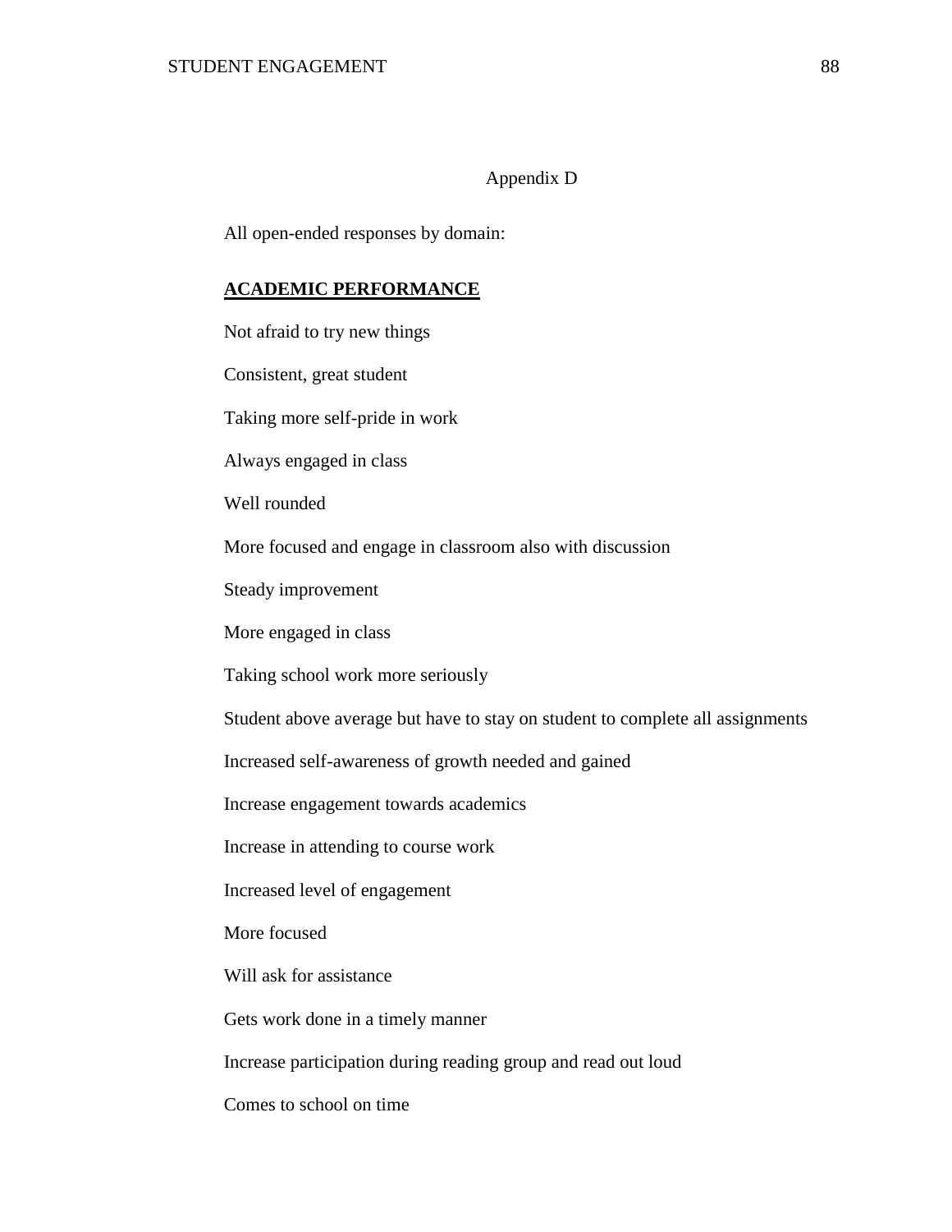# Appendix D

All open-ended responses by domain:

**ACADEMIC PERFORMANCE**

Not afraid to try new things

Consistent, great student

Taking more self-pride in work

Always engaged in class

Well rounded

More focused and engage in classroom also with discussion

Steady improvement

More engaged in class

Taking school work more seriously

Student above average but have to stay on student to complete all assignments

Increased self-awareness of growth needed and gained

Increase engagement towards academics

Increase in attending to course work

Increased level of engagement

More focused

Will ask for assistance

Gets work done in a timely manner

Increase participation during reading group and read out loud

Comes to school on time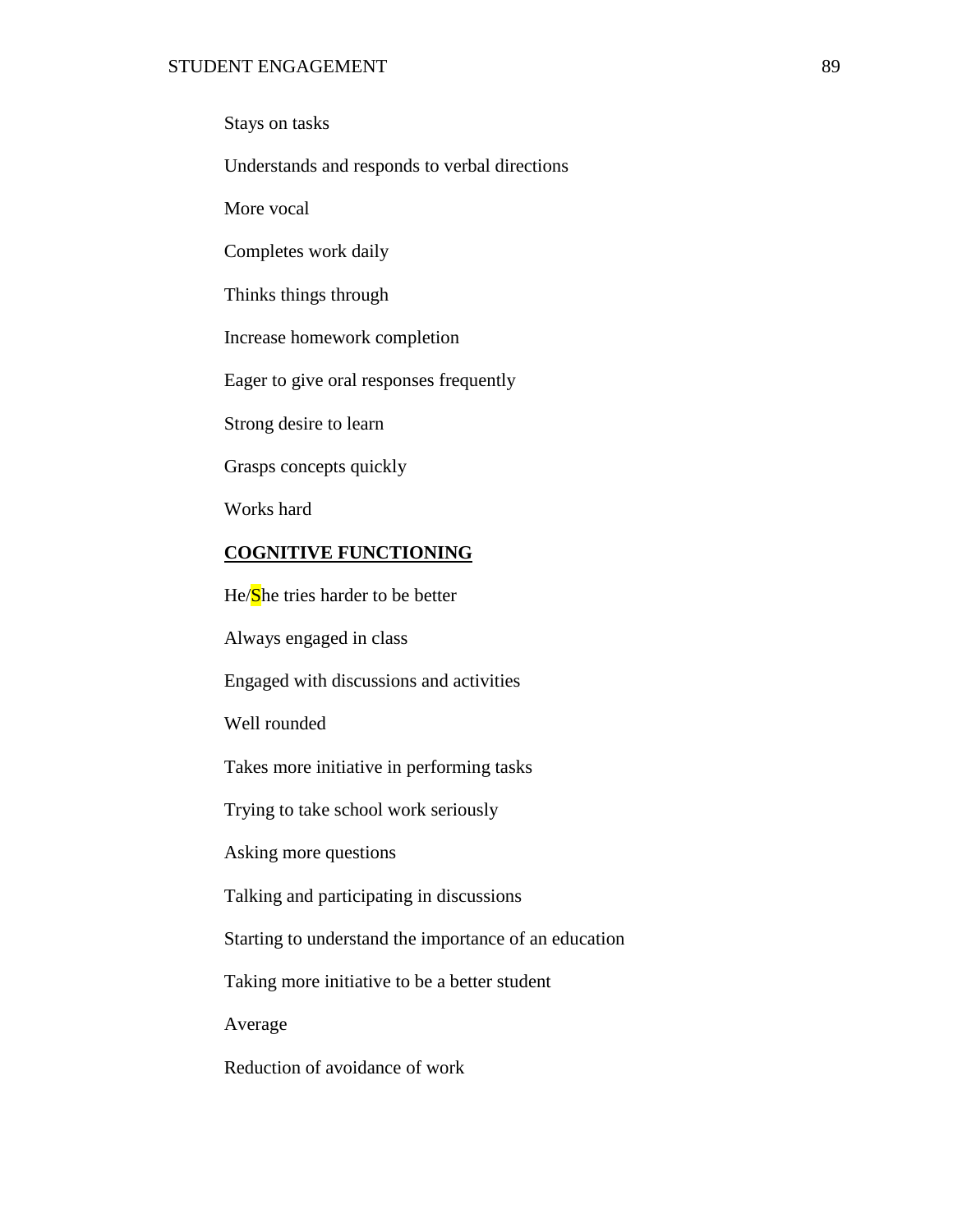Stays on tasks

Understands and responds to verbal directions

More vocal

Completes work daily

Thinks things through

Increase homework completion

Eager to give oral responses frequently

Strong desire to learn

Grasps concepts quickly

Works hard

**COGNITIVE FUNCTIONING**

He/She tries harder to be better

Always engaged in class

Engaged with discussions and activities

Well rounded

Takes more initiative in performing tasks

Trying to take school work seriously

Asking more questions

Talking and participating in discussions

Starting to understand the importance of an education

Taking more initiative to be a better student

Average

Reduction of avoidance of work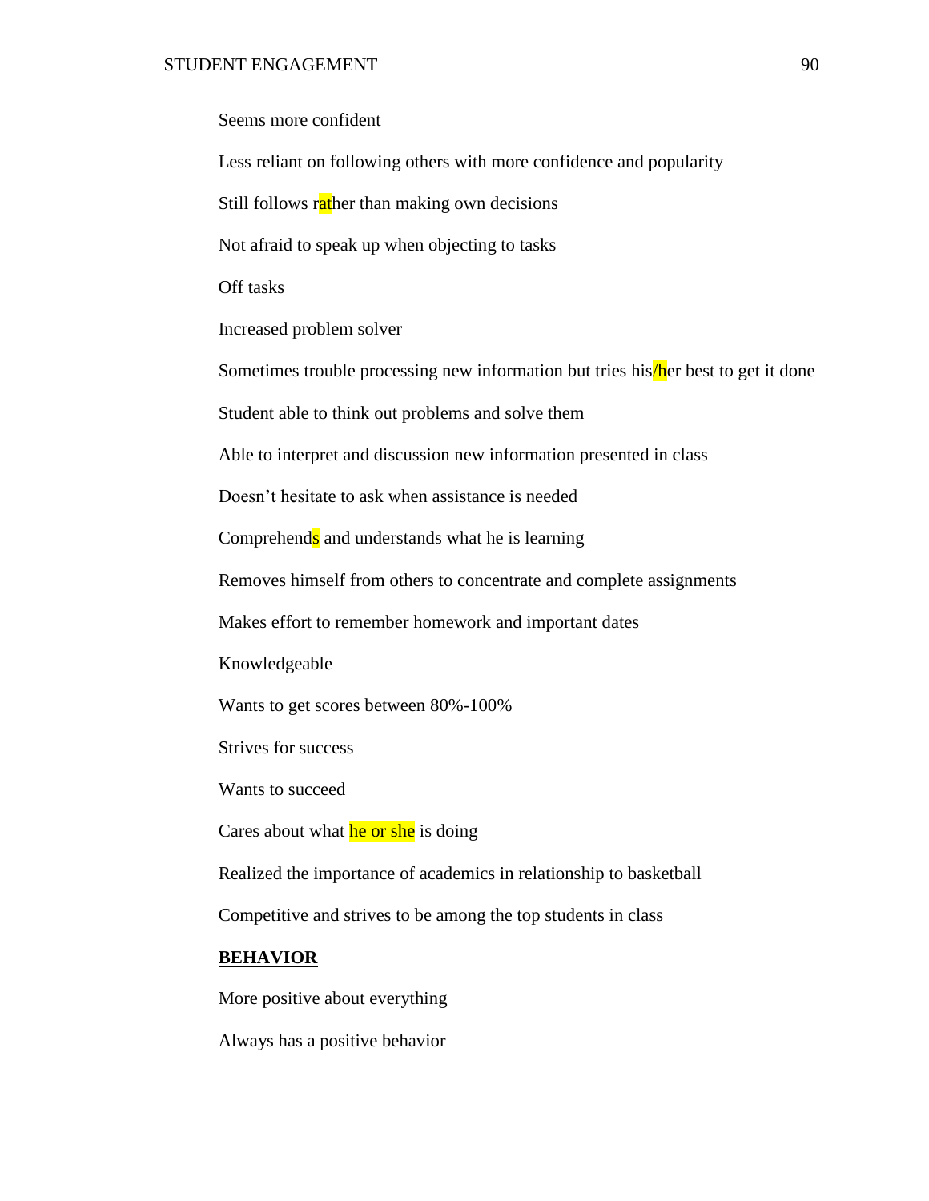Seems more confident

Less reliant on following others with more confidence and popularity

Still follows rather than making own decisions

Not afraid to speak up when objecting to tasks

Off tasks

Increased problem solver

Sometimes trouble processing new information but tries his/her best to get it done

Student able to think out problems and solve them

Able to interpret and discussion new information presented in class

Doesn’t hesitate to ask when assistance is needed

Comprehends and understands what he is learning

Removes himself from others to concentrate and complete assignments

Makes effort to remember homework and important dates

Knowledgeable

Wants to get scores between 80%-100%

Strives for success

Wants to succeed

Cares about what he or she is doing

Realized the importance of academics in relationship to basketball

Competitive and strives to be among the top students in class

**BEHAVIOR**

More positive about everything

Always has a positive behavior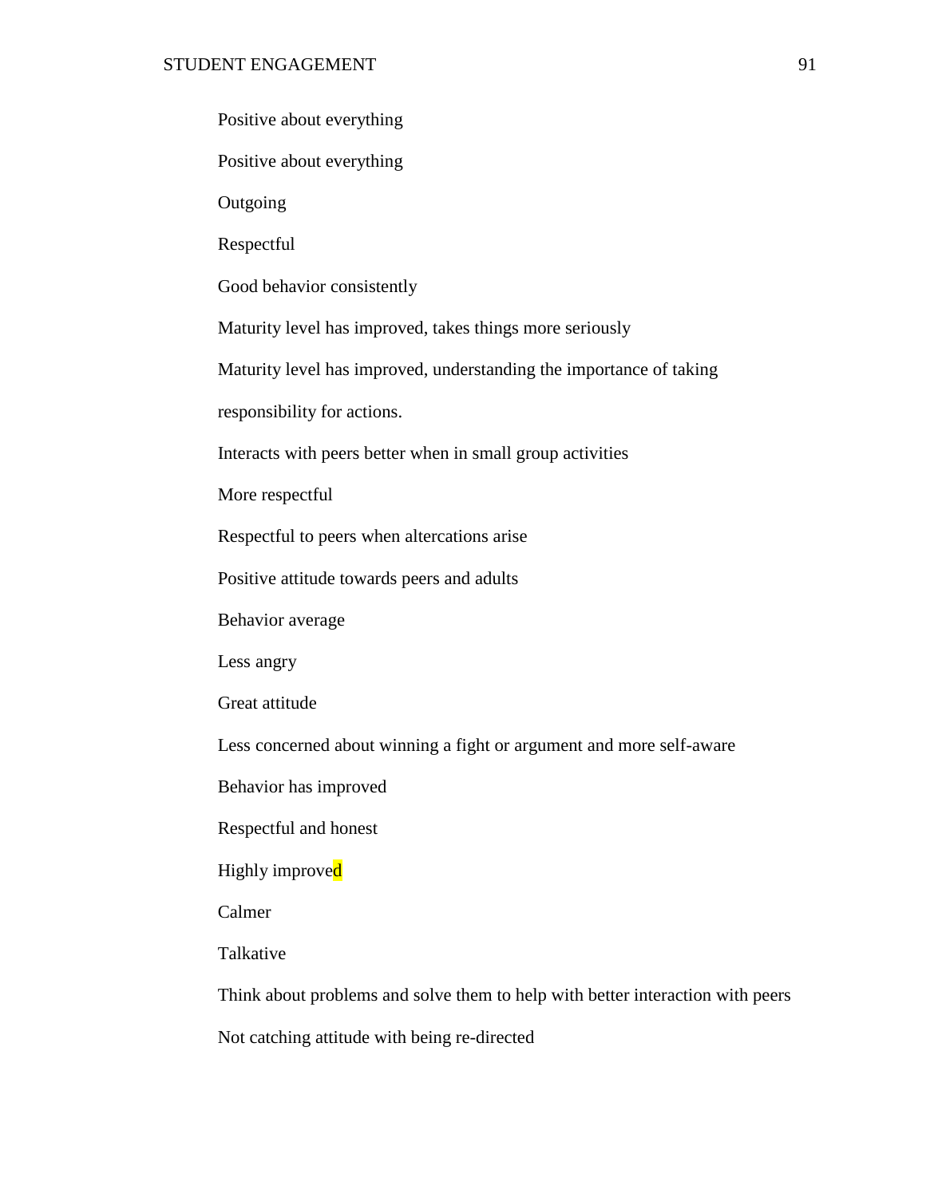Positive about everything

Positive about everything

Outgoing

Respectful

Good behavior consistently

Maturity level has improved, takes things more seriously

Maturity level has improved, understanding the importance of taking responsibility for actions.

Interacts with peers better when in small group activities

More respectful

Respectful to peers when altercations arise

Positive attitude towards peers and adults

Behavior average

Less angry

Great attitude

Less concerned about winning a fight or argument and more self-aware

Behavior has improved

Respectful and honest

Highly improved

Calmer

Talkative

Think about problems and solve them to help with better interaction with peers

Not catching attitude with being re-directed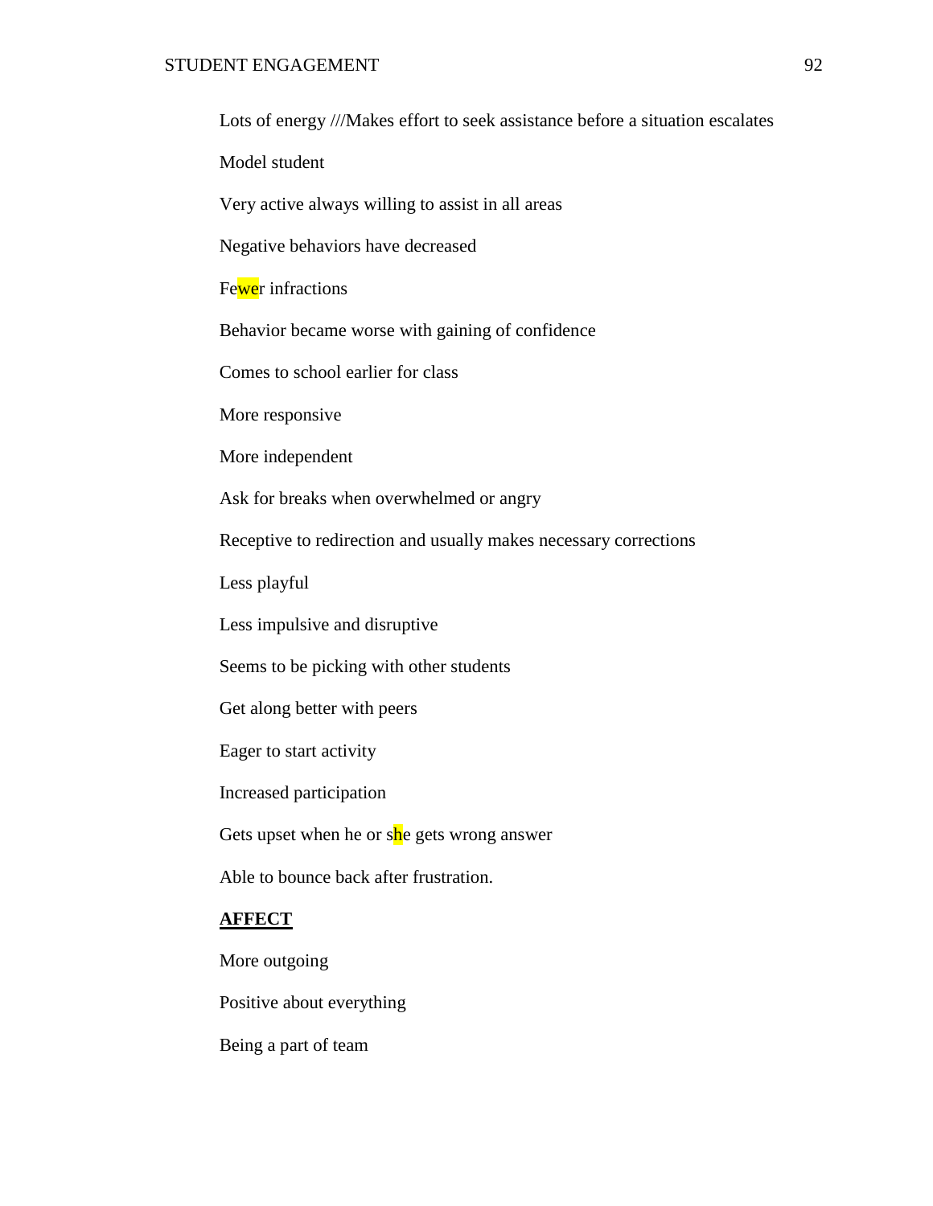Lots of energy ///Makes effort to seek assistance before a situation escalates

Model student

Very active always willing to assist in all areas

Negative behaviors have decreased

Fewer infractions

Behavior became worse with gaining of confidence

Comes to school earlier for class

More responsive

More independent

Ask for breaks when overwhelmed or angry

Receptive to redirection and usually makes necessary corrections

Less playful

Less impulsive and disruptive

Seems to be picking with other students

Get along better with peers

Eager to start activity

Increased participation

Gets upset when he or she gets wrong answer

Able to bounce back after frustration.

**AFFECT**

More outgoing

Positive about everything

Being a part of team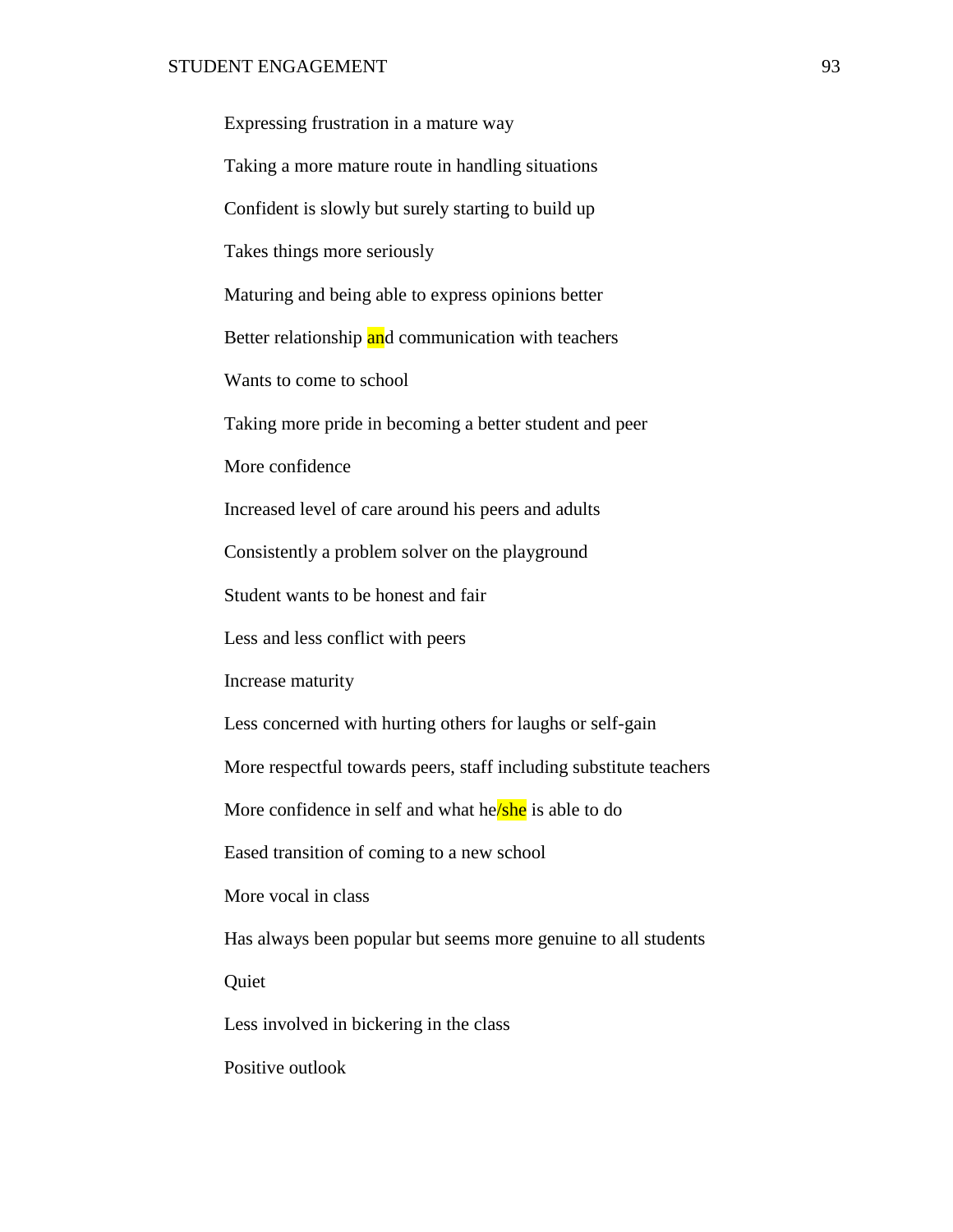Expressing frustration in a mature way

Taking a more mature route in handling situations

Confident is slowly but surely starting to build up

Takes things more seriously

Maturing and being able to express opinions better

Better relationship and communication with teachers

Wants to come to school

Taking more pride in becoming a better student and peer

More confidence

Increased level of care around his peers and adults

Consistently a problem solver on the playground

Student wants to be honest and fair

Less and less conflict with peers

Increase maturity

Less concerned with hurting others for laughs or self-gain

More respectful towards peers, staff including substitute teachers

More confidence in self and what he/she is able to do

Eased transition of coming to a new school

More vocal in class

Has always been popular but seems more genuine to all students

Quiet

Less involved in bickering in the class

Positive outlook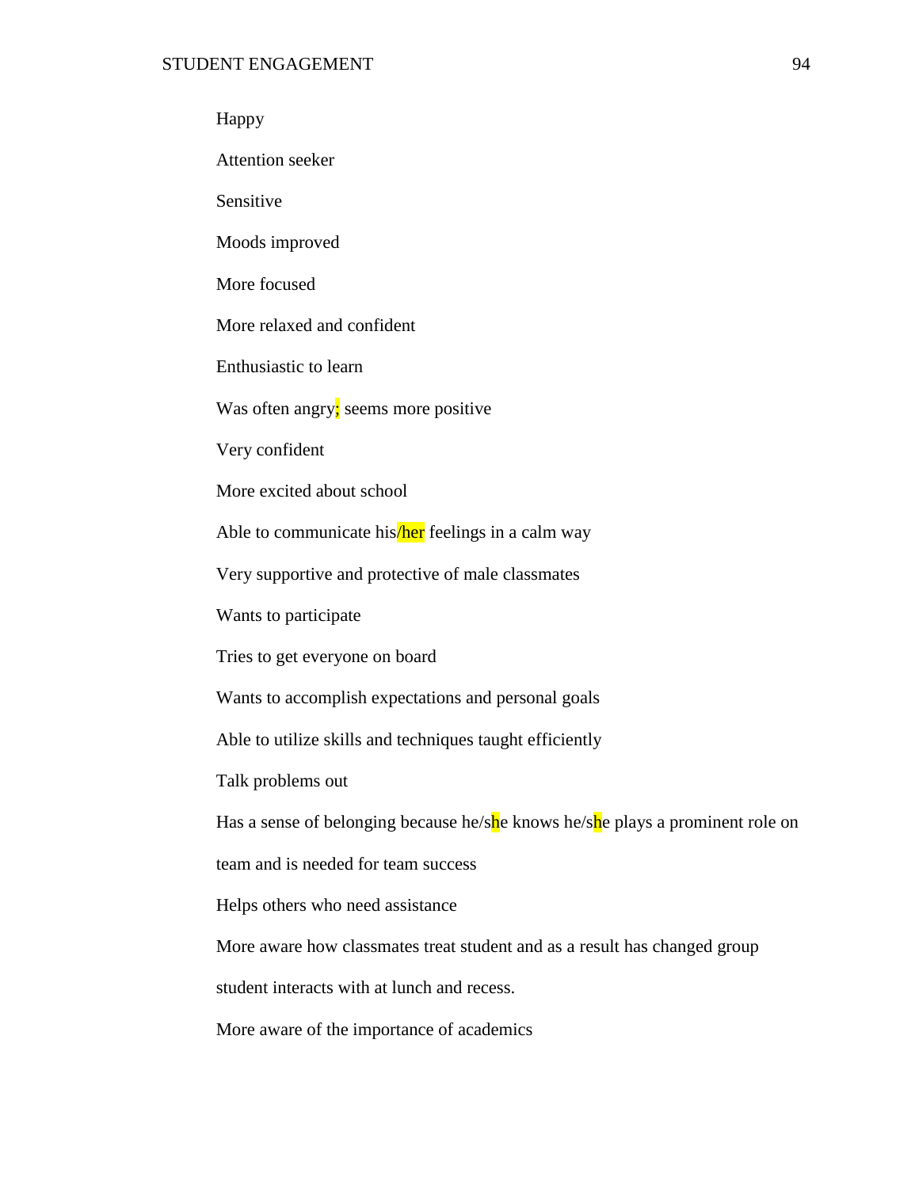Happy

Attention seeker

Sensitive

Moods improved

More focused

More relaxed and confident

Enthusiastic to learn

Was often angry; seems more positive

Very confident

More excited about school

Able to communicate his/her feelings in a calm way

Very supportive and protective of male classmates

Wants to participate

Tries to get everyone on board

Wants to accomplish expectations and personal goals

Able to utilize skills and techniques taught efficiently

Talk problems out

Has a sense of belonging because he/she knows he/she plays a prominent role on team and is needed for team success

Helps others who need assistance

More aware how classmates treat student and as a result has changed group student interacts with at lunch and recess.

More aware of the importance of academics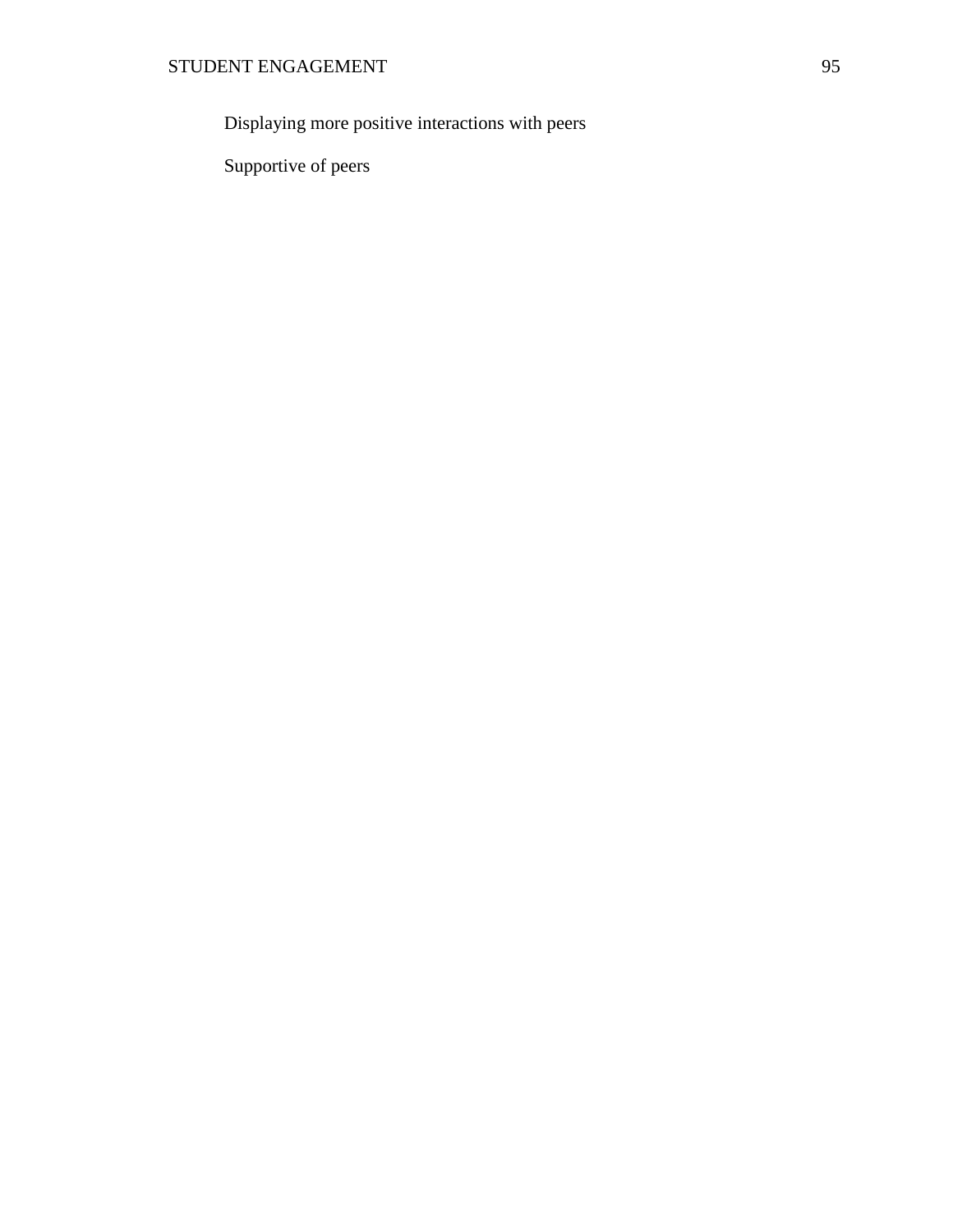Displaying more positive interactions with peers

Supportive of peers